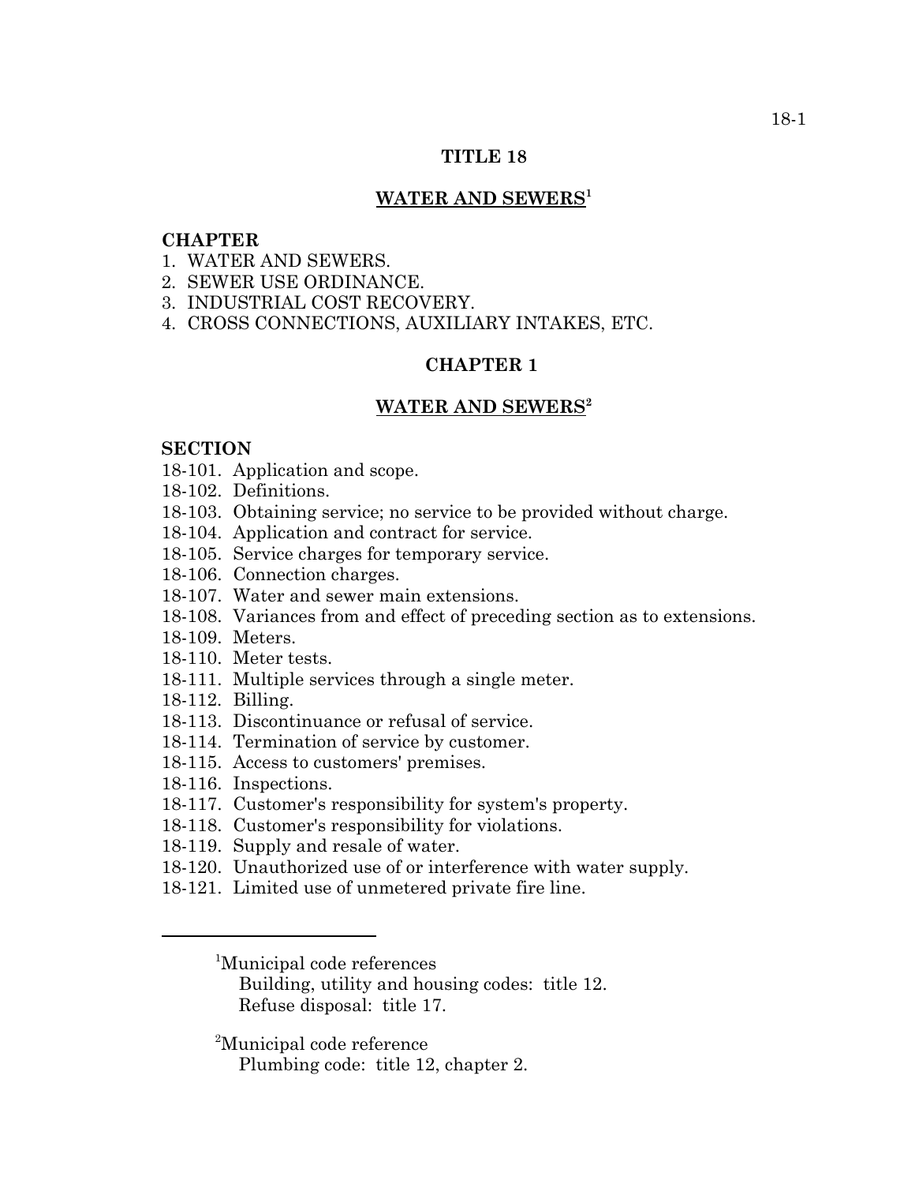# TITLE 18

## WATER AND SEWERS[1]

**CHAPTER**
1. WATER AND SEWERS.
2. SEWER USE ORDINANCE.
3. INDUSTRIAL COST RECOVERY.
4. CROSS CONNECTIONS, AUXILIARY INTAKES, ETC.

## CHAPTER 1

## WATER AND SEWERS[2]

**SECTION**
18-101. Application and scope.
18-102. Definitions.
18-103. Obtaining service; no service to be provided without charge.
18-104. Application and contract for service.
18-105. Service charges for temporary service.
18-106. Connection charges.
18-107. Water and sewer main extensions.
18-108. Variances from and effect of preceding section as to extensions.
18-109. Meters.
18-110. Meter tests.
18-111. Multiple services through a single meter.
18-112. Billing.
18-113. Discontinuance or refusal of service.
18-114. Termination of service by customer.
18-115. Access to customers' premises.
18-116. Inspections.
18-117. Customer's responsibility for system's property.
18-118. Customer's responsibility for violations.
18-119. Supply and resale of water.
18-120. Unauthorized use of or interference with water supply.
18-121. Limited use of unmetered private fire line.

---

[1]Municipal code references
Building, utility and housing codes: title 12.
Refuse disposal: title 17.

[2]Municipal code reference
Plumbing code: title 12, chapter 2.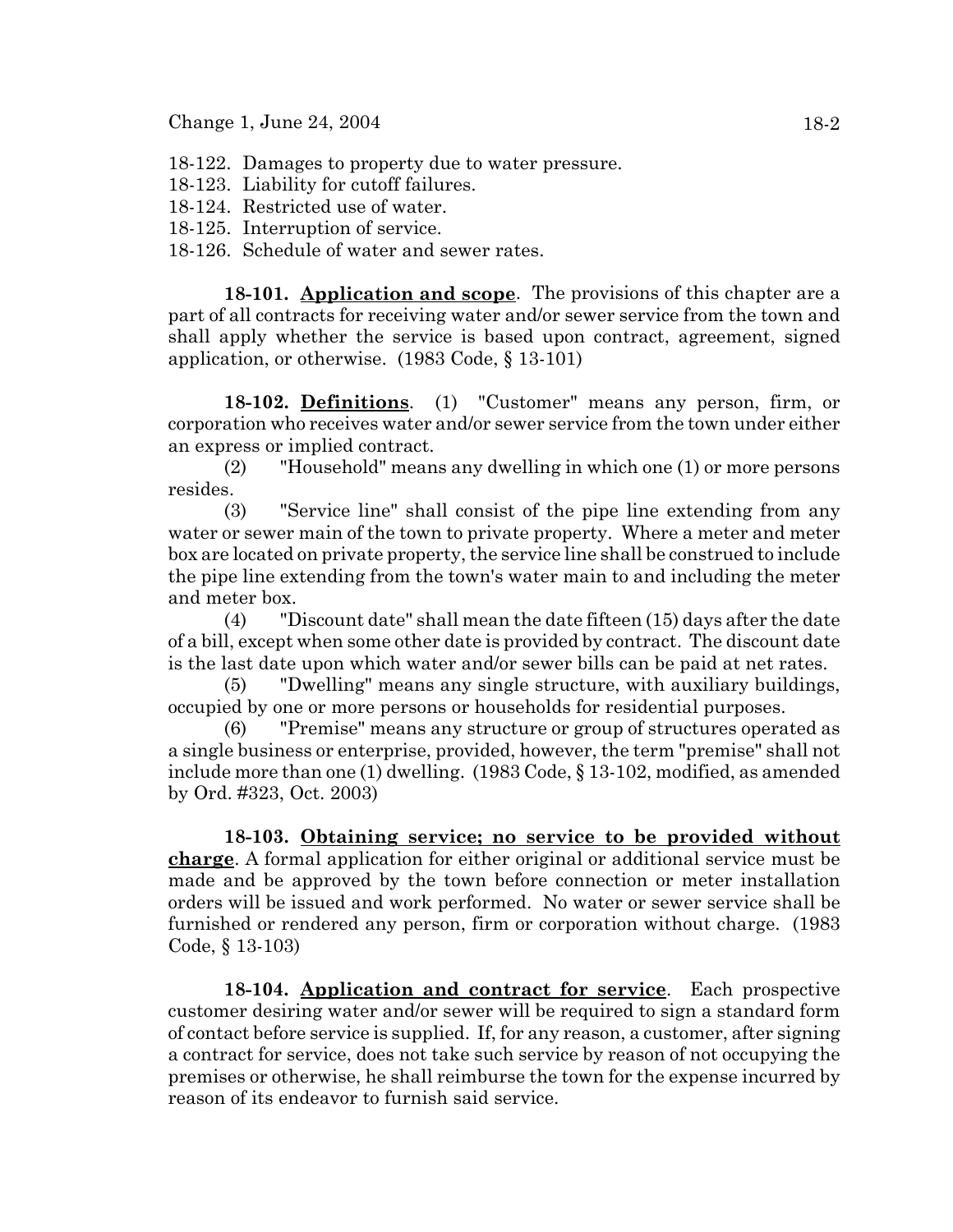18-122. Damages to property due to water pressure.
18-123. Liability for cutoff failures.
18-124. Restricted use of water.
18-125. Interruption of service.
18-126. Schedule of water and sewer rates.

**18-101. Application and scope**. The provisions of this chapter are a part of all contracts for receiving water and/or sewer service from the town and shall apply whether the service is based upon contract, agreement, signed application, or otherwise. (1983 Code, § 13-101)

**18-102. Definitions**. (1) "Customer" means any person, firm, or corporation who receives water and/or sewer service from the town under either an express or implied contract.

(2) "Household" means any dwelling in which one (1) or more persons resides.

(3) "Service line" shall consist of the pipe line extending from any water or sewer main of the town to private property. Where a meter and meter box are located on private property, the service line shall be construed to include the pipe line extending from the town's water main to and including the meter and meter box.

(4) "Discount date" shall mean the date fifteen (15) days after the date of a bill, except when some other date is provided by contract. The discount date is the last date upon which water and/or sewer bills can be paid at net rates.

(5) "Dwelling" means any single structure, with auxiliary buildings, occupied by one or more persons or households for residential purposes.

(6) "Premise" means any structure or group of structures operated as a single business or enterprise, provided, however, the term "premise" shall not include more than one (1) dwelling. (1983 Code, § 13-102, modified, as amended by Ord. #323, Oct. 2003)

**18-103. Obtaining service; no service to be provided without charge**. A formal application for either original or additional service must be made and be approved by the town before connection or meter installation orders will be issued and work performed. No water or sewer service shall be furnished or rendered any person, firm or corporation without charge. (1983 Code, § 13-103)

**18-104. Application and contract for service**. Each prospective customer desiring water and/or sewer will be required to sign a standard form of contact before service is supplied. If, for any reason, a customer, after signing a contract for service, does not take such service by reason of not occupying the premises or otherwise, he shall reimburse the town for the expense incurred by reason of its endeavor to furnish said service.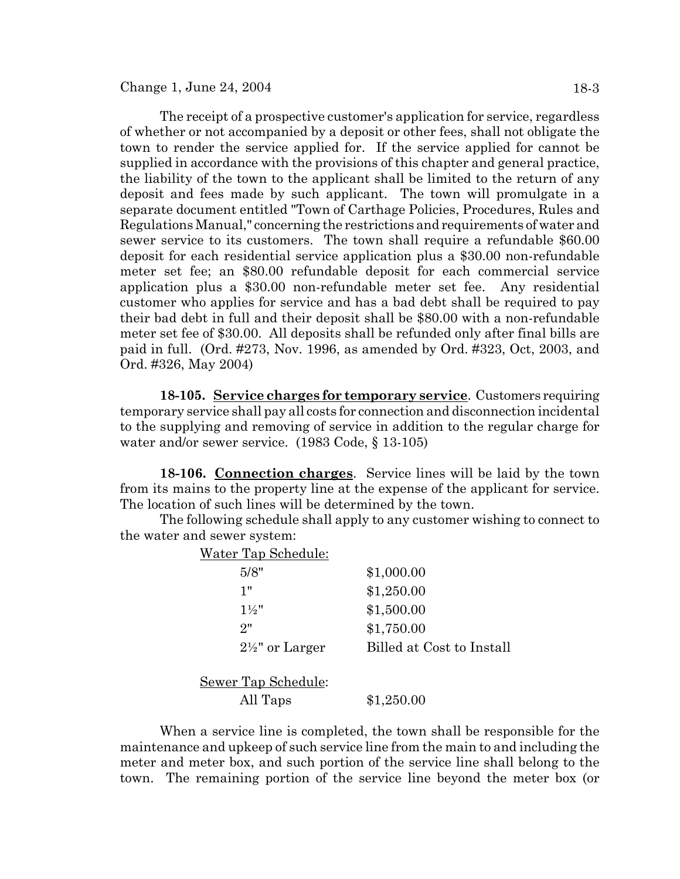The receipt of a prospective customer's application for service, regardless of whether or not accompanied by a deposit or other fees, shall not obligate the town to render the service applied for. If the service applied for cannot be supplied in accordance with the provisions of this chapter and general practice, the liability of the town to the applicant shall be limited to the return of any deposit and fees made by such applicant. The town will promulgate in a separate document entitled "Town of Carthage Policies, Procedures, Rules and Regulations Manual," concerning the restrictions and requirements of water and sewer service to its customers. The town shall require a refundable $60.00 deposit for each residential service application plus a $30.00 non-refundable meter set fee; an $80.00 refundable deposit for each commercial service application plus a $30.00 non-refundable meter set fee. Any residential customer who applies for service and has a bad debt shall be required to pay their bad debt in full and their deposit shall be $80.00 with a non-refundable meter set fee of $30.00. All deposits shall be refunded only after final bills are paid in full. (Ord. #273, Nov. 1996, as amended by Ord. #323, Oct, 2003, and Ord. #326, May 2004)

**18-105. Service charges for temporary service**. Customers requiring temporary service shall pay all costs for connection and disconnection incidental to the supplying and removing of service in addition to the regular charge for water and/or sewer service. (1983 Code, § 13-105)

**18-106. Connection charges**. Service lines will be laid by the town from its mains to the property line at the expense of the applicant for service. The location of such lines will be determined by the town.

The following schedule shall apply to any customer wishing to connect to the water and sewer system:

Water Tap Schedule:

| | |
|---|---|
| 5/8" | $1,000.00 |
| 1" | $1,250.00 |
| 1½" | $1,500.00 |
| 2" | $1,750.00 |
| 2½" or Larger | Billed at Cost to Install |

Sewer Tap Schedule:

| | |
|---|---|
| All Taps | $1,250.00 |

When a service line is completed, the town shall be responsible for the maintenance and upkeep of such service line from the main to and including the meter and meter box, and such portion of the service line shall belong to the town. The remaining portion of the service line beyond the meter box (or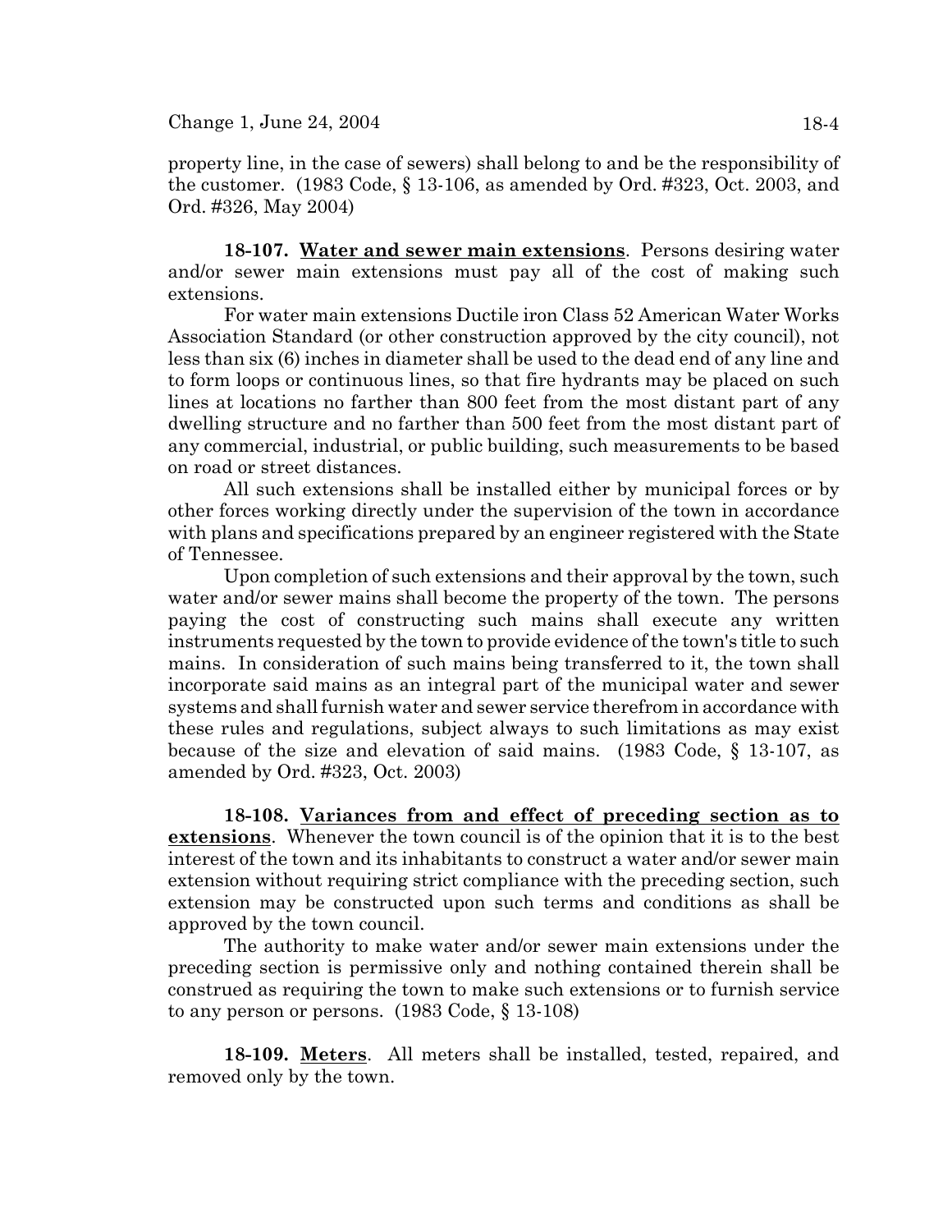property line, in the case of sewers) shall belong to and be the responsibility of the customer. (1983 Code, § 13-106, as amended by Ord. #323, Oct. 2003, and Ord. #326, May 2004)

**18-107. Water and sewer main extensions**. Persons desiring water and/or sewer main extensions must pay all of the cost of making such extensions.

For water main extensions Ductile iron Class 52 American Water Works Association Standard (or other construction approved by the city council), not less than six (6) inches in diameter shall be used to the dead end of any line and to form loops or continuous lines, so that fire hydrants may be placed on such lines at locations no farther than 800 feet from the most distant part of any dwelling structure and no farther than 500 feet from the most distant part of any commercial, industrial, or public building, such measurements to be based on road or street distances.

All such extensions shall be installed either by municipal forces or by other forces working directly under the supervision of the town in accordance with plans and specifications prepared by an engineer registered with the State of Tennessee.

Upon completion of such extensions and their approval by the town, such water and/or sewer mains shall become the property of the town. The persons paying the cost of constructing such mains shall execute any written instruments requested by the town to provide evidence of the town's title to such mains. In consideration of such mains being transferred to it, the town shall incorporate said mains as an integral part of the municipal water and sewer systems and shall furnish water and sewer service therefrom in accordance with these rules and regulations, subject always to such limitations as may exist because of the size and elevation of said mains. (1983 Code, § 13-107, as amended by Ord. #323, Oct. 2003)

**18-108. Variances from and effect of preceding section as to extensions**. Whenever the town council is of the opinion that it is to the best interest of the town and its inhabitants to construct a water and/or sewer main extension without requiring strict compliance with the preceding section, such extension may be constructed upon such terms and conditions as shall be approved by the town council.

The authority to make water and/or sewer main extensions under the preceding section is permissive only and nothing contained therein shall be construed as requiring the town to make such extensions or to furnish service to any person or persons. (1983 Code, § 13-108)

**18-109. Meters**. All meters shall be installed, tested, repaired, and removed only by the town.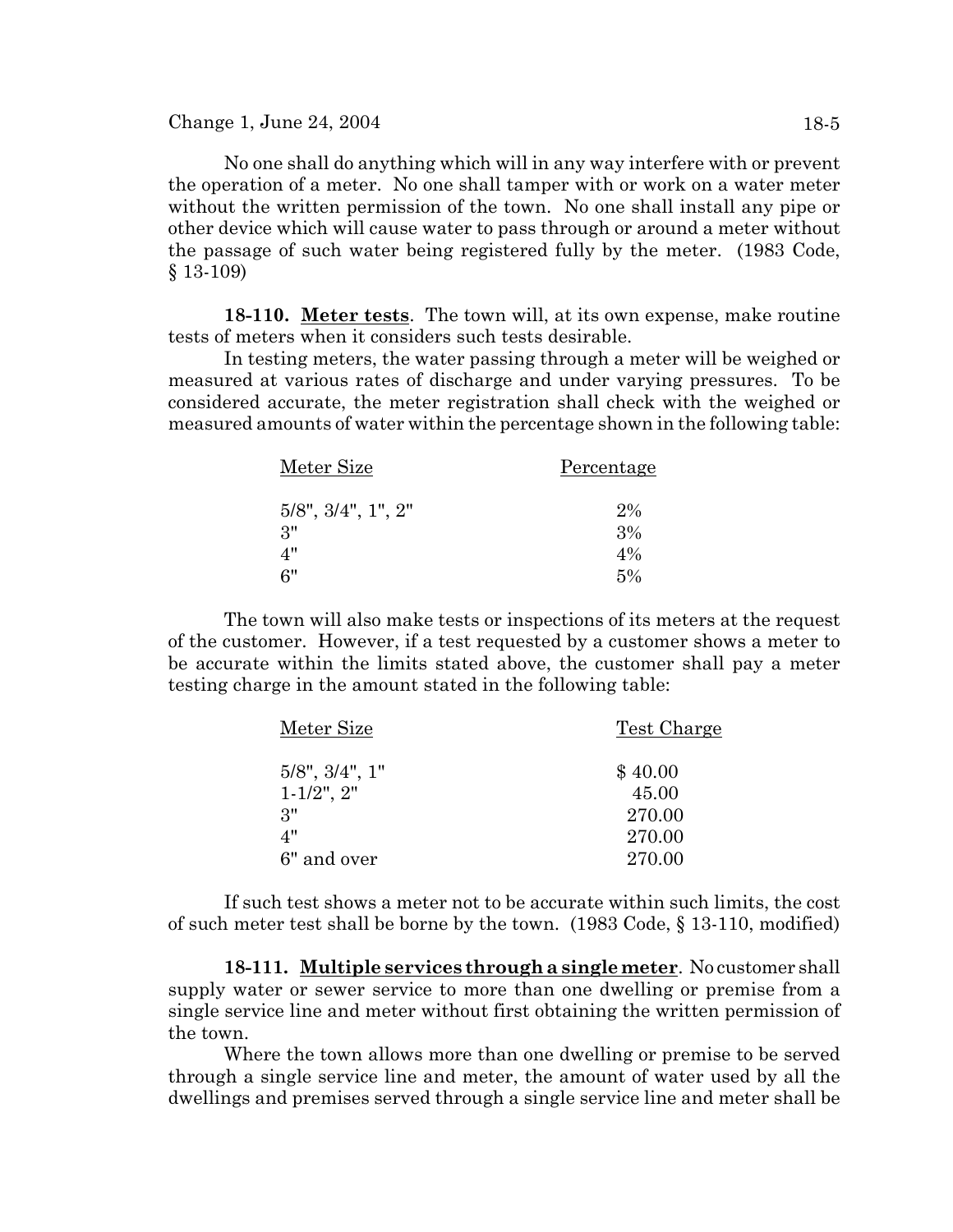No one shall do anything which will in any way interfere with or prevent the operation of a meter. No one shall tamper with or work on a water meter without the written permission of the town. No one shall install any pipe or other device which will cause water to pass through or around a meter without the passage of such water being registered fully by the meter. (1983 Code, § 13-109)

**18-110. Meter tests**. The town will, at its own expense, make routine tests of meters when it considers such tests desirable.

In testing meters, the water passing through a meter will be weighed or measured at various rates of discharge and under varying pressures. To be considered accurate, the meter registration shall check with the weighed or measured amounts of water within the percentage shown in the following table:

| Meter Size | Percentage |
|---|---|
| 5/8", 3/4", 1", 2" | 2% |
| 3" | 3% |
| 4" | 4% |
| 6" | 5% |

The town will also make tests or inspections of its meters at the request of the customer. However, if a test requested by a customer shows a meter to be accurate within the limits stated above, the customer shall pay a meter testing charge in the amount stated in the following table:

| Meter Size | Test Charge |
|---|---|
| 5/8", 3/4", 1" | $ 40.00 |
| 1-1/2", 2" | 45.00 |
| 3" | 270.00 |
| 4" | 270.00 |
| 6" and over | 270.00 |

If such test shows a meter not to be accurate within such limits, the cost of such meter test shall be borne by the town. (1983 Code, § 13-110, modified)

**18-111. Multiple services through a single meter**. No customer shall supply water or sewer service to more than one dwelling or premise from a single service line and meter without first obtaining the written permission of the town.

Where the town allows more than one dwelling or premise to be served through a single service line and meter, the amount of water used by all the dwellings and premises served through a single service line and meter shall be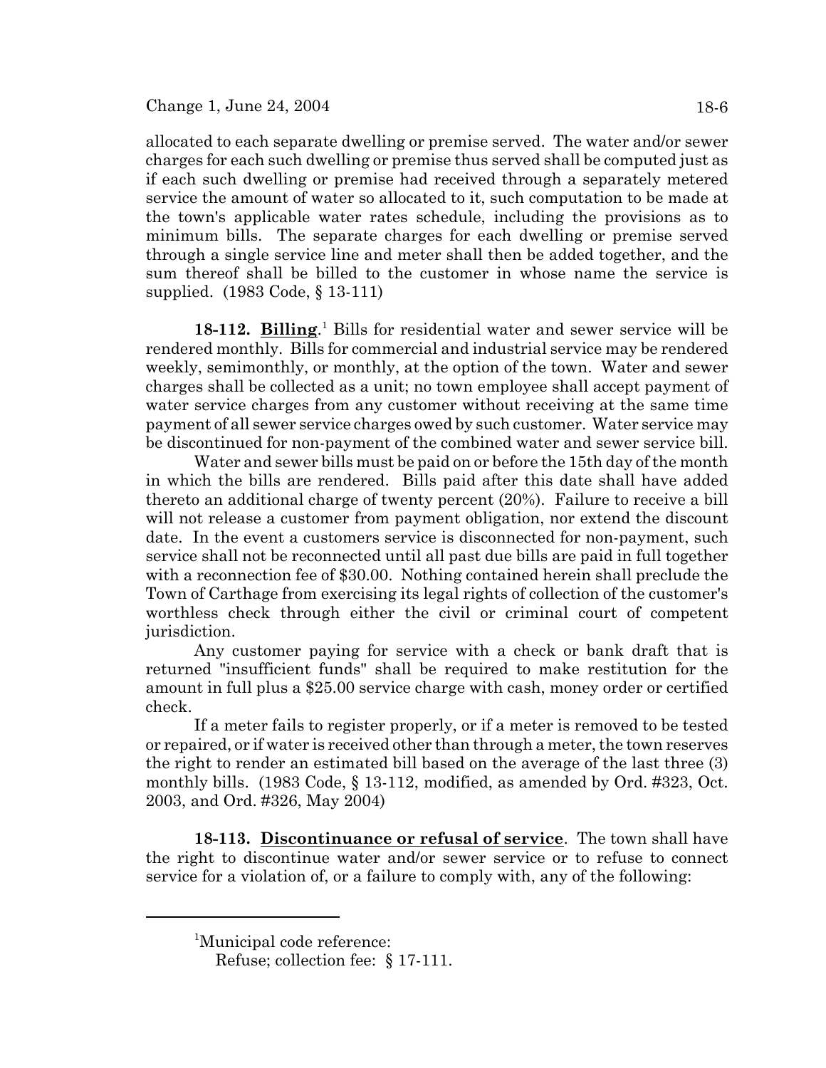allocated to each separate dwelling or premise served. The water and/or sewer charges for each such dwelling or premise thus served shall be computed just as if each such dwelling or premise had received through a separately metered service the amount of water so allocated to it, such computation to be made at the town's applicable water rates schedule, including the provisions as to minimum bills. The separate charges for each dwelling or premise served through a single service line and meter shall then be added together, and the sum thereof shall be billed to the customer in whose name the service is supplied. (1983 Code, § 13-111)

**18-112. Billing**.[1] Bills for residential water and sewer service will be rendered monthly. Bills for commercial and industrial service may be rendered weekly, semimonthly, or monthly, at the option of the town. Water and sewer charges shall be collected as a unit; no town employee shall accept payment of water service charges from any customer without receiving at the same time payment of all sewer service charges owed by such customer. Water service may be discontinued for non-payment of the combined water and sewer service bill.

Water and sewer bills must be paid on or before the 15th day of the month in which the bills are rendered. Bills paid after this date shall have added thereto an additional charge of twenty percent (20%). Failure to receive a bill will not release a customer from payment obligation, nor extend the discount date. In the event a customers service is disconnected for non-payment, such service shall not be reconnected until all past due bills are paid in full together with a reconnection fee of $30.00. Nothing contained herein shall preclude the Town of Carthage from exercising its legal rights of collection of the customer's worthless check through either the civil or criminal court of competent jurisdiction.

Any customer paying for service with a check or bank draft that is returned "insufficient funds" shall be required to make restitution for the amount in full plus a $25.00 service charge with cash, money order or certified check.

If a meter fails to register properly, or if a meter is removed to be tested or repaired, or if water is received other than through a meter, the town reserves the right to render an estimated bill based on the average of the last three (3) monthly bills. (1983 Code, § 13-112, modified, as amended by Ord. #323, Oct. 2003, and Ord. #326, May 2004)

**18-113. Discontinuance or refusal of service**. The town shall have the right to discontinue water and/or sewer service or to refuse to connect service for a violation of, or a failure to comply with, any of the following:

---

[1]Municipal code reference:
Refuse; collection fee: § 17-111.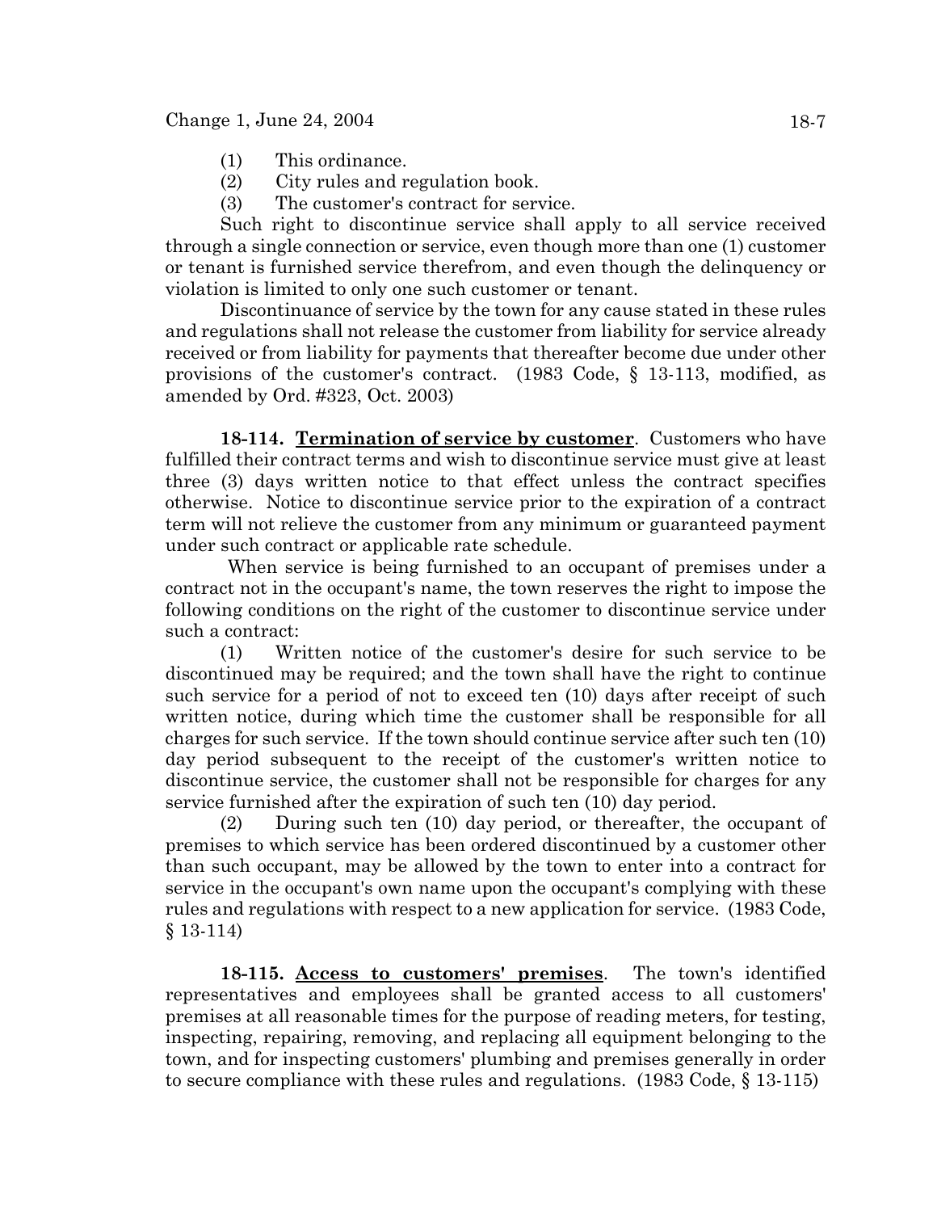(1) This ordinance.
(2) City rules and regulation book.
(3) The customer's contract for service.

Such right to discontinue service shall apply to all service received through a single connection or service, even though more than one (1) customer or tenant is furnished service therefrom, and even though the delinquency or violation is limited to only one such customer or tenant.

Discontinuance of service by the town for any cause stated in these rules and regulations shall not release the customer from liability for service already received or from liability for payments that thereafter become due under other provisions of the customer's contract. (1983 Code, § 13-113, modified, as amended by Ord. #323, Oct. 2003)

**18-114. __Termination of service by customer__**. Customers who have fulfilled their contract terms and wish to discontinue service must give at least three (3) days written notice to that effect unless the contract specifies otherwise. Notice to discontinue service prior to the expiration of a contract term will not relieve the customer from any minimum or guaranteed payment under such contract or applicable rate schedule.

When service is being furnished to an occupant of premises under a contract not in the occupant's name, the town reserves the right to impose the following conditions on the right of the customer to discontinue service under such a contract:

(1) Written notice of the customer's desire for such service to be discontinued may be required; and the town shall have the right to continue such service for a period of not to exceed ten (10) days after receipt of such written notice, during which time the customer shall be responsible for all charges for such service. If the town should continue service after such ten (10) day period subsequent to the receipt of the customer's written notice to discontinue service, the customer shall not be responsible for charges for any service furnished after the expiration of such ten (10) day period.

(2) During such ten (10) day period, or thereafter, the occupant of premises to which service has been ordered discontinued by a customer other than such occupant, may be allowed by the town to enter into a contract for service in the occupant's own name upon the occupant's complying with these rules and regulations with respect to a new application for service. (1983 Code, § 13-114)

**18-115. __Access to customers' premises__**. The town's identified representatives and employees shall be granted access to all customers' premises at all reasonable times for the purpose of reading meters, for testing, inspecting, repairing, removing, and replacing all equipment belonging to the town, and for inspecting customers' plumbing and premises generally in order to secure compliance with these rules and regulations. (1983 Code, § 13-115)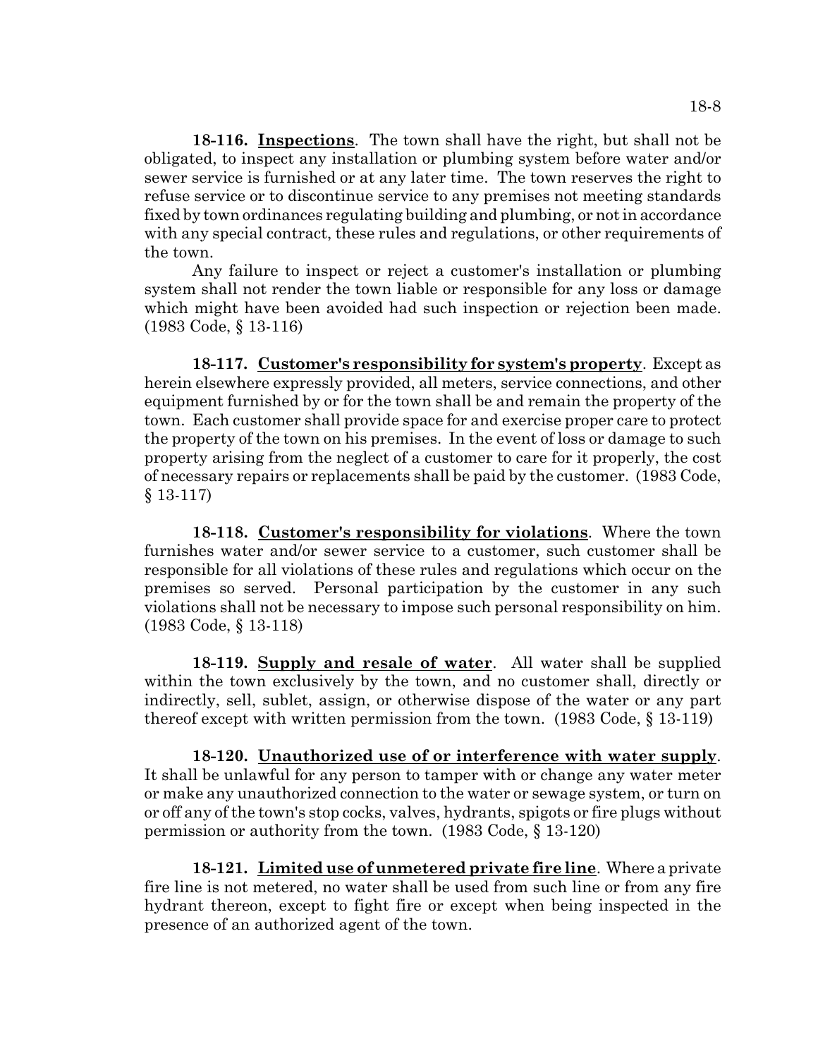**18-116. Inspections**. The town shall have the right, but shall not be obligated, to inspect any installation or plumbing system before water and/or sewer service is furnished or at any later time. The town reserves the right to refuse service or to discontinue service to any premises not meeting standards fixed by town ordinances regulating building and plumbing, or not in accordance with any special contract, these rules and regulations, or other requirements of the town.

Any failure to inspect or reject a customer's installation or plumbing system shall not render the town liable or responsible for any loss or damage which might have been avoided had such inspection or rejection been made. (1983 Code, § 13-116)

**18-117. Customer's responsibility for system's property**. Except as herein elsewhere expressly provided, all meters, service connections, and other equipment furnished by or for the town shall be and remain the property of the town. Each customer shall provide space for and exercise proper care to protect the property of the town on his premises. In the event of loss or damage to such property arising from the neglect of a customer to care for it properly, the cost of necessary repairs or replacements shall be paid by the customer. (1983 Code, § 13-117)

**18-118. Customer's responsibility for violations**. Where the town furnishes water and/or sewer service to a customer, such customer shall be responsible for all violations of these rules and regulations which occur on the premises so served. Personal participation by the customer in any such violations shall not be necessary to impose such personal responsibility on him. (1983 Code, § 13-118)

**18-119. Supply and resale of water**. All water shall be supplied within the town exclusively by the town, and no customer shall, directly or indirectly, sell, sublet, assign, or otherwise dispose of the water or any part thereof except with written permission from the town. (1983 Code, § 13-119)

**18-120. Unauthorized use of or interference with water supply**. It shall be unlawful for any person to tamper with or change any water meter or make any unauthorized connection to the water or sewage system, or turn on or off any of the town's stop cocks, valves, hydrants, spigots or fire plugs without permission or authority from the town. (1983 Code, § 13-120)

**18-121. Limited use of unmetered private fire line**. Where a private fire line is not metered, no water shall be used from such line or from any fire hydrant thereon, except to fight fire or except when being inspected in the presence of an authorized agent of the town.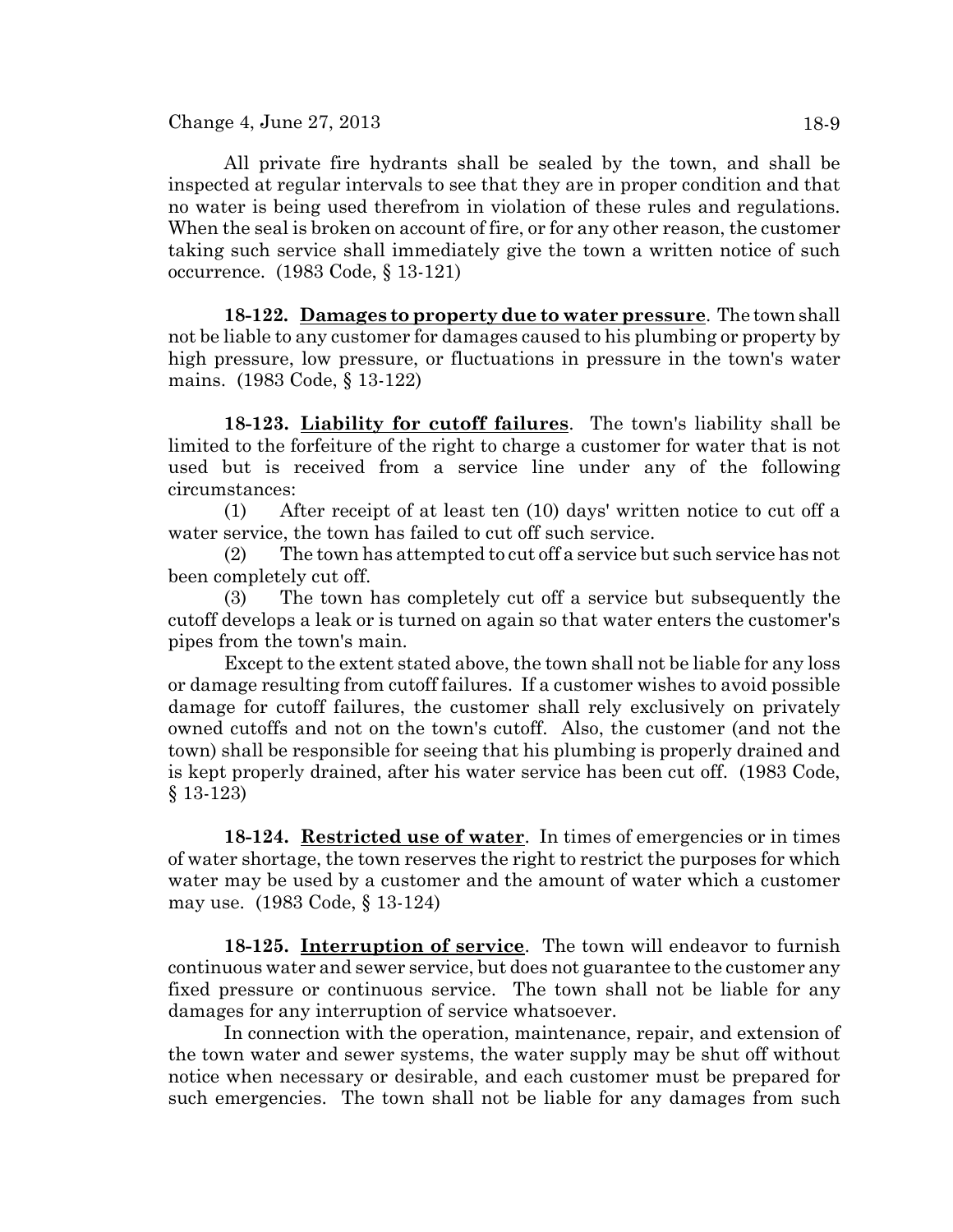All private fire hydrants shall be sealed by the town, and shall be inspected at regular intervals to see that they are in proper condition and that no water is being used therefrom in violation of these rules and regulations. When the seal is broken on account of fire, or for any other reason, the customer taking such service shall immediately give the town a written notice of such occurrence. (1983 Code, § 13-121)

**18-122. Damages to property due to water pressure**. The town shall not be liable to any customer for damages caused to his plumbing or property by high pressure, low pressure, or fluctuations in pressure in the town's water mains. (1983 Code, § 13-122)

**18-123. Liability for cutoff failures**. The town's liability shall be limited to the forfeiture of the right to charge a customer for water that is not used but is received from a service line under any of the following circumstances:

(1) After receipt of at least ten (10) days' written notice to cut off a water service, the town has failed to cut off such service.

(2) The town has attempted to cut off a service but such service has not been completely cut off.

(3) The town has completely cut off a service but subsequently the cutoff develops a leak or is turned on again so that water enters the customer's pipes from the town's main.

Except to the extent stated above, the town shall not be liable for any loss or damage resulting from cutoff failures. If a customer wishes to avoid possible damage for cutoff failures, the customer shall rely exclusively on privately owned cutoffs and not on the town's cutoff. Also, the customer (and not the town) shall be responsible for seeing that his plumbing is properly drained and is kept properly drained, after his water service has been cut off. (1983 Code, § 13-123)

**18-124. Restricted use of water**. In times of emergencies or in times of water shortage, the town reserves the right to restrict the purposes for which water may be used by a customer and the amount of water which a customer may use. (1983 Code, § 13-124)

**18-125. Interruption of service**. The town will endeavor to furnish continuous water and sewer service, but does not guarantee to the customer any fixed pressure or continuous service. The town shall not be liable for any damages for any interruption of service whatsoever.

In connection with the operation, maintenance, repair, and extension of the town water and sewer systems, the water supply may be shut off without notice when necessary or desirable, and each customer must be prepared for such emergencies. The town shall not be liable for any damages from such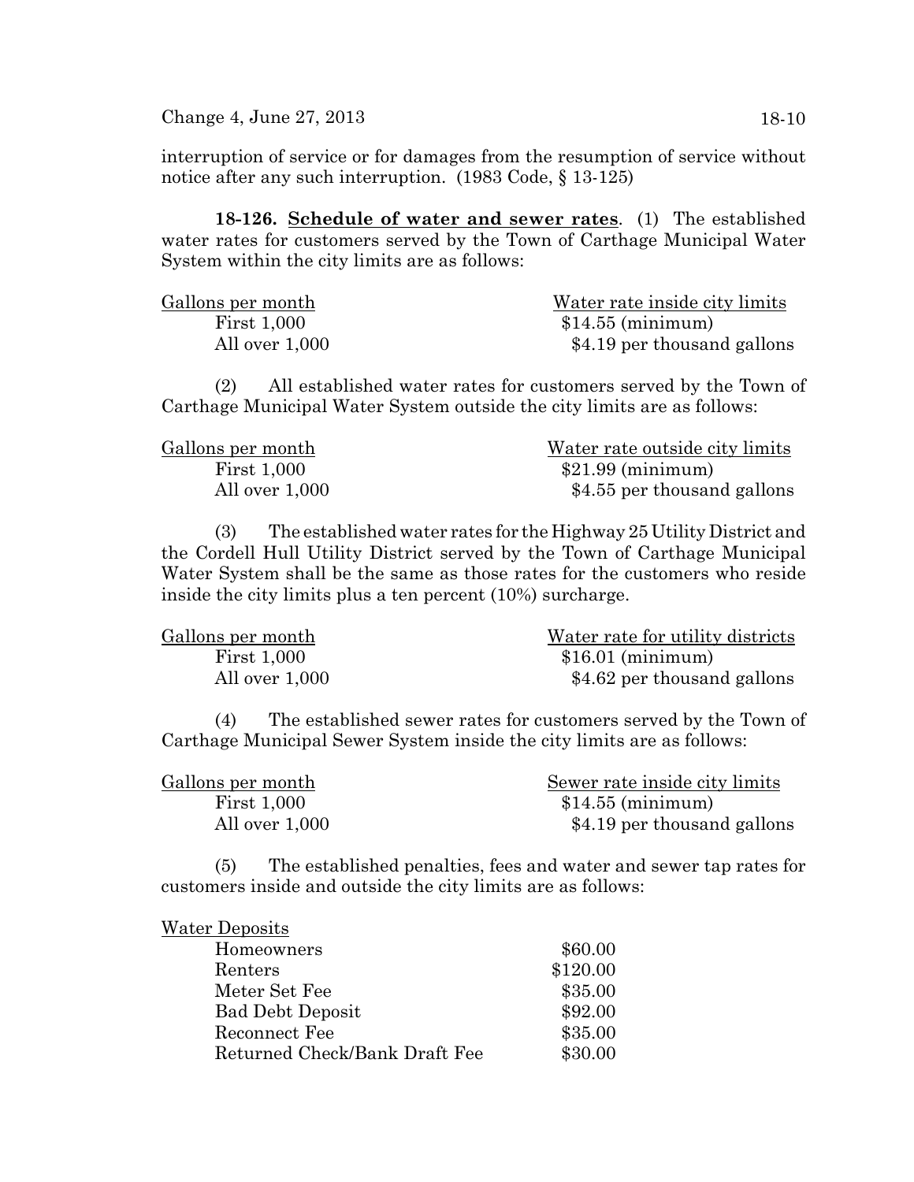interruption of service or for damages from the resumption of service without notice after any such interruption. (1983 Code, § 13-125)

**18-126. Schedule of water and sewer rates**. (1) The established water rates for customers served by the Town of Carthage Municipal Water System within the city limits are as follows:

| Gallons per month | Water rate inside city limits |
|---|---|
| First 1,000 | $14.55 (minimum) |
| All over 1,000 | $4.19 per thousand gallons |

(2) All established water rates for customers served by the Town of Carthage Municipal Water System outside the city limits are as follows:

| Gallons per month | Water rate outside city limits |
|---|---|
| First 1,000 | $21.99 (minimum) |
| All over 1,000 | $4.55 per thousand gallons |

(3) The established water rates for the Highway 25 Utility District and the Cordell Hull Utility District served by the Town of Carthage Municipal Water System shall be the same as those rates for the customers who reside inside the city limits plus a ten percent (10%) surcharge.

| Gallons per month | Water rate for utility districts |
|---|---|
| First 1,000 | $16.01 (minimum) |
| All over 1,000 | $4.62 per thousand gallons |

(4) The established sewer rates for customers served by the Town of Carthage Municipal Sewer System inside the city limits are as follows:

| Gallons per month | Sewer rate inside city limits |
|---|---|
| First 1,000 | $14.55 (minimum) |
| All over 1,000 | $4.19 per thousand gallons |

(5) The established penalties, fees and water and sewer tap rates for customers inside and outside the city limits are as follows:

| Water Deposits | |
|---|---|
| Homeowners | $60.00 |
| Renters | $120.00 |
| Meter Set Fee | $35.00 |
| Bad Debt Deposit | $92.00 |
| Reconnect Fee | $35.00 |
| Returned Check/Bank Draft Fee | $30.00 |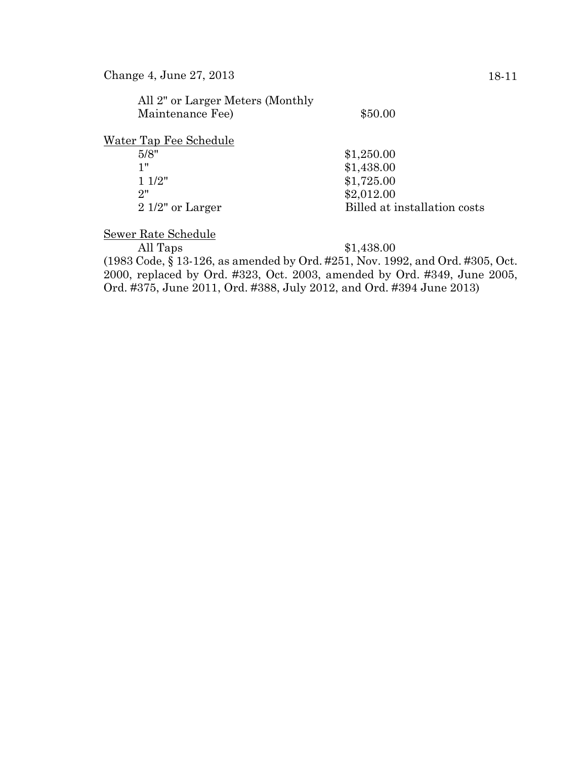| | |
|---|---|
| All 2" or Larger Meters (Monthly Maintenance Fee) | $50.00 |

<u>Water Tap Fee Schedule</u>

| | |
|---|---|
| 5/8" | $1,250.00 |
| 1" | $1,438.00 |
| 1 1/2" | $1,725.00 |
| 2" | $2,012.00 |
| 2 1/2" or Larger | Billed at installation costs |

<u>Sewer Rate Schedule</u>

| | |
|---|---|
| All Taps | $1,438.00 |

(1983 Code, § 13-126, as amended by Ord. #251, Nov. 1992, and Ord. #305, Oct. 2000, replaced by Ord. #323, Oct. 2003, amended by Ord. #349, June 2005, Ord. #375, June 2011, Ord. #388, July 2012, and Ord. #394 June 2013)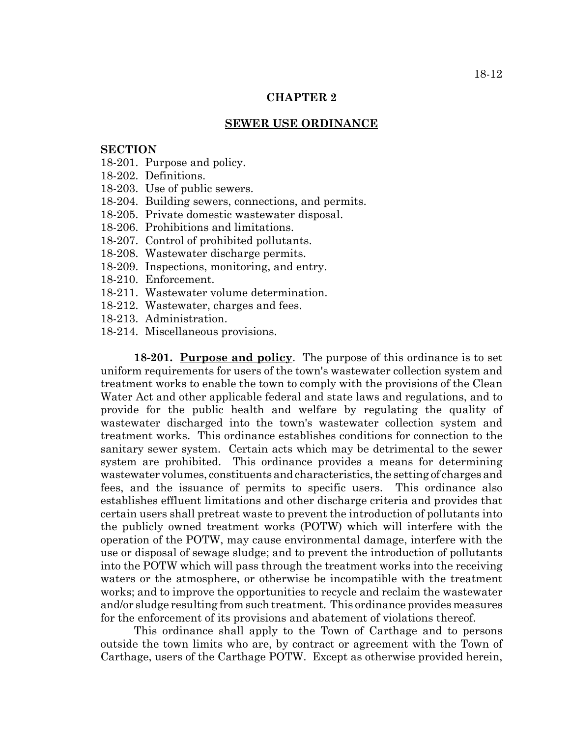## CHAPTER 2

## SEWER USE ORDINANCE

**SECTION**

18-201. Purpose and policy.
18-202. Definitions.
18-203. Use of public sewers.
18-204. Building sewers, connections, and permits.
18-205. Private domestic wastewater disposal.
18-206. Prohibitions and limitations.
18-207. Control of prohibited pollutants.
18-208. Wastewater discharge permits.
18-209. Inspections, monitoring, and entry.
18-210. Enforcement.
18-211. Wastewater volume determination.
18-212. Wastewater, charges and fees.
18-213. Administration.
18-214. Miscellaneous provisions.

**18-201. Purpose and policy**. The purpose of this ordinance is to set uniform requirements for users of the town's wastewater collection system and treatment works to enable the town to comply with the provisions of the Clean Water Act and other applicable federal and state laws and regulations, and to provide for the public health and welfare by regulating the quality of wastewater discharged into the town's wastewater collection system and treatment works. This ordinance establishes conditions for connection to the sanitary sewer system. Certain acts which may be detrimental to the sewer system are prohibited. This ordinance provides a means for determining wastewater volumes, constituents and characteristics, the setting of charges and fees, and the issuance of permits to specific users. This ordinance also establishes effluent limitations and other discharge criteria and provides that certain users shall pretreat waste to prevent the introduction of pollutants into the publicly owned treatment works (POTW) which will interfere with the operation of the POTW, may cause environmental damage, interfere with the use or disposal of sewage sludge; and to prevent the introduction of pollutants into the POTW which will pass through the treatment works into the receiving waters or the atmosphere, or otherwise be incompatible with the treatment works; and to improve the opportunities to recycle and reclaim the wastewater and/or sludge resulting from such treatment. This ordinance provides measures for the enforcement of its provisions and abatement of violations thereof.

This ordinance shall apply to the Town of Carthage and to persons outside the town limits who are, by contract or agreement with the Town of Carthage, users of the Carthage POTW. Except as otherwise provided herein,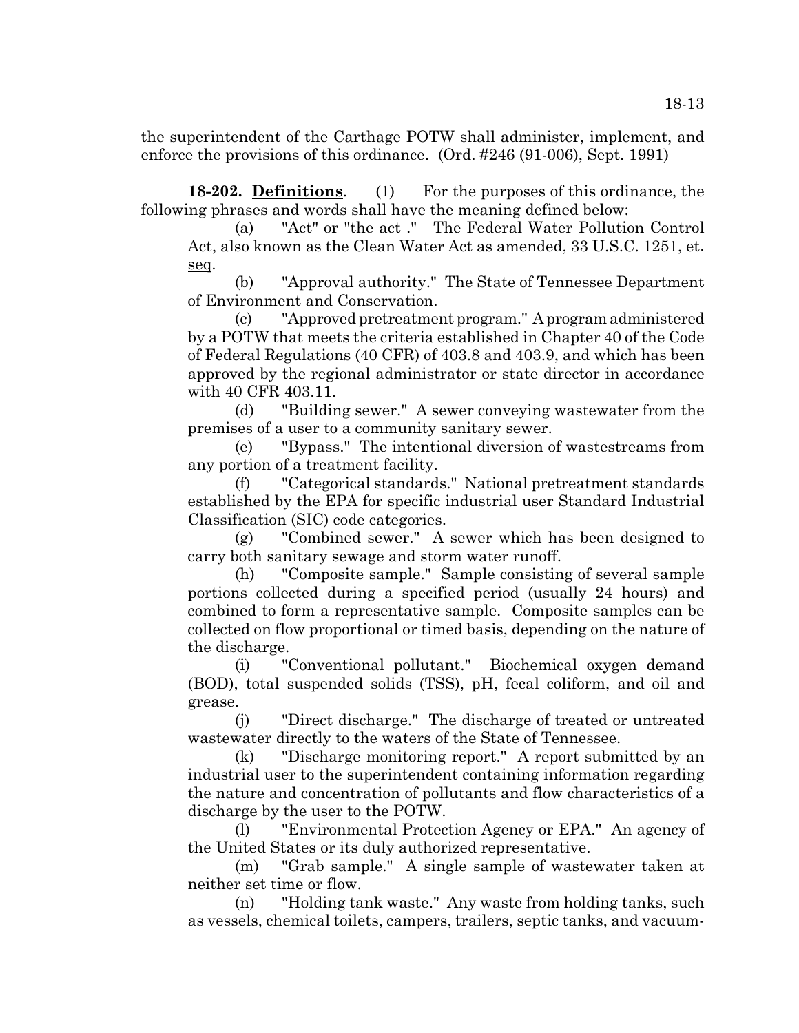the superintendent of the Carthage POTW shall administer, implement, and enforce the provisions of this ordinance. (Ord. #246 (91-006), Sept. 1991)

**18-202. Definitions**. (1) For the purposes of this ordinance, the following phrases and words shall have the meaning defined below:

(a) "Act" or "the act ." The Federal Water Pollution Control Act, also known as the Clean Water Act as amended, 33 U.S.C. 1251, et. seq.

(b) "Approval authority." The State of Tennessee Department of Environment and Conservation.

(c) "Approved pretreatment program." A program administered by a POTW that meets the criteria established in Chapter 40 of the Code of Federal Regulations (40 CFR) of 403.8 and 403.9, and which has been approved by the regional administrator or state director in accordance with 40 CFR 403.11.

(d) "Building sewer." A sewer conveying wastewater from the premises of a user to a community sanitary sewer.

(e) "Bypass." The intentional diversion of wastestreams from any portion of a treatment facility.

(f) "Categorical standards." National pretreatment standards established by the EPA for specific industrial user Standard Industrial Classification (SIC) code categories.

(g) "Combined sewer." A sewer which has been designed to carry both sanitary sewage and storm water runoff.

(h) "Composite sample." Sample consisting of several sample portions collected during a specified period (usually 24 hours) and combined to form a representative sample. Composite samples can be collected on flow proportional or timed basis, depending on the nature of the discharge.

(i) "Conventional pollutant." Biochemical oxygen demand (BOD), total suspended solids (TSS), pH, fecal coliform, and oil and grease.

(j) "Direct discharge." The discharge of treated or untreated wastewater directly to the waters of the State of Tennessee.

(k) "Discharge monitoring report." A report submitted by an industrial user to the superintendent containing information regarding the nature and concentration of pollutants and flow characteristics of a discharge by the user to the POTW.

(l) "Environmental Protection Agency or EPA." An agency of the United States or its duly authorized representative.

(m) "Grab sample." A single sample of wastewater taken at neither set time or flow.

(n) "Holding tank waste." Any waste from holding tanks, such as vessels, chemical toilets, campers, trailers, septic tanks, and vacuum-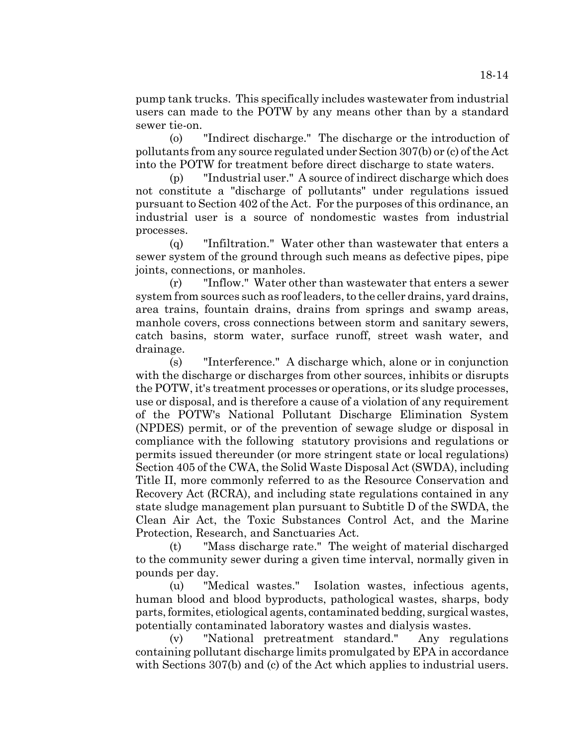pump tank trucks. This specifically includes wastewater from industrial users can made to the POTW by any means other than by a standard sewer tie-on.

(o) "Indirect discharge." The discharge or the introduction of pollutants from any source regulated under Section 307(b) or (c) of the Act into the POTW for treatment before direct discharge to state waters.

(p) "Industrial user." A source of indirect discharge which does not constitute a "discharge of pollutants" under regulations issued pursuant to Section 402 of the Act. For the purposes of this ordinance, an industrial user is a source of nondomestic wastes from industrial processes.

(q) "Infiltration." Water other than wastewater that enters a sewer system of the ground through such means as defective pipes, pipe joints, connections, or manholes.

(r) "Inflow." Water other than wastewater that enters a sewer system from sources such as roof leaders, to the celler drains, yard drains, area trains, fountain drains, drains from springs and swamp areas, manhole covers, cross connections between storm and sanitary sewers, catch basins, storm water, surface runoff, street wash water, and drainage.

(s) "Interference." A discharge which, alone or in conjunction with the discharge or discharges from other sources, inhibits or disrupts the POTW, it's treatment processes or operations, or its sludge processes, use or disposal, and is therefore a cause of a violation of any requirement of the POTW's National Pollutant Discharge Elimination System (NPDES) permit, or of the prevention of sewage sludge or disposal in compliance with the following statutory provisions and regulations or permits issued thereunder (or more stringent state or local regulations) Section 405 of the CWA, the Solid Waste Disposal Act (SWDA), including Title II, more commonly referred to as the Resource Conservation and Recovery Act (RCRA), and including state regulations contained in any state sludge management plan pursuant to Subtitle D of the SWDA, the Clean Air Act, the Toxic Substances Control Act, and the Marine Protection, Research, and Sanctuaries Act.

(t) "Mass discharge rate." The weight of material discharged to the community sewer during a given time interval, normally given in pounds per day.

(u) "Medical wastes." Isolation wastes, infectious agents, human blood and blood byproducts, pathological wastes, sharps, body parts, formites, etiological agents, contaminated bedding, surgical wastes, potentially contaminated laboratory wastes and dialysis wastes.

(v) "National pretreatment standard." Any regulations containing pollutant discharge limits promulgated by EPA in accordance with Sections 307(b) and (c) of the Act which applies to industrial users.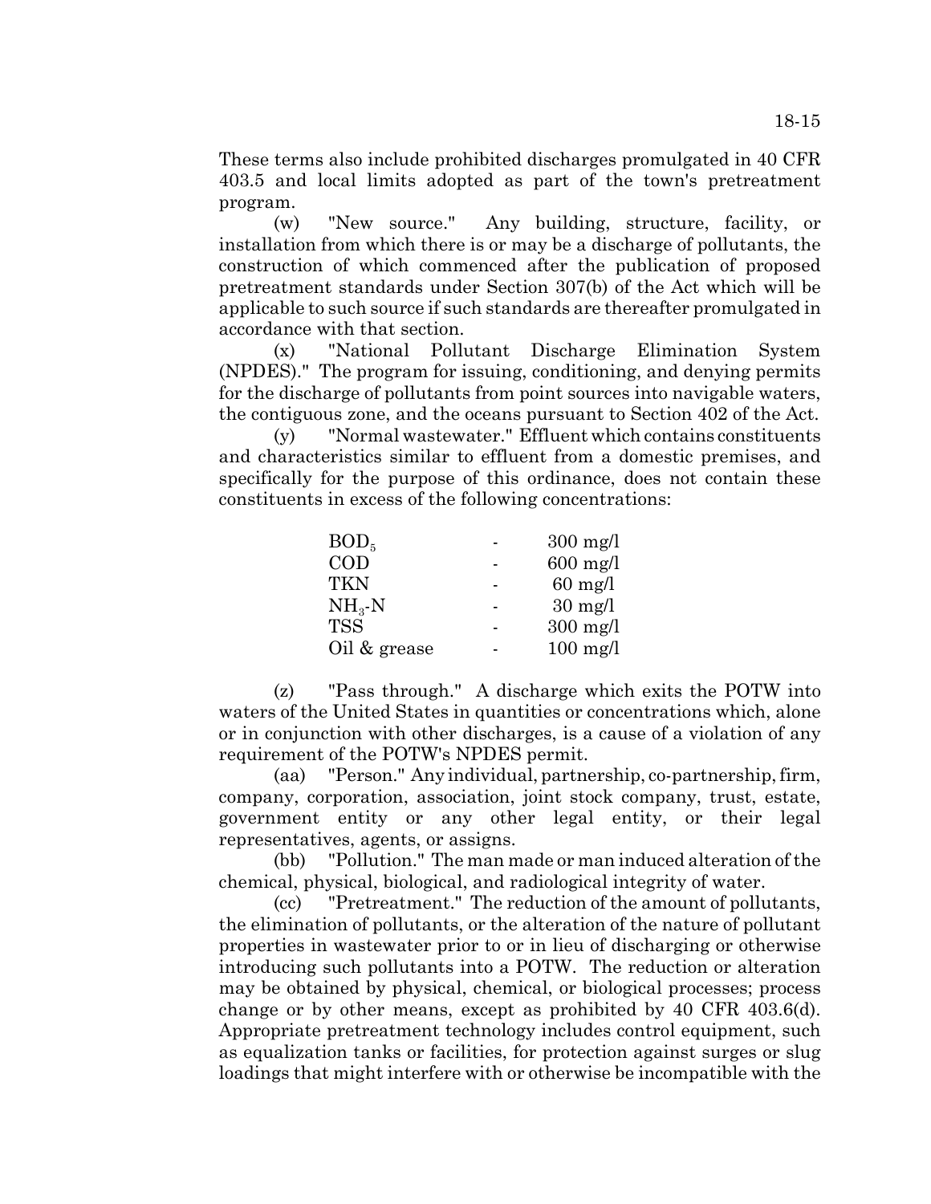These terms also include prohibited discharges promulgated in 40 CFR 403.5 and local limits adopted as part of the town's pretreatment program.

(w) "New source." Any building, structure, facility, or installation from which there is or may be a discharge of pollutants, the construction of which commenced after the publication of proposed pretreatment standards under Section 307(b) of the Act which will be applicable to such source if such standards are thereafter promulgated in accordance with that section.

(x) "National Pollutant Discharge Elimination System (NPDES)." The program for issuing, conditioning, and denying permits for the discharge of pollutants from point sources into navigable waters, the contiguous zone, and the oceans pursuant to Section 402 of the Act.

(y) "Normal wastewater." Effluent which contains constituents and characteristics similar to effluent from a domestic premises, and specifically for the purpose of this ordinance, does not contain these constituents in excess of the following concentrations:

| | | |
|---|---|---|
| $BOD_5$ | - | 300 mg/l |
| COD | - | 600 mg/l |
| TKN | - | 60 mg/l |
| $NH_3$-N | - | 30 mg/l |
| TSS | - | 300 mg/l |
| Oil & grease | - | 100 mg/l |

(z) "Pass through." A discharge which exits the POTW into waters of the United States in quantities or concentrations which, alone or in conjunction with other discharges, is a cause of a violation of any requirement of the POTW's NPDES permit.

(aa) "Person." Any individual, partnership, co-partnership, firm, company, corporation, association, joint stock company, trust, estate, government entity or any other legal entity, or their legal representatives, agents, or assigns.

(bb) "Pollution." The man made or man induced alteration of the chemical, physical, biological, and radiological integrity of water.

(cc) "Pretreatment." The reduction of the amount of pollutants, the elimination of pollutants, or the alteration of the nature of pollutant properties in wastewater prior to or in lieu of discharging or otherwise introducing such pollutants into a POTW. The reduction or alteration may be obtained by physical, chemical, or biological processes; process change or by other means, except as prohibited by 40 CFR 403.6(d). Appropriate pretreatment technology includes control equipment, such as equalization tanks or facilities, for protection against surges or slug loadings that might interfere with or otherwise be incompatible with the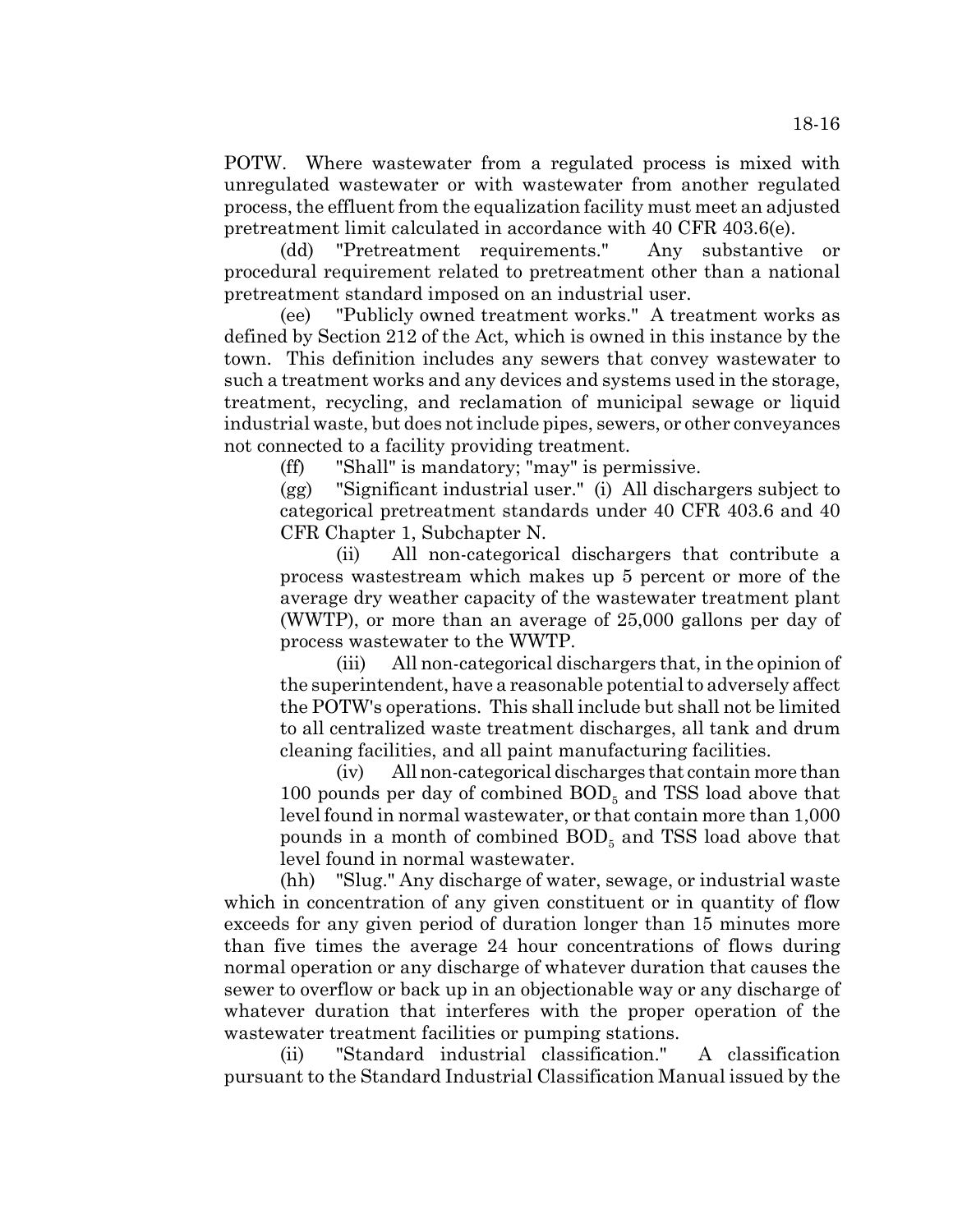POTW. Where wastewater from a regulated process is mixed with unregulated wastewater or with wastewater from another regulated process, the effluent from the equalization facility must meet an adjusted pretreatment limit calculated in accordance with 40 CFR 403.6(e).

(dd) "Pretreatment requirements." Any substantive or procedural requirement related to pretreatment other than a national pretreatment standard imposed on an industrial user.

(ee) "Publicly owned treatment works." A treatment works as defined by Section 212 of the Act, which is owned in this instance by the town. This definition includes any sewers that convey wastewater to such a treatment works and any devices and systems used in the storage, treatment, recycling, and reclamation of municipal sewage or liquid industrial waste, but does not include pipes, sewers, or other conveyances not connected to a facility providing treatment.

(ff) "Shall" is mandatory; "may" is permissive.

(gg) "Significant industrial user." (i) All dischargers subject to categorical pretreatment standards under 40 CFR 403.6 and 40 CFR Chapter 1, Subchapter N.

(ii) All non-categorical dischargers that contribute a process wastestream which makes up 5 percent or more of the average dry weather capacity of the wastewater treatment plant (WWTP), or more than an average of 25,000 gallons per day of process wastewater to the WWTP.

(iii) All non-categorical dischargers that, in the opinion of the superintendent, have a reasonable potential to adversely affect the POTW's operations. This shall include but shall not be limited to all centralized waste treatment discharges, all tank and drum cleaning facilities, and all paint manufacturing facilities.

(iv) All non-categorical discharges that contain more than 100 pounds per day of combined $BOD_5$ and TSS load above that level found in normal wastewater, or that contain more than 1,000 pounds in a month of combined $BOD_5$ and TSS load above that level found in normal wastewater.

(hh) "Slug." Any discharge of water, sewage, or industrial waste which in concentration of any given constituent or in quantity of flow exceeds for any given period of duration longer than 15 minutes more than five times the average 24 hour concentrations of flows during normal operation or any discharge of whatever duration that causes the sewer to overflow or back up in an objectionable way or any discharge of whatever duration that interferes with the proper operation of the wastewater treatment facilities or pumping stations.

(ii) "Standard industrial classification." A classification pursuant to the Standard Industrial Classification Manual issued by the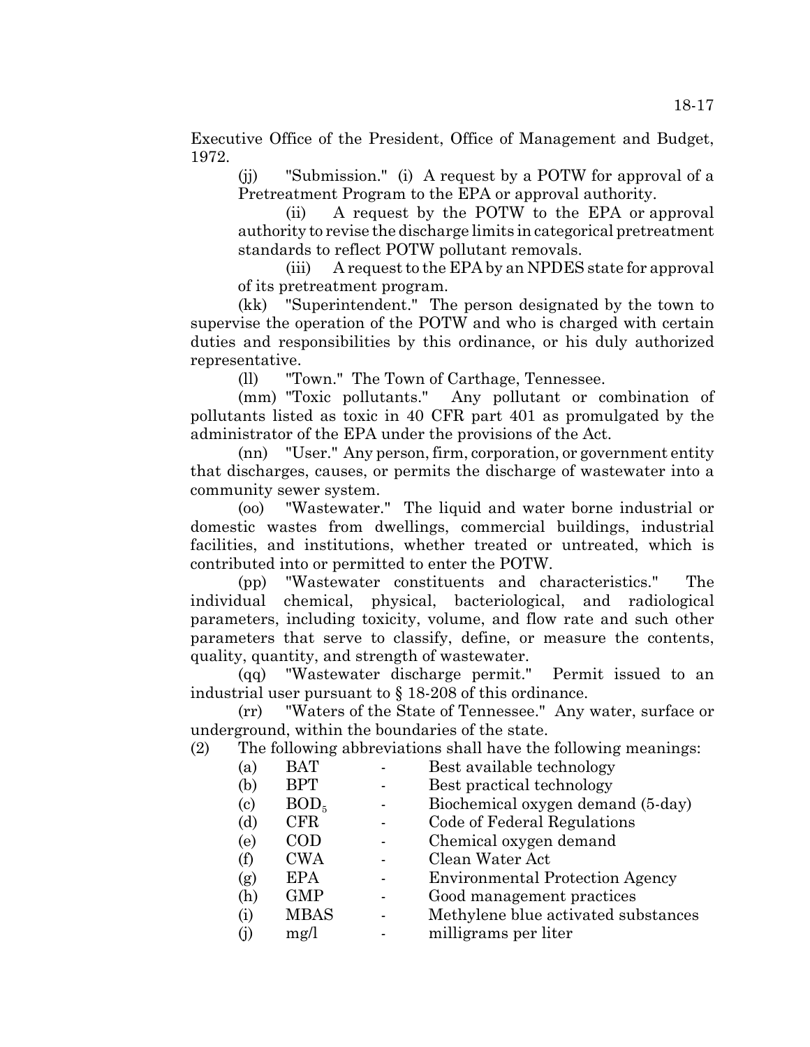Executive Office of the President, Office of Management and Budget, 1972.

(jj) "Submission." (i) A request by a POTW for approval of a Pretreatment Program to the EPA or approval authority.

(ii) A request by the POTW to the EPA or approval authority to revise the discharge limits in categorical pretreatment standards to reflect POTW pollutant removals.

(iii) A request to the EPA by an NPDES state for approval of its pretreatment program.

(kk) "Superintendent." The person designated by the town to supervise the operation of the POTW and who is charged with certain duties and responsibilities by this ordinance, or his duly authorized representative.

(ll) "Town." The Town of Carthage, Tennessee.

(mm) "Toxic pollutants." Any pollutant or combination of pollutants listed as toxic in 40 CFR part 401 as promulgated by the administrator of the EPA under the provisions of the Act.

(nn) "User." Any person, firm, corporation, or government entity that discharges, causes, or permits the discharge of wastewater into a community sewer system.

(oo) "Wastewater." The liquid and water borne industrial or domestic wastes from dwellings, commercial buildings, industrial facilities, and institutions, whether treated or untreated, which is contributed into or permitted to enter the POTW.

(pp) "Wastewater constituents and characteristics." The individual chemical, physical, bacteriological, and radiological parameters, including toxicity, volume, and flow rate and such other parameters that serve to classify, define, or measure the contents, quality, quantity, and strength of wastewater.

(qq) "Wastewater discharge permit." Permit issued to an industrial user pursuant to § 18-208 of this ordinance.

(rr) "Waters of the State of Tennessee." Any water, surface or underground, within the boundaries of the state.

(2) The following abbreviations shall have the following meanings:

(a) BAT - Best available technology
(b) BPT - Best practical technology
(c) $BOD_5$ - Biochemical oxygen demand (5-day)
(d) CFR - Code of Federal Regulations
(e) COD - Chemical oxygen demand
(f) CWA - Clean Water Act
(g) EPA - Environmental Protection Agency
(h) GMP - Good management practices
(i) MBAS - Methylene blue activated substances
(j) mg/l - milligrams per liter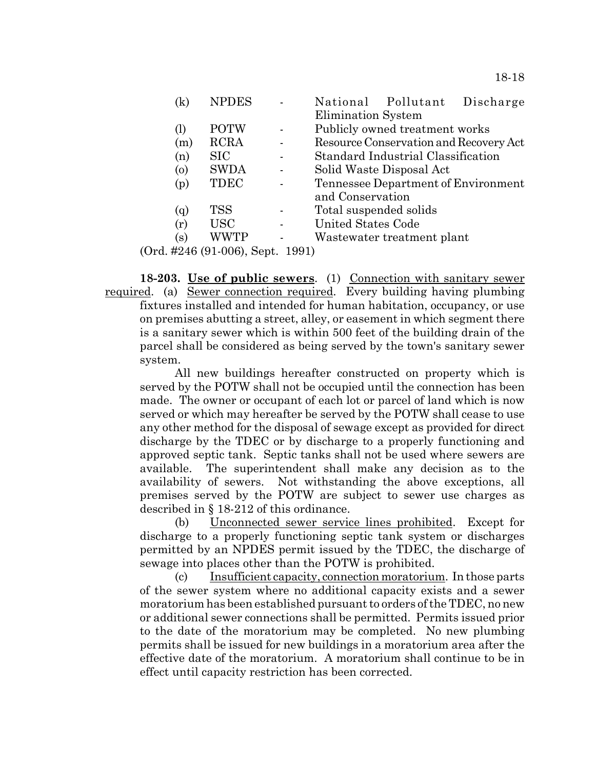(k) NPDES - National Pollutant Discharge Elimination System
(l) POTW - Publicly owned treatment works
(m) RCRA - Resource Conservation and Recovery Act
(n) SIC - Standard Industrial Classification
(o) SWDA - Solid Waste Disposal Act
(p) TDEC - Tennessee Department of Environment and Conservation
(q) TSS - Total suspended solids
(r) USC - United States Code
(s) WWTP - Wastewater treatment plant

(Ord. #246 (91-006), Sept. 1991)

**18-203. Use of public sewers**. (1) Connection with sanitary sewer required. (a) Sewer connection required. Every building having plumbing fixtures installed and intended for human habitation, occupancy, or use on premises abutting a street, alley, or easement in which segment there is a sanitary sewer which is within 500 feet of the building drain of the parcel shall be considered as being served by the town's sanitary sewer system.

All new buildings hereafter constructed on property which is served by the POTW shall not be occupied until the connection has been made. The owner or occupant of each lot or parcel of land which is now served or which may hereafter be served by the POTW shall cease to use any other method for the disposal of sewage except as provided for direct discharge by the TDEC or by discharge to a properly functioning and approved septic tank. Septic tanks shall not be used where sewers are available. The superintendent shall make any decision as to the availability of sewers. Not withstanding the above exceptions, all premises served by the POTW are subject to sewer use charges as described in § 18-212 of this ordinance.

(b) Unconnected sewer service lines prohibited. Except for discharge to a properly functioning septic tank system or discharges permitted by an NPDES permit issued by the TDEC, the discharge of sewage into places other than the POTW is prohibited.

(c) Insufficient capacity, connection moratorium. In those parts of the sewer system where no additional capacity exists and a sewer moratorium has been established pursuant to orders of the TDEC, no new or additional sewer connections shall be permitted. Permits issued prior to the date of the moratorium may be completed. No new plumbing permits shall be issued for new buildings in a moratorium area after the effective date of the moratorium. A moratorium shall continue to be in effect until capacity restriction has been corrected.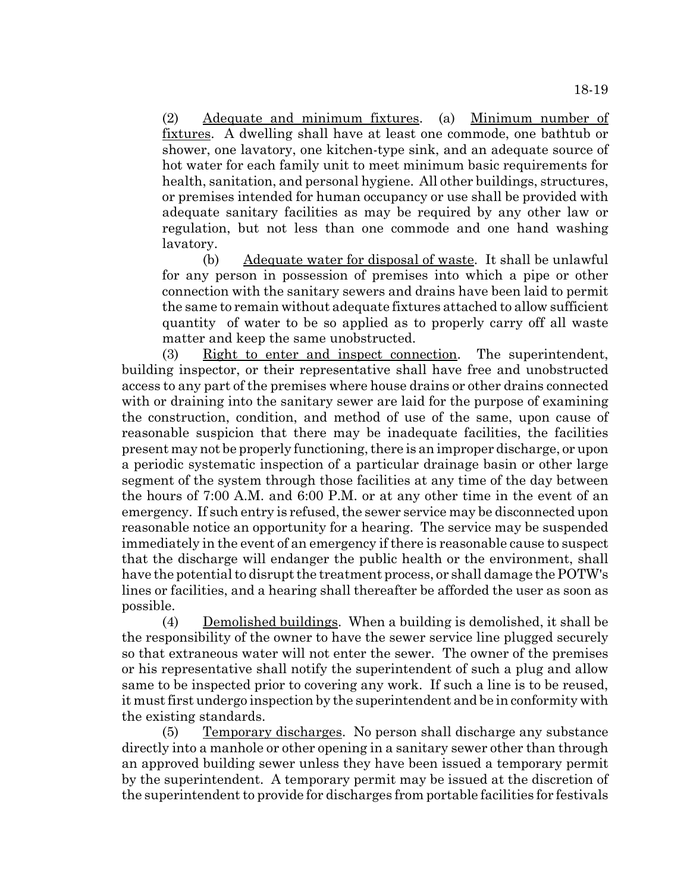(2) Adequate and minimum fixtures. (a) Minimum number of fixtures. A dwelling shall have at least one commode, one bathtub or shower, one lavatory, one kitchen-type sink, and an adequate source of hot water for each family unit to meet minimum basic requirements for health, sanitation, and personal hygiene. All other buildings, structures, or premises intended for human occupancy or use shall be provided with adequate sanitary facilities as may be required by any other law or regulation, but not less than one commode and one hand washing lavatory.

(b) Adequate water for disposal of waste. It shall be unlawful for any person in possession of premises into which a pipe or other connection with the sanitary sewers and drains have been laid to permit the same to remain without adequate fixtures attached to allow sufficient quantity of water to be so applied as to properly carry off all waste matter and keep the same unobstructed.

(3) Right to enter and inspect connection. The superintendent, building inspector, or their representative shall have free and unobstructed access to any part of the premises where house drains or other drains connected with or draining into the sanitary sewer are laid for the purpose of examining the construction, condition, and method of use of the same, upon cause of reasonable suspicion that there may be inadequate facilities, the facilities present may not be properly functioning, there is an improper discharge, or upon a periodic systematic inspection of a particular drainage basin or other large segment of the system through those facilities at any time of the day between the hours of 7:00 A.M. and 6:00 P.M. or at any other time in the event of an emergency. If such entry is refused, the sewer service may be disconnected upon reasonable notice an opportunity for a hearing. The service may be suspended immediately in the event of an emergency if there is reasonable cause to suspect that the discharge will endanger the public health or the environment, shall have the potential to disrupt the treatment process, or shall damage the POTW's lines or facilities, and a hearing shall thereafter be afforded the user as soon as possible.

(4) Demolished buildings. When a building is demolished, it shall be the responsibility of the owner to have the sewer service line plugged securely so that extraneous water will not enter the sewer. The owner of the premises or his representative shall notify the superintendent of such a plug and allow same to be inspected prior to covering any work. If such a line is to be reused, it must first undergo inspection by the superintendent and be in conformity with the existing standards.

(5) Temporary discharges. No person shall discharge any substance directly into a manhole or other opening in a sanitary sewer other than through an approved building sewer unless they have been issued a temporary permit by the superintendent. A temporary permit may be issued at the discretion of the superintendent to provide for discharges from portable facilities for festivals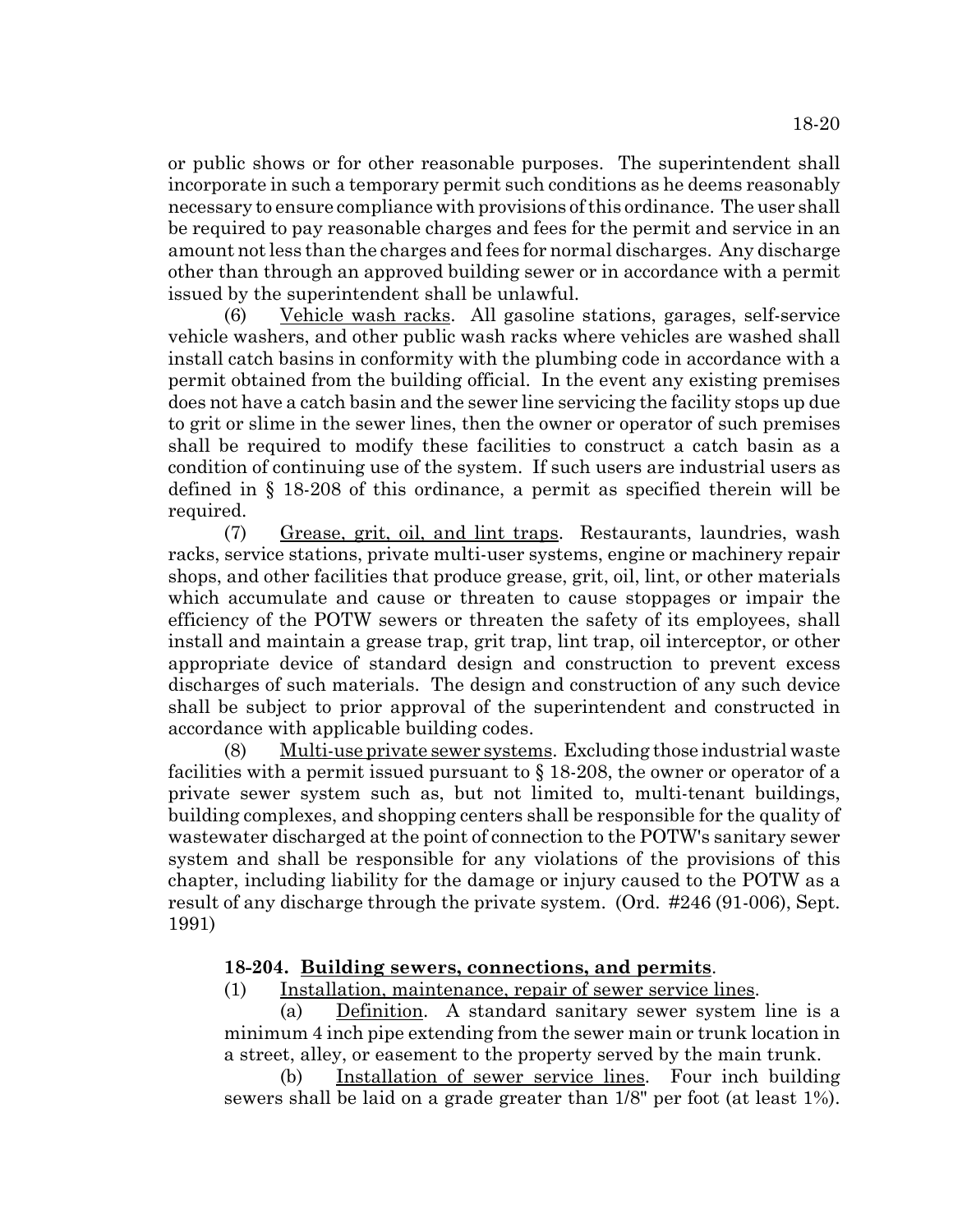or public shows or for other reasonable purposes. The superintendent shall incorporate in such a temporary permit such conditions as he deems reasonably necessary to ensure compliance with provisions of this ordinance. The user shall be required to pay reasonable charges and fees for the permit and service in an amount not less than the charges and fees for normal discharges. Any discharge other than through an approved building sewer or in accordance with a permit issued by the superintendent shall be unlawful.

(6) Vehicle wash racks. All gasoline stations, garages, self-service vehicle washers, and other public wash racks where vehicles are washed shall install catch basins in conformity with the plumbing code in accordance with a permit obtained from the building official. In the event any existing premises does not have a catch basin and the sewer line servicing the facility stops up due to grit or slime in the sewer lines, then the owner or operator of such premises shall be required to modify these facilities to construct a catch basin as a condition of continuing use of the system. If such users are industrial users as defined in § 18-208 of this ordinance, a permit as specified therein will be required.

(7) Grease, grit, oil, and lint traps. Restaurants, laundries, wash racks, service stations, private multi-user systems, engine or machinery repair shops, and other facilities that produce grease, grit, oil, lint, or other materials which accumulate and cause or threaten to cause stoppages or impair the efficiency of the POTW sewers or threaten the safety of its employees, shall install and maintain a grease trap, grit trap, lint trap, oil interceptor, or other appropriate device of standard design and construction to prevent excess discharges of such materials. The design and construction of any such device shall be subject to prior approval of the superintendent and constructed in accordance with applicable building codes.

(8) Multi-use private sewer systems. Excluding those industrial waste facilities with a permit issued pursuant to § 18-208, the owner or operator of a private sewer system such as, but not limited to, multi-tenant buildings, building complexes, and shopping centers shall be responsible for the quality of wastewater discharged at the point of connection to the POTW's sanitary sewer system and shall be responsible for any violations of the provisions of this chapter, including liability for the damage or injury caused to the POTW as a result of any discharge through the private system. (Ord. #246 (91-006), Sept. 1991)

**18-204. Building sewers, connections, and permits**.

(1) Installation, maintenance, repair of sewer service lines.

(a) Definition. A standard sanitary sewer system line is a minimum 4 inch pipe extending from the sewer main or trunk location in a street, alley, or easement to the property served by the main trunk.

(b) Installation of sewer service lines. Four inch building sewers shall be laid on a grade greater than 1/8" per foot (at least 1%).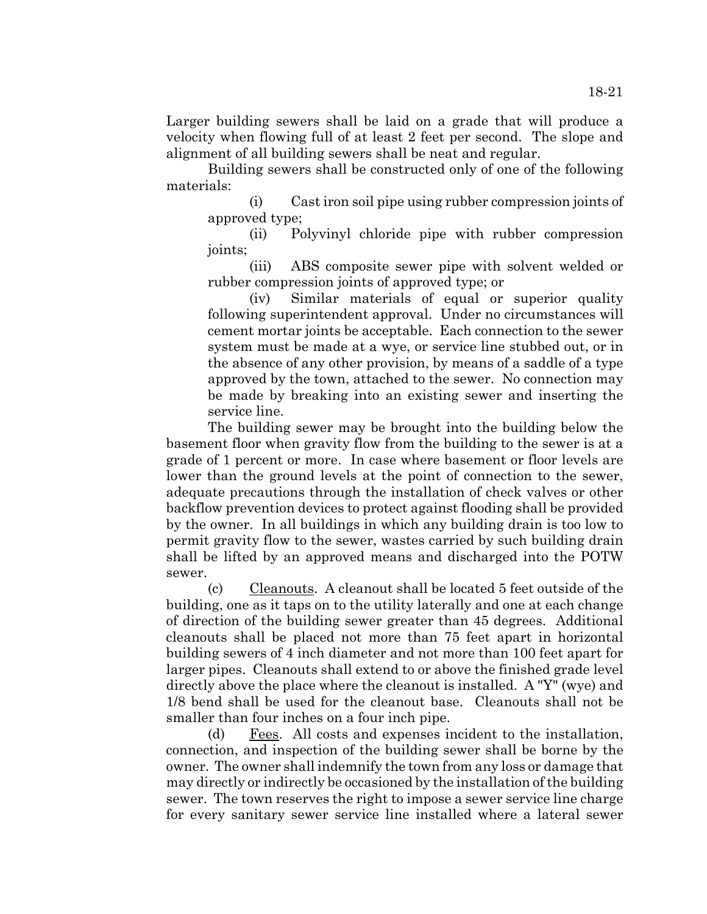Larger building sewers shall be laid on a grade that will produce a velocity when flowing full of at least 2 feet per second. The slope and alignment of all building sewers shall be neat and regular.

Building sewers shall be constructed only of one of the following materials:

(i) Cast iron soil pipe using rubber compression joints of approved type;

(ii) Polyvinyl chloride pipe with rubber compression joints;

(iii) ABS composite sewer pipe with solvent welded or rubber compression joints of approved type; or

(iv) Similar materials of equal or superior quality following superintendent approval. Under no circumstances will cement mortar joints be acceptable. Each connection to the sewer system must be made at a wye, or service line stubbed out, or in the absence of any other provision, by means of a saddle of a type approved by the town, attached to the sewer. No connection may be made by breaking into an existing sewer and inserting the service line.

The building sewer may be brought into the building below the basement floor when gravity flow from the building to the sewer is at a grade of 1 percent or more. In case where basement or floor levels are lower than the ground levels at the point of connection to the sewer, adequate precautions through the installation of check valves or other backflow prevention devices to protect against flooding shall be provided by the owner. In all buildings in which any building drain is too low to permit gravity flow to the sewer, wastes carried by such building drain shall be lifted by an approved means and discharged into the POTW sewer.

(c) Cleanouts. A cleanout shall be located 5 feet outside of the building, one as it taps on to the utility laterally and one at each change of direction of the building sewer greater than 45 degrees. Additional cleanouts shall be placed not more than 75 feet apart in horizontal building sewers of 4 inch diameter and not more than 100 feet apart for larger pipes. Cleanouts shall extend to or above the finished grade level directly above the place where the cleanout is installed. A "Y" (wye) and 1/8 bend shall be used for the cleanout base. Cleanouts shall not be smaller than four inches on a four inch pipe.

(d) Fees. All costs and expenses incident to the installation, connection, and inspection of the building sewer shall be borne by the owner. The owner shall indemnify the town from any loss or damage that may directly or indirectly be occasioned by the installation of the building sewer. The town reserves the right to impose a sewer service line charge for every sanitary sewer service line installed where a lateral sewer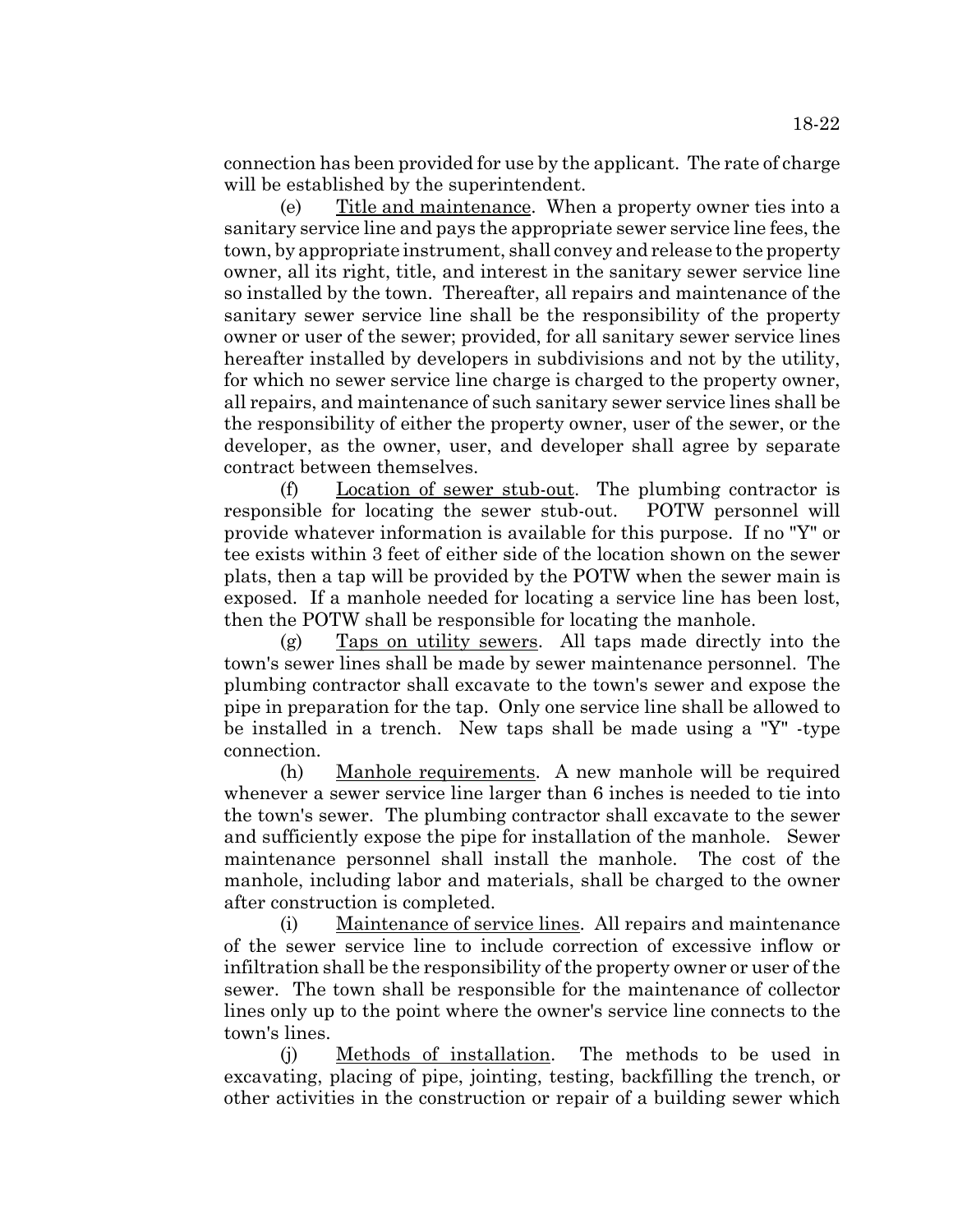connection has been provided for use by the applicant. The rate of charge will be established by the superintendent.

(e) Title and maintenance. When a property owner ties into a sanitary service line and pays the appropriate sewer service line fees, the town, by appropriate instrument, shall convey and release to the property owner, all its right, title, and interest in the sanitary sewer service line so installed by the town. Thereafter, all repairs and maintenance of the sanitary sewer service line shall be the responsibility of the property owner or user of the sewer; provided, for all sanitary sewer service lines hereafter installed by developers in subdivisions and not by the utility, for which no sewer service line charge is charged to the property owner, all repairs, and maintenance of such sanitary sewer service lines shall be the responsibility of either the property owner, user of the sewer, or the developer, as the owner, user, and developer shall agree by separate contract between themselves.

(f) Location of sewer stub-out. The plumbing contractor is responsible for locating the sewer stub-out. POTW personnel will provide whatever information is available for this purpose. If no "Y" or tee exists within 3 feet of either side of the location shown on the sewer plats, then a tap will be provided by the POTW when the sewer main is exposed. If a manhole needed for locating a service line has been lost, then the POTW shall be responsible for locating the manhole.

(g) Taps on utility sewers. All taps made directly into the town's sewer lines shall be made by sewer maintenance personnel. The plumbing contractor shall excavate to the town's sewer and expose the pipe in preparation for the tap. Only one service line shall be allowed to be installed in a trench. New taps shall be made using a "Y" -type connection.

(h) Manhole requirements. A new manhole will be required whenever a sewer service line larger than 6 inches is needed to tie into the town's sewer. The plumbing contractor shall excavate to the sewer and sufficiently expose the pipe for installation of the manhole. Sewer maintenance personnel shall install the manhole. The cost of the manhole, including labor and materials, shall be charged to the owner after construction is completed.

(i) Maintenance of service lines. All repairs and maintenance of the sewer service line to include correction of excessive inflow or infiltration shall be the responsibility of the property owner or user of the sewer. The town shall be responsible for the maintenance of collector lines only up to the point where the owner's service line connects to the town's lines.

(j) Methods of installation. The methods to be used in excavating, placing of pipe, jointing, testing, backfilling the trench, or other activities in the construction or repair of a building sewer which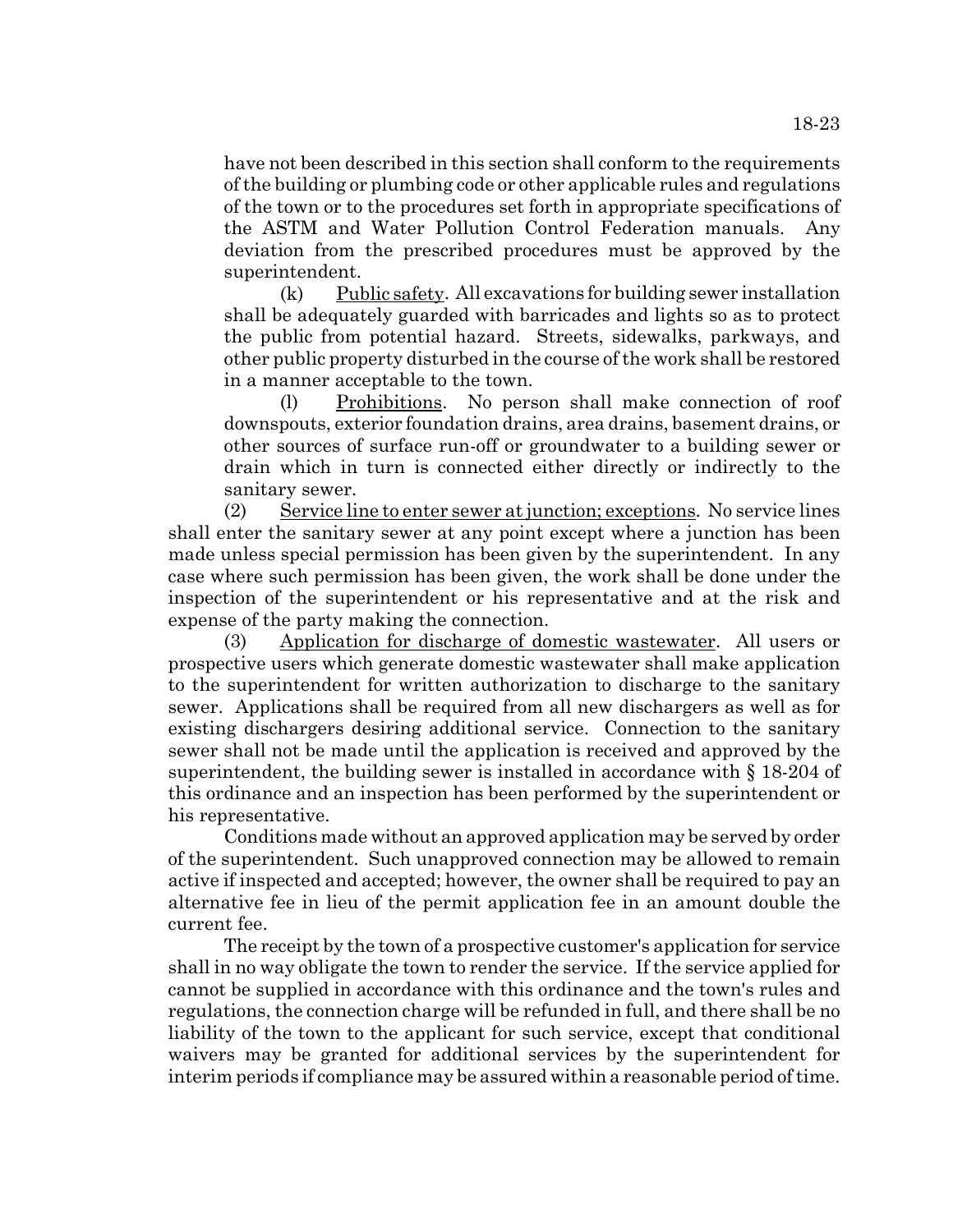have not been described in this section shall conform to the requirements of the building or plumbing code or other applicable rules and regulations of the town or to the procedures set forth in appropriate specifications of the ASTM and Water Pollution Control Federation manuals. Any deviation from the prescribed procedures must be approved by the superintendent.

(k) Public safety. All excavations for building sewer installation shall be adequately guarded with barricades and lights so as to protect the public from potential hazard. Streets, sidewalks, parkways, and other public property disturbed in the course of the work shall be restored in a manner acceptable to the town.

(l) Prohibitions. No person shall make connection of roof downspouts, exterior foundation drains, area drains, basement drains, or other sources of surface run-off or groundwater to a building sewer or drain which in turn is connected either directly or indirectly to the sanitary sewer.

(2) Service line to enter sewer at junction; exceptions. No service lines shall enter the sanitary sewer at any point except where a junction has been made unless special permission has been given by the superintendent. In any case where such permission has been given, the work shall be done under the inspection of the superintendent or his representative and at the risk and expense of the party making the connection.

(3) Application for discharge of domestic wastewater. All users or prospective users which generate domestic wastewater shall make application to the superintendent for written authorization to discharge to the sanitary sewer. Applications shall be required from all new dischargers as well as for existing dischargers desiring additional service. Connection to the sanitary sewer shall not be made until the application is received and approved by the superintendent, the building sewer is installed in accordance with § 18-204 of this ordinance and an inspection has been performed by the superintendent or his representative.

Conditions made without an approved application may be served by order of the superintendent. Such unapproved connection may be allowed to remain active if inspected and accepted; however, the owner shall be required to pay an alternative fee in lieu of the permit application fee in an amount double the current fee.

The receipt by the town of a prospective customer's application for service shall in no way obligate the town to render the service. If the service applied for cannot be supplied in accordance with this ordinance and the town's rules and regulations, the connection charge will be refunded in full, and there shall be no liability of the town to the applicant for such service, except that conditional waivers may be granted for additional services by the superintendent for interim periods if compliance may be assured within a reasonable period of time.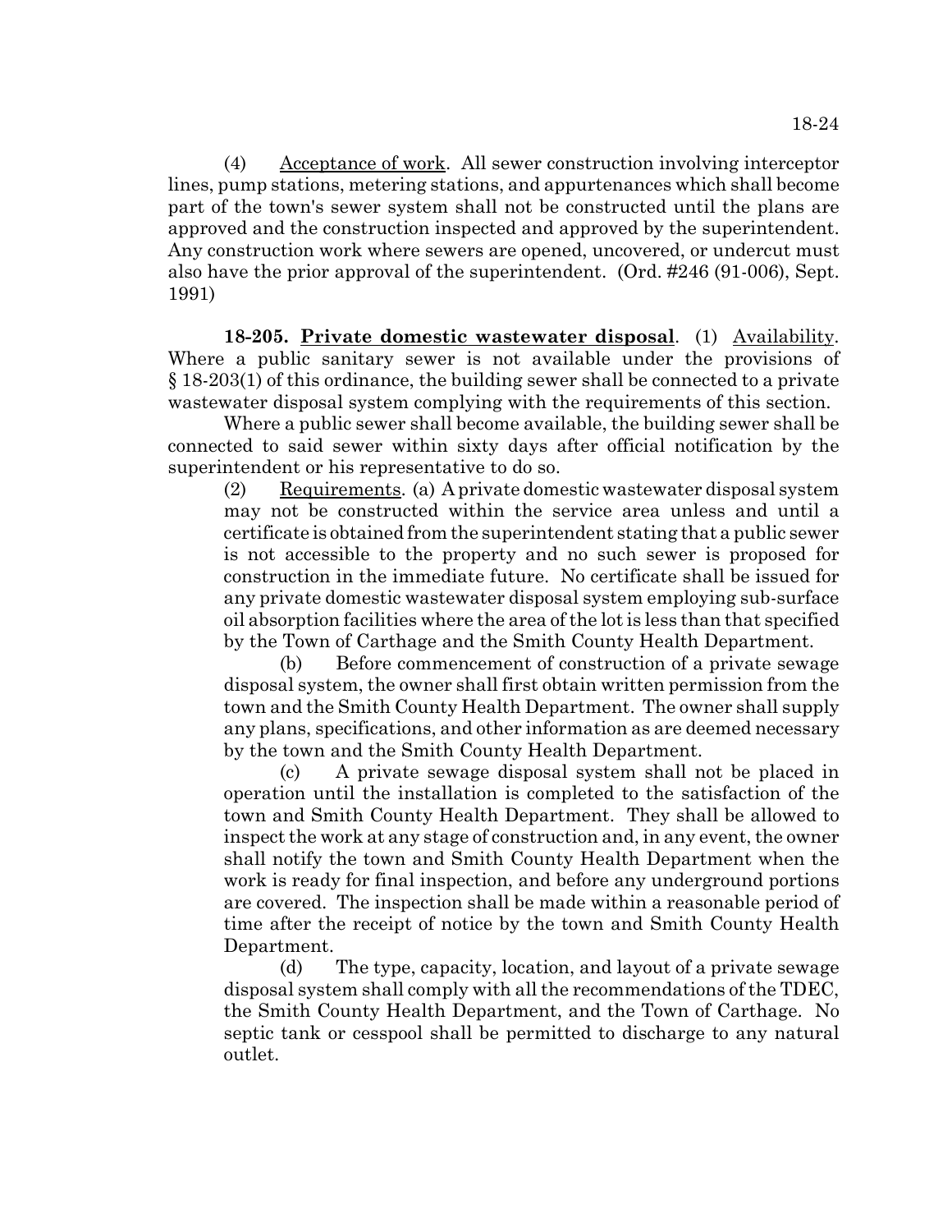(4) Acceptance of work. All sewer construction involving interceptor lines, pump stations, metering stations, and appurtenances which shall become part of the town's sewer system shall not be constructed until the plans are approved and the construction inspected and approved by the superintendent. Any construction work where sewers are opened, uncovered, or undercut must also have the prior approval of the superintendent. (Ord. #246 (91-006), Sept. 1991)

**18-205. Private domestic wastewater disposal**. (1) Availability. Where a public sanitary sewer is not available under the provisions of § 18-203(1) of this ordinance, the building sewer shall be connected to a private wastewater disposal system complying with the requirements of this section.

Where a public sewer shall become available, the building sewer shall be connected to said sewer within sixty days after official notification by the superintendent or his representative to do so.

(2) Requirements. (a) A private domestic wastewater disposal system may not be constructed within the service area unless and until a certificate is obtained from the superintendent stating that a public sewer is not accessible to the property and no such sewer is proposed for construction in the immediate future. No certificate shall be issued for any private domestic wastewater disposal system employing sub-surface oil absorption facilities where the area of the lot is less than that specified by the Town of Carthage and the Smith County Health Department.

(b) Before commencement of construction of a private sewage disposal system, the owner shall first obtain written permission from the town and the Smith County Health Department. The owner shall supply any plans, specifications, and other information as are deemed necessary by the town and the Smith County Health Department.

(c) A private sewage disposal system shall not be placed in operation until the installation is completed to the satisfaction of the town and Smith County Health Department. They shall be allowed to inspect the work at any stage of construction and, in any event, the owner shall notify the town and Smith County Health Department when the work is ready for final inspection, and before any underground portions are covered. The inspection shall be made within a reasonable period of time after the receipt of notice by the town and Smith County Health Department.

(d) The type, capacity, location, and layout of a private sewage disposal system shall comply with all the recommendations of the TDEC, the Smith County Health Department, and the Town of Carthage. No septic tank or cesspool shall be permitted to discharge to any natural outlet.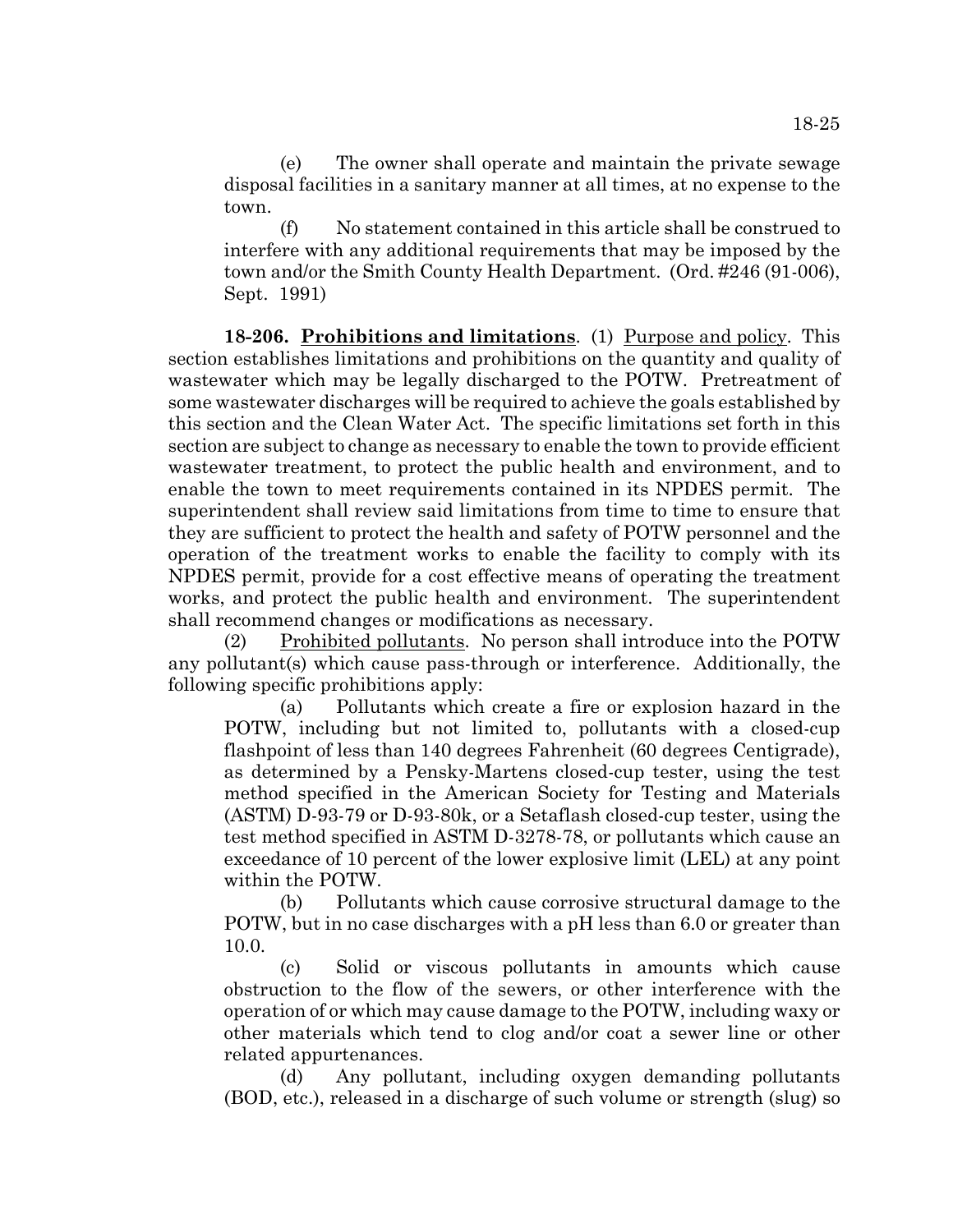(e) The owner shall operate and maintain the private sewage disposal facilities in a sanitary manner at all times, at no expense to the town.

(f) No statement contained in this article shall be construed to interfere with any additional requirements that may be imposed by the town and/or the Smith County Health Department. (Ord. #246 (91-006), Sept. 1991)

**18-206. Prohibitions and limitations**. (1) Purpose and policy. This section establishes limitations and prohibitions on the quantity and quality of wastewater which may be legally discharged to the POTW. Pretreatment of some wastewater discharges will be required to achieve the goals established by this section and the Clean Water Act. The specific limitations set forth in this section are subject to change as necessary to enable the town to provide efficient wastewater treatment, to protect the public health and environment, and to enable the town to meet requirements contained in its NPDES permit. The superintendent shall review said limitations from time to time to ensure that they are sufficient to protect the health and safety of POTW personnel and the operation of the treatment works to enable the facility to comply with its NPDES permit, provide for a cost effective means of operating the treatment works, and protect the public health and environment. The superintendent shall recommend changes or modifications as necessary.

(2) Prohibited pollutants. No person shall introduce into the POTW any pollutant(s) which cause pass-through or interference. Additionally, the following specific prohibitions apply:

(a) Pollutants which create a fire or explosion hazard in the POTW, including but not limited to, pollutants with a closed-cup flashpoint of less than 140 degrees Fahrenheit (60 degrees Centigrade), as determined by a Pensky-Martens closed-cup tester, using the test method specified in the American Society for Testing and Materials (ASTM) D-93-79 or D-93-80k, or a Setaflash closed-cup tester, using the test method specified in ASTM D-3278-78, or pollutants which cause an exceedance of 10 percent of the lower explosive limit (LEL) at any point within the POTW.

(b) Pollutants which cause corrosive structural damage to the POTW, but in no case discharges with a pH less than 6.0 or greater than 10.0.

(c) Solid or viscous pollutants in amounts which cause obstruction to the flow of the sewers, or other interference with the operation of or which may cause damage to the POTW, including waxy or other materials which tend to clog and/or coat a sewer line or other related appurtenances.

(d) Any pollutant, including oxygen demanding pollutants (BOD, etc.), released in a discharge of such volume or strength (slug) so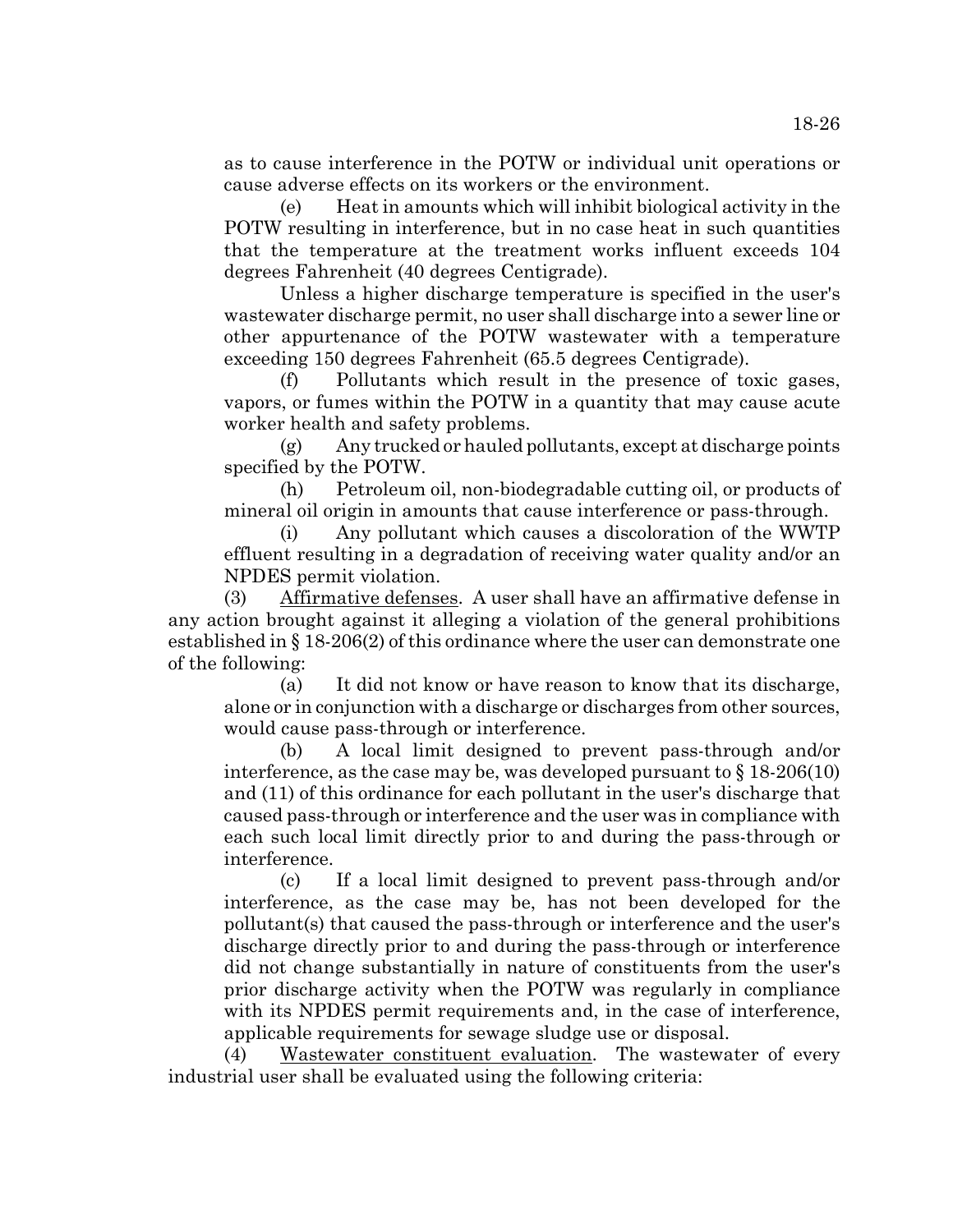as to cause interference in the POTW or individual unit operations or cause adverse effects on its workers or the environment.

(e) Heat in amounts which will inhibit biological activity in the POTW resulting in interference, but in no case heat in such quantities that the temperature at the treatment works influent exceeds 104 degrees Fahrenheit (40 degrees Centigrade).

Unless a higher discharge temperature is specified in the user's wastewater discharge permit, no user shall discharge into a sewer line or other appurtenance of the POTW wastewater with a temperature exceeding 150 degrees Fahrenheit (65.5 degrees Centigrade).

(f) Pollutants which result in the presence of toxic gases, vapors, or fumes within the POTW in a quantity that may cause acute worker health and safety problems.

(g) Any trucked or hauled pollutants, except at discharge points specified by the POTW.

(h) Petroleum oil, non-biodegradable cutting oil, or products of mineral oil origin in amounts that cause interference or pass-through.

(i) Any pollutant which causes a discoloration of the WWTP effluent resulting in a degradation of receiving water quality and/or an NPDES permit violation.

(3) Affirmative defenses. A user shall have an affirmative defense in any action brought against it alleging a violation of the general prohibitions established in § 18-206(2) of this ordinance where the user can demonstrate one of the following:

(a) It did not know or have reason to know that its discharge, alone or in conjunction with a discharge or discharges from other sources, would cause pass-through or interference.

(b) A local limit designed to prevent pass-through and/or interference, as the case may be, was developed pursuant to § 18-206(10) and (11) of this ordinance for each pollutant in the user's discharge that caused pass-through or interference and the user was in compliance with each such local limit directly prior to and during the pass-through or interference.

(c) If a local limit designed to prevent pass-through and/or interference, as the case may be, has not been developed for the pollutant(s) that caused the pass-through or interference and the user's discharge directly prior to and during the pass-through or interference did not change substantially in nature of constituents from the user's prior discharge activity when the POTW was regularly in compliance with its NPDES permit requirements and, in the case of interference, applicable requirements for sewage sludge use or disposal.

(4) Wastewater constituent evaluation. The wastewater of every industrial user shall be evaluated using the following criteria: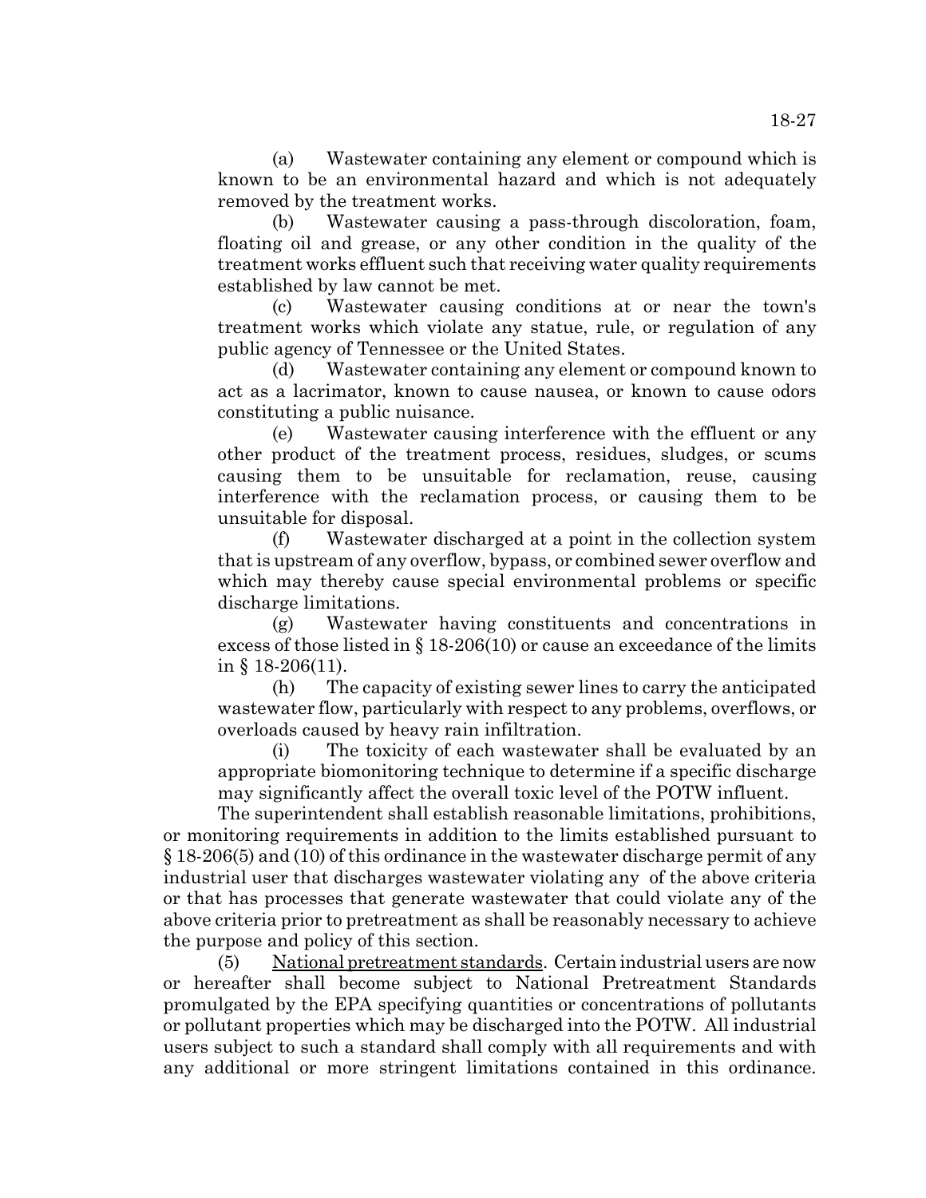(a) Wastewater containing any element or compound which is known to be an environmental hazard and which is not adequately removed by the treatment works.

(b) Wastewater causing a pass-through discoloration, foam, floating oil and grease, or any other condition in the quality of the treatment works effluent such that receiving water quality requirements established by law cannot be met.

(c) Wastewater causing conditions at or near the town's treatment works which violate any statue, rule, or regulation of any public agency of Tennessee or the United States.

(d) Wastewater containing any element or compound known to act as a lacrimator, known to cause nausea, or known to cause odors constituting a public nuisance.

(e) Wastewater causing interference with the effluent or any other product of the treatment process, residues, sludges, or scums causing them to be unsuitable for reclamation, reuse, causing interference with the reclamation process, or causing them to be unsuitable for disposal.

(f) Wastewater discharged at a point in the collection system that is upstream of any overflow, bypass, or combined sewer overflow and which may thereby cause special environmental problems or specific discharge limitations.

(g) Wastewater having constituents and concentrations in excess of those listed in § 18-206(10) or cause an exceedance of the limits in § 18-206(11).

(h) The capacity of existing sewer lines to carry the anticipated wastewater flow, particularly with respect to any problems, overflows, or overloads caused by heavy rain infiltration.

(i) The toxicity of each wastewater shall be evaluated by an appropriate biomonitoring technique to determine if a specific discharge may significantly affect the overall toxic level of the POTW influent.

The superintendent shall establish reasonable limitations, prohibitions, or monitoring requirements in addition to the limits established pursuant to § 18-206(5) and (10) of this ordinance in the wastewater discharge permit of any industrial user that discharges wastewater violating any of the above criteria or that has processes that generate wastewater that could violate any of the above criteria prior to pretreatment as shall be reasonably necessary to achieve the purpose and policy of this section.

(5) National pretreatment standards. Certain industrial users are now or hereafter shall become subject to National Pretreatment Standards promulgated by the EPA specifying quantities or concentrations of pollutants or pollutant properties which may be discharged into the POTW. All industrial users subject to such a standard shall comply with all requirements and with any additional or more stringent limitations contained in this ordinance.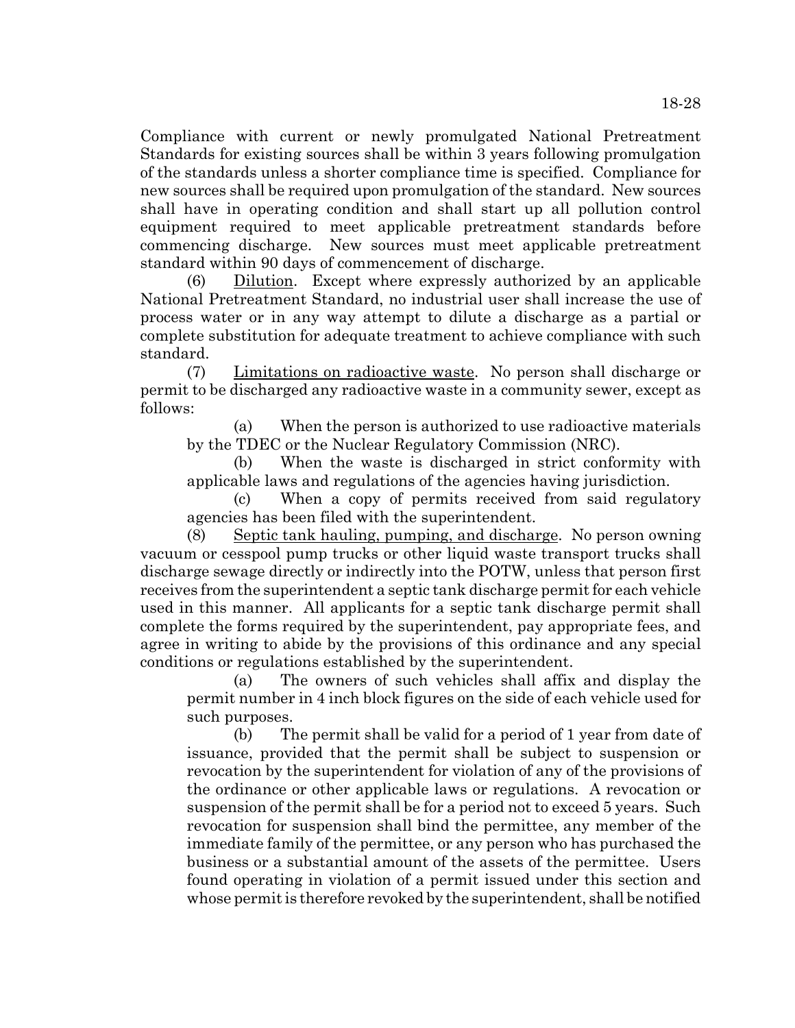Compliance with current or newly promulgated National Pretreatment Standards for existing sources shall be within 3 years following promulgation of the standards unless a shorter compliance time is specified. Compliance for new sources shall be required upon promulgation of the standard. New sources shall have in operating condition and shall start up all pollution control equipment required to meet applicable pretreatment standards before commencing discharge. New sources must meet applicable pretreatment standard within 90 days of commencement of discharge.

(6) Dilution. Except where expressly authorized by an applicable National Pretreatment Standard, no industrial user shall increase the use of process water or in any way attempt to dilute a discharge as a partial or complete substitution for adequate treatment to achieve compliance with such standard.

(7) Limitations on radioactive waste. No person shall discharge or permit to be discharged any radioactive waste in a community sewer, except as follows:

(a) When the person is authorized to use radioactive materials by the TDEC or the Nuclear Regulatory Commission (NRC).

(b) When the waste is discharged in strict conformity with applicable laws and regulations of the agencies having jurisdiction.

(c) When a copy of permits received from said regulatory agencies has been filed with the superintendent.

(8) Septic tank hauling, pumping, and discharge. No person owning vacuum or cesspool pump trucks or other liquid waste transport trucks shall discharge sewage directly or indirectly into the POTW, unless that person first receives from the superintendent a septic tank discharge permit for each vehicle used in this manner. All applicants for a septic tank discharge permit shall complete the forms required by the superintendent, pay appropriate fees, and agree in writing to abide by the provisions of this ordinance and any special conditions or regulations established by the superintendent.

(a) The owners of such vehicles shall affix and display the permit number in 4 inch block figures on the side of each vehicle used for such purposes.

(b) The permit shall be valid for a period of 1 year from date of issuance, provided that the permit shall be subject to suspension or revocation by the superintendent for violation of any of the provisions of the ordinance or other applicable laws or regulations. A revocation or suspension of the permit shall be for a period not to exceed 5 years. Such revocation for suspension shall bind the permittee, any member of the immediate family of the permittee, or any person who has purchased the business or a substantial amount of the assets of the permittee. Users found operating in violation of a permit issued under this section and whose permit is therefore revoked by the superintendent, shall be notified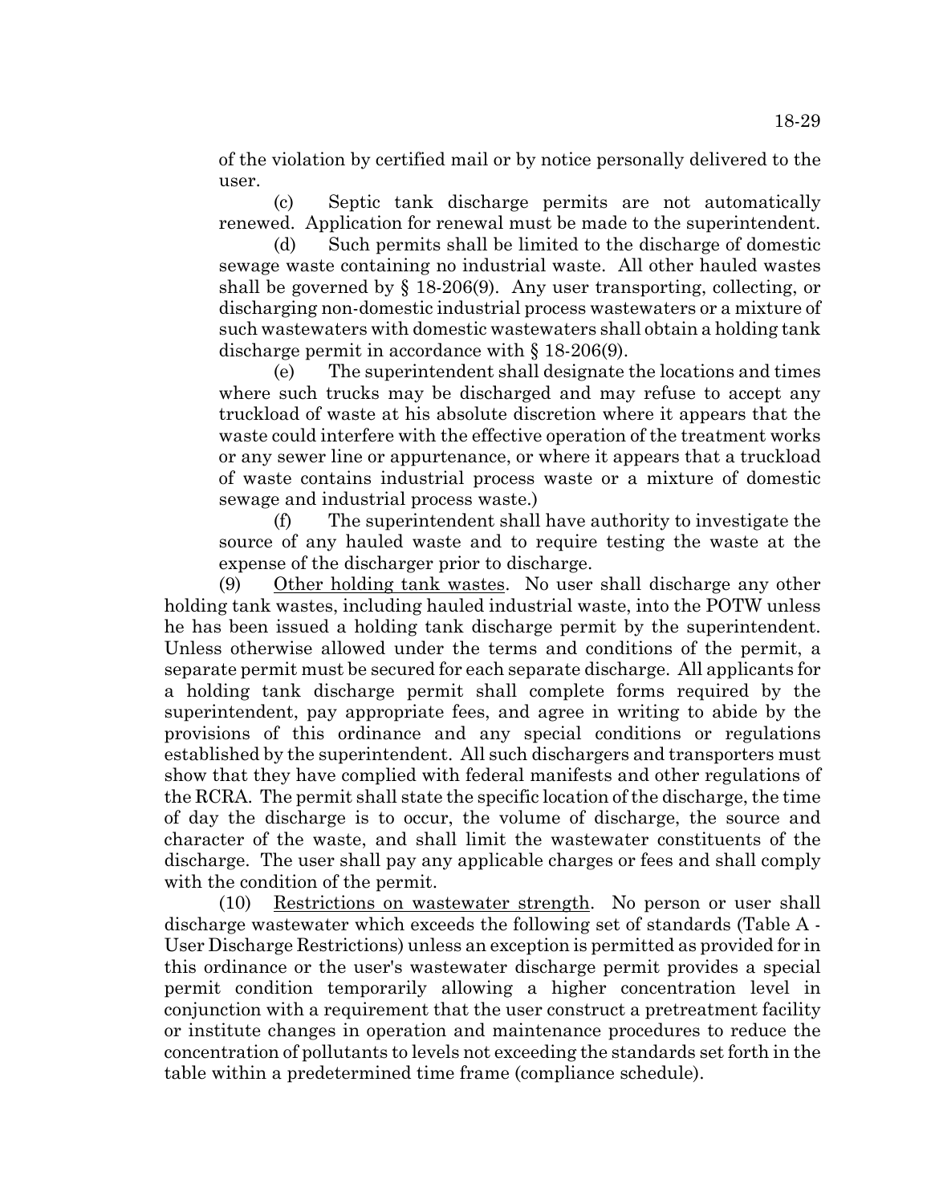of the violation by certified mail or by notice personally delivered to the user.

(c) Septic tank discharge permits are not automatically renewed. Application for renewal must be made to the superintendent.

(d) Such permits shall be limited to the discharge of domestic sewage waste containing no industrial waste. All other hauled wastes shall be governed by § 18-206(9). Any user transporting, collecting, or discharging non-domestic industrial process wastewaters or a mixture of such wastewaters with domestic wastewaters shall obtain a holding tank discharge permit in accordance with § 18-206(9).

(e) The superintendent shall designate the locations and times where such trucks may be discharged and may refuse to accept any truckload of waste at his absolute discretion where it appears that the waste could interfere with the effective operation of the treatment works or any sewer line or appurtenance, or where it appears that a truckload of waste contains industrial process waste or a mixture of domestic sewage and industrial process waste.)

(f) The superintendent shall have authority to investigate the source of any hauled waste and to require testing the waste at the expense of the discharger prior to discharge.

(9) Other holding tank wastes. No user shall discharge any other holding tank wastes, including hauled industrial waste, into the POTW unless he has been issued a holding tank discharge permit by the superintendent. Unless otherwise allowed under the terms and conditions of the permit, a separate permit must be secured for each separate discharge. All applicants for a holding tank discharge permit shall complete forms required by the superintendent, pay appropriate fees, and agree in writing to abide by the provisions of this ordinance and any special conditions or regulations established by the superintendent. All such dischargers and transporters must show that they have complied with federal manifests and other regulations of the RCRA. The permit shall state the specific location of the discharge, the time of day the discharge is to occur, the volume of discharge, the source and character of the waste, and shall limit the wastewater constituents of the discharge. The user shall pay any applicable charges or fees and shall comply with the condition of the permit.

(10) Restrictions on wastewater strength. No person or user shall discharge wastewater which exceeds the following set of standards (Table A - User Discharge Restrictions) unless an exception is permitted as provided for in this ordinance or the user's wastewater discharge permit provides a special permit condition temporarily allowing a higher concentration level in conjunction with a requirement that the user construct a pretreatment facility or institute changes in operation and maintenance procedures to reduce the concentration of pollutants to levels not exceeding the standards set forth in the table within a predetermined time frame (compliance schedule).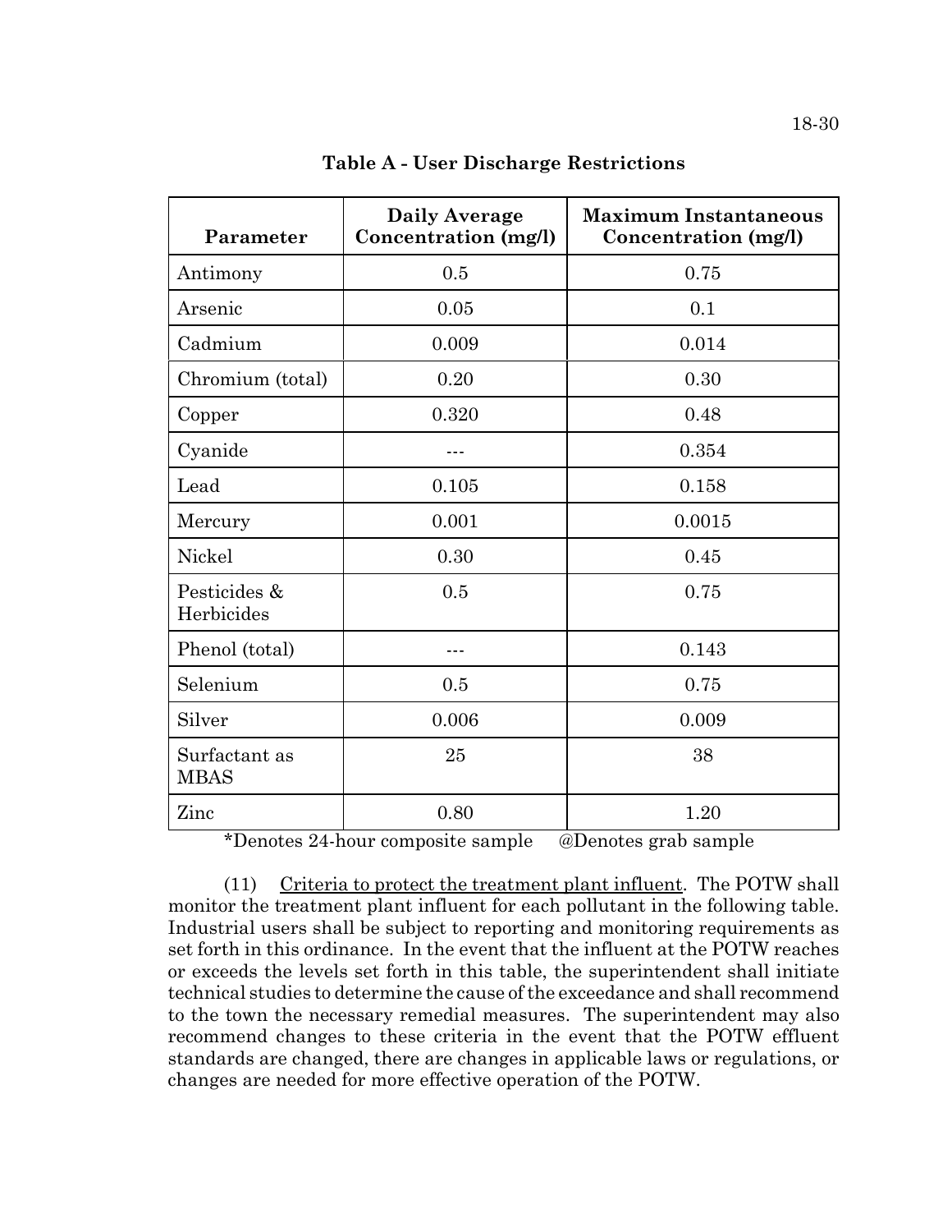**Table A - User Discharge Restrictions**

| Parameter | Daily Average Concentration (mg/l) | Maximum Instantaneous Concentration (mg/l) |
|---|---|---|
| Antimony | 0.5 | 0.75 |
| Arsenic | 0.05 | 0.1 |
| Cadmium | 0.009 | 0.014 |
| Chromium (total) | 0.20 | 0.30 |
| Copper | 0.320 | 0.48 |
| Cyanide | --- | 0.354 |
| Lead | 0.105 | 0.158 |
| Mercury | 0.001 | 0.0015 |
| Nickel | 0.30 | 0.45 |
| Pesticides & Herbicides | 0.5 | 0.75 |
| Phenol (total) | --- | 0.143 |
| Selenium | 0.5 | 0.75 |
| Silver | 0.006 | 0.009 |
| Surfactant as MBAS | 25 | 38 |
| Zinc | 0.80 | 1.20 |

*Denotes 24-hour composite sample @Denotes grab sample

(11) Criteria to protect the treatment plant influent. The POTW shall monitor the treatment plant influent for each pollutant in the following table. Industrial users shall be subject to reporting and monitoring requirements as set forth in this ordinance. In the event that the influent at the POTW reaches or exceeds the levels set forth in this table, the superintendent shall initiate technical studies to determine the cause of the exceedance and shall recommend to the town the necessary remedial measures. The superintendent may also recommend changes to these criteria in the event that the POTW effluent standards are changed, there are changes in applicable laws or regulations, or changes are needed for more effective operation of the POTW.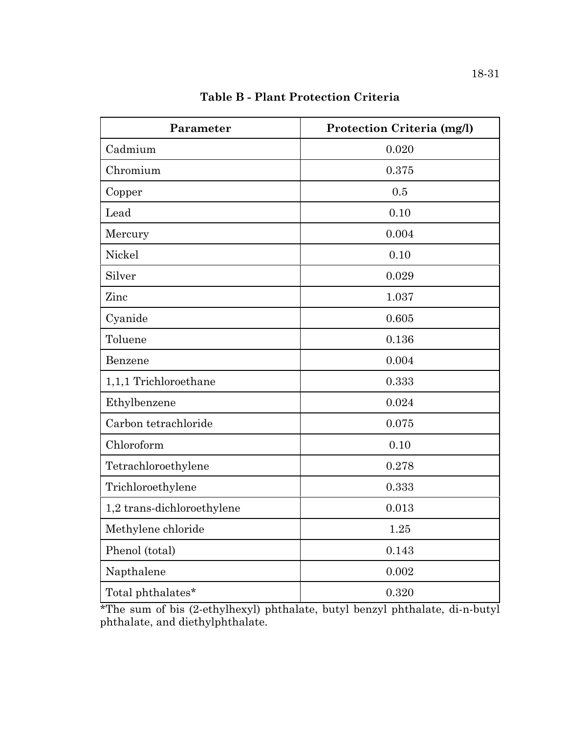**Table B - Plant Protection Criteria**

| Parameter | Protection Criteria (mg/l) |
|---|---|
| Cadmium | 0.020 |
| Chromium | 0.375 |
| Copper | 0.5 |
| Lead | 0.10 |
| Mercury | 0.004 |
| Nickel | 0.10 |
| Silver | 0.029 |
| Zinc | 1.037 |
| Cyanide | 0.605 |
| Toluene | 0.136 |
| Benzene | 0.004 |
| 1,1,1 Trichloroethane | 0.333 |
| Ethylbenzene | 0.024 |
| Carbon tetrachloride | 0.075 |
| Chloroform | 0.10 |
| Tetrachloroethylene | 0.278 |
| Trichloroethylene | 0.333 |
| 1,2 trans-dichloroethylene | 0.013 |
| Methylene chloride | 1.25 |
| Phenol (total) | 0.143 |
| Napthalene | 0.002 |
| Total phthalates* | 0.320 |

*The sum of bis (2-ethylhexyl) phthalate, butyl benzyl phthalate, di-n-butyl phthalate, and diethylphthalate.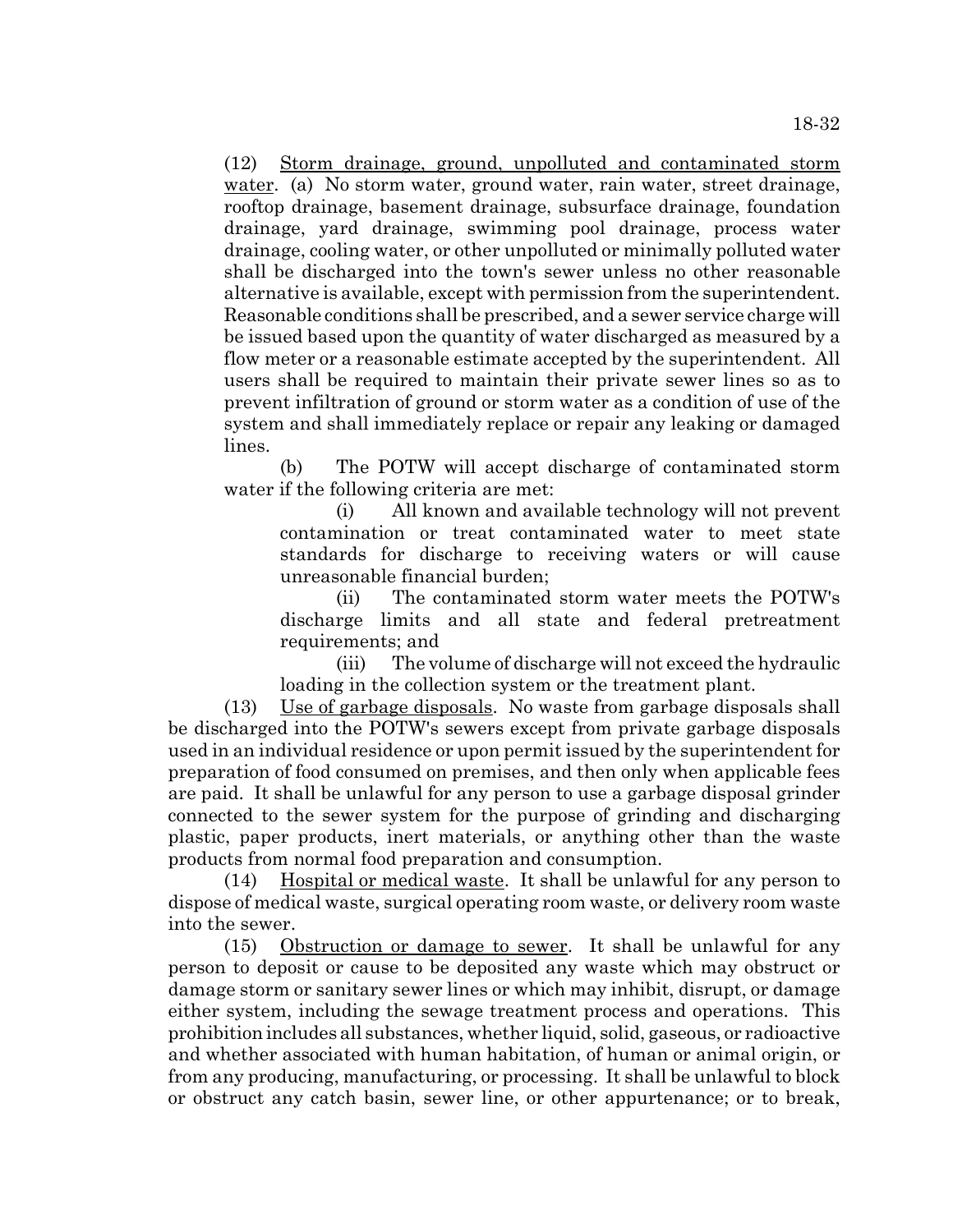(12) Storm drainage, ground, unpolluted and contaminated storm water. (a) No storm water, ground water, rain water, street drainage, rooftop drainage, basement drainage, subsurface drainage, foundation drainage, yard drainage, swimming pool drainage, process water drainage, cooling water, or other unpolluted or minimally polluted water shall be discharged into the town's sewer unless no other reasonable alternative is available, except with permission from the superintendent. Reasonable conditions shall be prescribed, and a sewer service charge will be issued based upon the quantity of water discharged as measured by a flow meter or a reasonable estimate accepted by the superintendent. All users shall be required to maintain their private sewer lines so as to prevent infiltration of ground or storm water as a condition of use of the system and shall immediately replace or repair any leaking or damaged lines.

(b) The POTW will accept discharge of contaminated storm water if the following criteria are met:

(i) All known and available technology will not prevent contamination or treat contaminated water to meet state standards for discharge to receiving waters or will cause unreasonable financial burden;

(ii) The contaminated storm water meets the POTW's discharge limits and all state and federal pretreatment requirements; and

(iii) The volume of discharge will not exceed the hydraulic loading in the collection system or the treatment plant.

(13) Use of garbage disposals. No waste from garbage disposals shall be discharged into the POTW's sewers except from private garbage disposals used in an individual residence or upon permit issued by the superintendent for preparation of food consumed on premises, and then only when applicable fees are paid. It shall be unlawful for any person to use a garbage disposal grinder connected to the sewer system for the purpose of grinding and discharging plastic, paper products, inert materials, or anything other than the waste products from normal food preparation and consumption.

(14) Hospital or medical waste. It shall be unlawful for any person to dispose of medical waste, surgical operating room waste, or delivery room waste into the sewer.

(15) Obstruction or damage to sewer. It shall be unlawful for any person to deposit or cause to be deposited any waste which may obstruct or damage storm or sanitary sewer lines or which may inhibit, disrupt, or damage either system, including the sewage treatment process and operations. This prohibition includes all substances, whether liquid, solid, gaseous, or radioactive and whether associated with human habitation, of human or animal origin, or from any producing, manufacturing, or processing. It shall be unlawful to block or obstruct any catch basin, sewer line, or other appurtenance; or to break,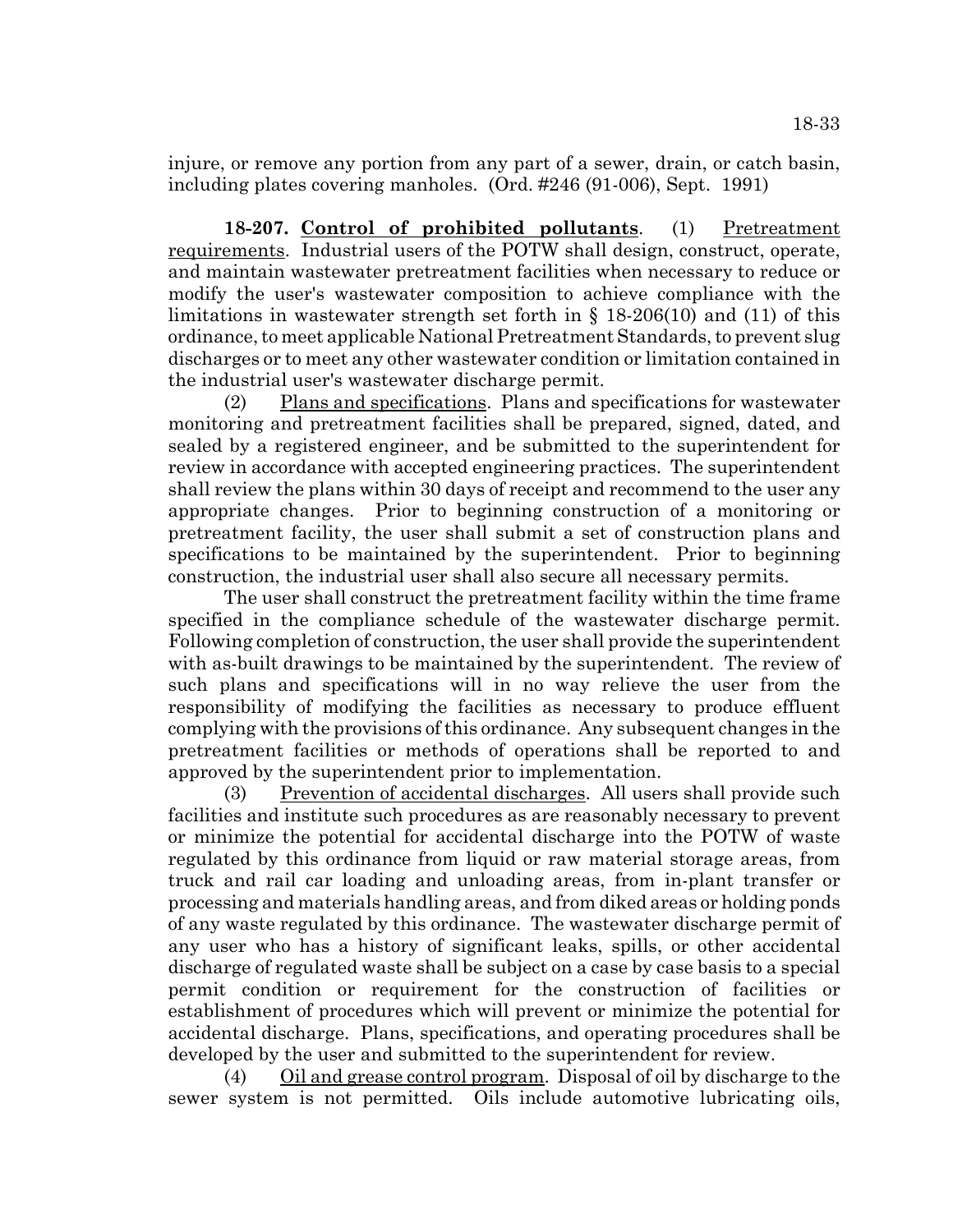injure, or remove any portion from any part of a sewer, drain, or catch basin, including plates covering manholes. (Ord. #246 (91-006), Sept. 1991)

**18-207. Control of prohibited pollutants**. (1) Pretreatment requirements. Industrial users of the POTW shall design, construct, operate, and maintain wastewater pretreatment facilities when necessary to reduce or modify the user's wastewater composition to achieve compliance with the limitations in wastewater strength set forth in § 18-206(10) and (11) of this ordinance, to meet applicable National Pretreatment Standards, to prevent slug discharges or to meet any other wastewater condition or limitation contained in the industrial user's wastewater discharge permit.

(2) Plans and specifications. Plans and specifications for wastewater monitoring and pretreatment facilities shall be prepared, signed, dated, and sealed by a registered engineer, and be submitted to the superintendent for review in accordance with accepted engineering practices. The superintendent shall review the plans within 30 days of receipt and recommend to the user any appropriate changes. Prior to beginning construction of a monitoring or pretreatment facility, the user shall submit a set of construction plans and specifications to be maintained by the superintendent. Prior to beginning construction, the industrial user shall also secure all necessary permits.

The user shall construct the pretreatment facility within the time frame specified in the compliance schedule of the wastewater discharge permit. Following completion of construction, the user shall provide the superintendent with as-built drawings to be maintained by the superintendent. The review of such plans and specifications will in no way relieve the user from the responsibility of modifying the facilities as necessary to produce effluent complying with the provisions of this ordinance. Any subsequent changes in the pretreatment facilities or methods of operations shall be reported to and approved by the superintendent prior to implementation.

(3) Prevention of accidental discharges. All users shall provide such facilities and institute such procedures as are reasonably necessary to prevent or minimize the potential for accidental discharge into the POTW of waste regulated by this ordinance from liquid or raw material storage areas, from truck and rail car loading and unloading areas, from in-plant transfer or processing and materials handling areas, and from diked areas or holding ponds of any waste regulated by this ordinance. The wastewater discharge permit of any user who has a history of significant leaks, spills, or other accidental discharge of regulated waste shall be subject on a case by case basis to a special permit condition or requirement for the construction of facilities or establishment of procedures which will prevent or minimize the potential for accidental discharge. Plans, specifications, and operating procedures shall be developed by the user and submitted to the superintendent for review.

(4) Oil and grease control program. Disposal of oil by discharge to the sewer system is not permitted. Oils include automotive lubricating oils,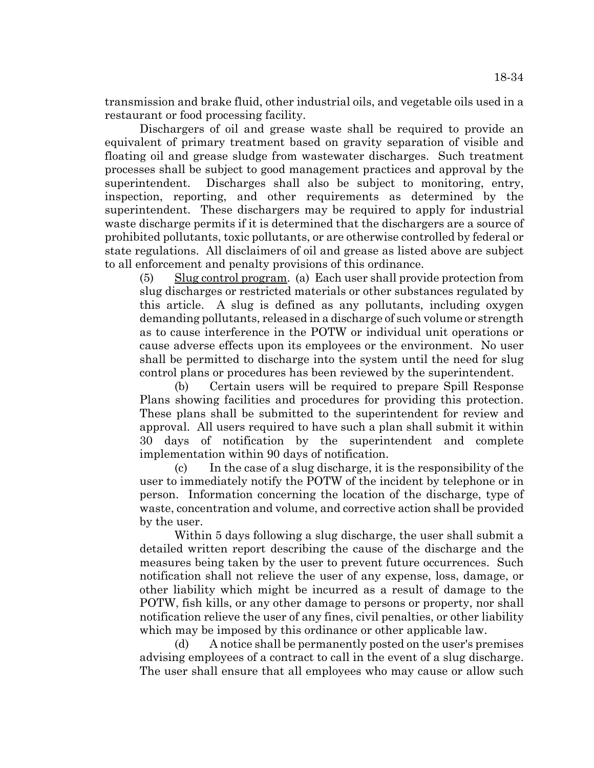transmission and brake fluid, other industrial oils, and vegetable oils used in a restaurant or food processing facility.

Dischargers of oil and grease waste shall be required to provide an equivalent of primary treatment based on gravity separation of visible and floating oil and grease sludge from wastewater discharges. Such treatment processes shall be subject to good management practices and approval by the superintendent. Discharges shall also be subject to monitoring, entry, inspection, reporting, and other requirements as determined by the superintendent. These dischargers may be required to apply for industrial waste discharge permits if it is determined that the dischargers are a source of prohibited pollutants, toxic pollutants, or are otherwise controlled by federal or state regulations. All disclaimers of oil and grease as listed above are subject to all enforcement and penalty provisions of this ordinance.

(5) Slug control program. (a) Each user shall provide protection from slug discharges or restricted materials or other substances regulated by this article. A slug is defined as any pollutants, including oxygen demanding pollutants, released in a discharge of such volume or strength as to cause interference in the POTW or individual unit operations or cause adverse effects upon its employees or the environment. No user shall be permitted to discharge into the system until the need for slug control plans or procedures has been reviewed by the superintendent.

(b) Certain users will be required to prepare Spill Response Plans showing facilities and procedures for providing this protection. These plans shall be submitted to the superintendent for review and approval. All users required to have such a plan shall submit it within 30 days of notification by the superintendent and complete implementation within 90 days of notification.

(c) In the case of a slug discharge, it is the responsibility of the user to immediately notify the POTW of the incident by telephone or in person. Information concerning the location of the discharge, type of waste, concentration and volume, and corrective action shall be provided by the user.

Within 5 days following a slug discharge, the user shall submit a detailed written report describing the cause of the discharge and the measures being taken by the user to prevent future occurrences. Such notification shall not relieve the user of any expense, loss, damage, or other liability which might be incurred as a result of damage to the POTW, fish kills, or any other damage to persons or property, nor shall notification relieve the user of any fines, civil penalties, or other liability which may be imposed by this ordinance or other applicable law.

(d) A notice shall be permanently posted on the user's premises advising employees of a contract to call in the event of a slug discharge. The user shall ensure that all employees who may cause or allow such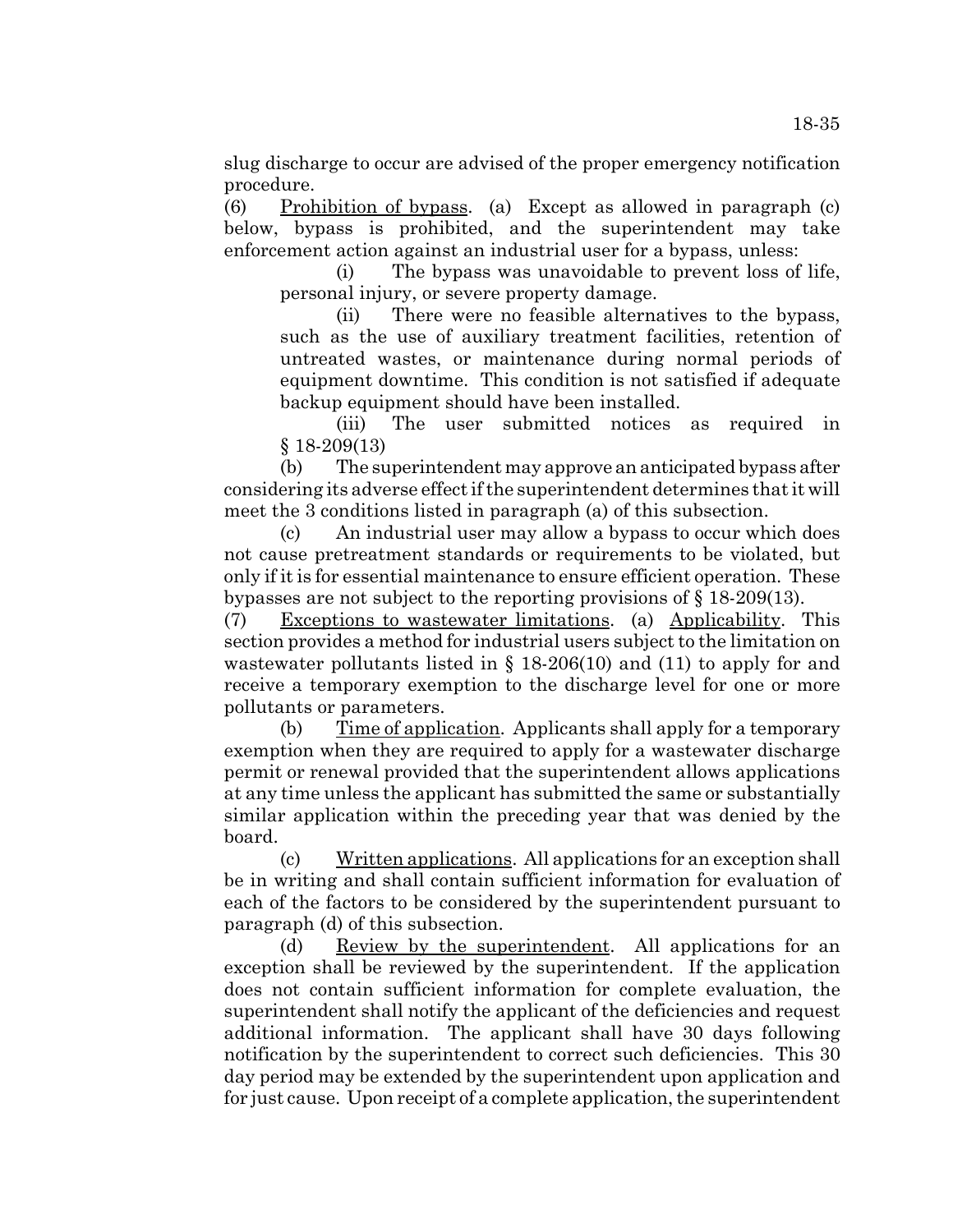slug discharge to occur are advised of the proper emergency notification procedure.

(6) Prohibition of bypass. (a) Except as allowed in paragraph (c) below, bypass is prohibited, and the superintendent may take enforcement action against an industrial user for a bypass, unless:

(i) The bypass was unavoidable to prevent loss of life, personal injury, or severe property damage.

(ii) There were no feasible alternatives to the bypass, such as the use of auxiliary treatment facilities, retention of untreated wastes, or maintenance during normal periods of equipment downtime. This condition is not satisfied if adequate backup equipment should have been installed.

(iii) The user submitted notices as required in § 18-209(13)

(b) The superintendent may approve an anticipated bypass after considering its adverse effect if the superintendent determines that it will meet the 3 conditions listed in paragraph (a) of this subsection.

(c) An industrial user may allow a bypass to occur which does not cause pretreatment standards or requirements to be violated, but only if it is for essential maintenance to ensure efficient operation. These bypasses are not subject to the reporting provisions of § 18-209(13).

(7) Exceptions to wastewater limitations. (a) Applicability. This section provides a method for industrial users subject to the limitation on wastewater pollutants listed in § 18-206(10) and (11) to apply for and receive a temporary exemption to the discharge level for one or more pollutants or parameters.

(b) Time of application. Applicants shall apply for a temporary exemption when they are required to apply for a wastewater discharge permit or renewal provided that the superintendent allows applications at any time unless the applicant has submitted the same or substantially similar application within the preceding year that was denied by the board.

(c) Written applications. All applications for an exception shall be in writing and shall contain sufficient information for evaluation of each of the factors to be considered by the superintendent pursuant to paragraph (d) of this subsection.

(d) Review by the superintendent. All applications for an exception shall be reviewed by the superintendent. If the application does not contain sufficient information for complete evaluation, the superintendent shall notify the applicant of the deficiencies and request additional information. The applicant shall have 30 days following notification by the superintendent to correct such deficiencies. This 30 day period may be extended by the superintendent upon application and for just cause. Upon receipt of a complete application, the superintendent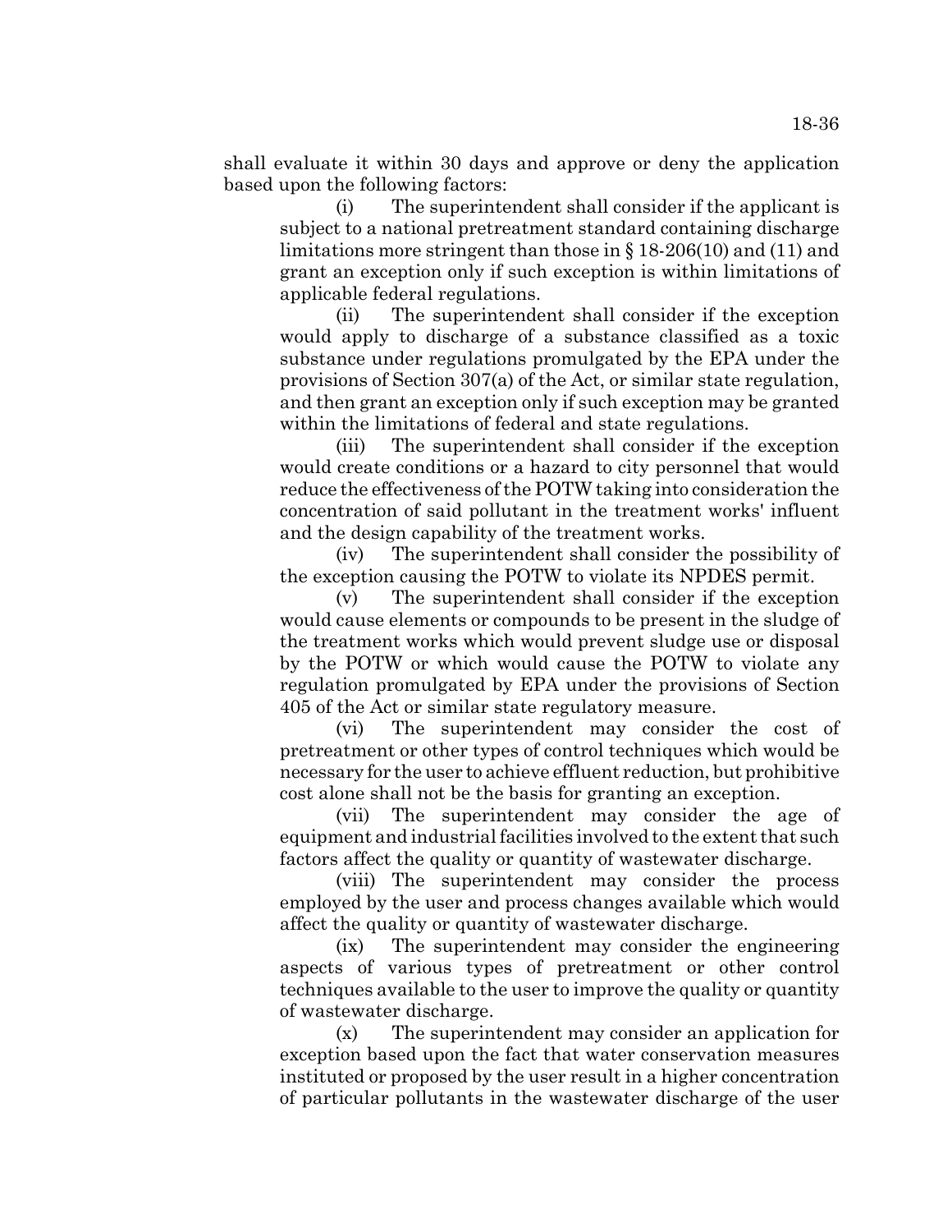shall evaluate it within 30 days and approve or deny the application based upon the following factors:

(i) The superintendent shall consider if the applicant is subject to a national pretreatment standard containing discharge limitations more stringent than those in § 18-206(10) and (11) and grant an exception only if such exception is within limitations of applicable federal regulations.

(ii) The superintendent shall consider if the exception would apply to discharge of a substance classified as a toxic substance under regulations promulgated by the EPA under the provisions of Section 307(a) of the Act, or similar state regulation, and then grant an exception only if such exception may be granted within the limitations of federal and state regulations.

(iii) The superintendent shall consider if the exception would create conditions or a hazard to city personnel that would reduce the effectiveness of the POTW taking into consideration the concentration of said pollutant in the treatment works' influent and the design capability of the treatment works.

(iv) The superintendent shall consider the possibility of the exception causing the POTW to violate its NPDES permit.

(v) The superintendent shall consider if the exception would cause elements or compounds to be present in the sludge of the treatment works which would prevent sludge use or disposal by the POTW or which would cause the POTW to violate any regulation promulgated by EPA under the provisions of Section 405 of the Act or similar state regulatory measure.

(vi) The superintendent may consider the cost of pretreatment or other types of control techniques which would be necessary for the user to achieve effluent reduction, but prohibitive cost alone shall not be the basis for granting an exception.

(vii) The superintendent may consider the age of equipment and industrial facilities involved to the extent that such factors affect the quality or quantity of wastewater discharge.

(viii) The superintendent may consider the process employed by the user and process changes available which would affect the quality or quantity of wastewater discharge.

(ix) The superintendent may consider the engineering aspects of various types of pretreatment or other control techniques available to the user to improve the quality or quantity of wastewater discharge.

(x) The superintendent may consider an application for exception based upon the fact that water conservation measures instituted or proposed by the user result in a higher concentration of particular pollutants in the wastewater discharge of the user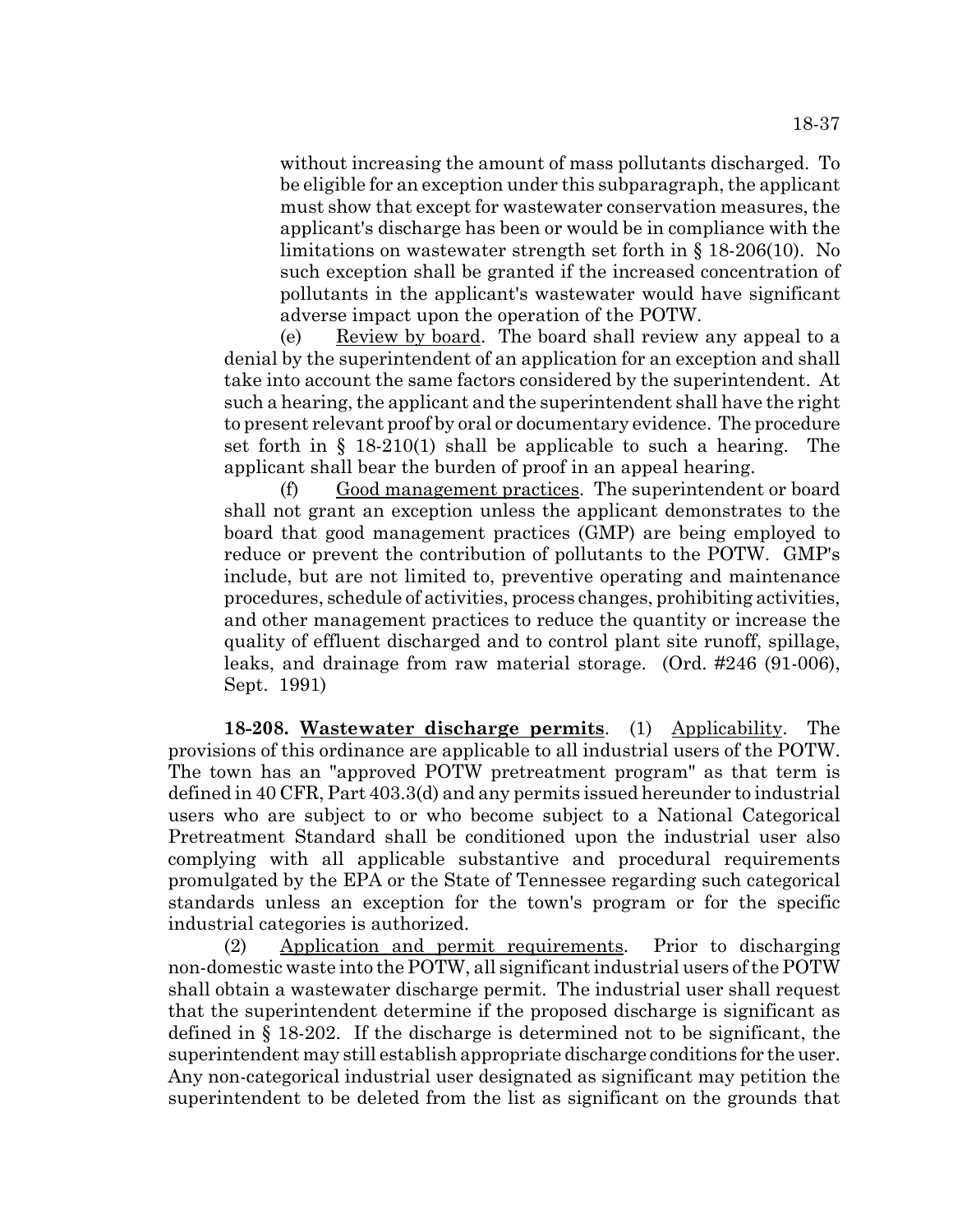without increasing the amount of mass pollutants discharged. To be eligible for an exception under this subparagraph, the applicant must show that except for wastewater conservation measures, the applicant's discharge has been or would be in compliance with the limitations on wastewater strength set forth in § 18-206(10). No such exception shall be granted if the increased concentration of pollutants in the applicant's wastewater would have significant adverse impact upon the operation of the POTW.

(e) Review by board. The board shall review any appeal to a denial by the superintendent of an application for an exception and shall take into account the same factors considered by the superintendent. At such a hearing, the applicant and the superintendent shall have the right to present relevant proof by oral or documentary evidence. The procedure set forth in § 18-210(1) shall be applicable to such a hearing. The applicant shall bear the burden of proof in an appeal hearing.

(f) Good management practices. The superintendent or board shall not grant an exception unless the applicant demonstrates to the board that good management practices (GMP) are being employed to reduce or prevent the contribution of pollutants to the POTW. GMP's include, but are not limited to, preventive operating and maintenance procedures, schedule of activities, process changes, prohibiting activities, and other management practices to reduce the quantity or increase the quality of effluent discharged and to control plant site runoff, spillage, leaks, and drainage from raw material storage. (Ord. #246 (91-006), Sept. 1991)

**18-208. Wastewater discharge permits**. (1) Applicability. The provisions of this ordinance are applicable to all industrial users of the POTW. The town has an "approved POTW pretreatment program" as that term is defined in 40 CFR, Part 403.3(d) and any permits issued hereunder to industrial users who are subject to or who become subject to a National Categorical Pretreatment Standard shall be conditioned upon the industrial user also complying with all applicable substantive and procedural requirements promulgated by the EPA or the State of Tennessee regarding such categorical standards unless an exception for the town's program or for the specific industrial categories is authorized.

(2) Application and permit requirements. Prior to discharging non-domestic waste into the POTW, all significant industrial users of the POTW shall obtain a wastewater discharge permit. The industrial user shall request that the superintendent determine if the proposed discharge is significant as defined in § 18-202. If the discharge is determined not to be significant, the superintendent may still establish appropriate discharge conditions for the user. Any non-categorical industrial user designated as significant may petition the superintendent to be deleted from the list as significant on the grounds that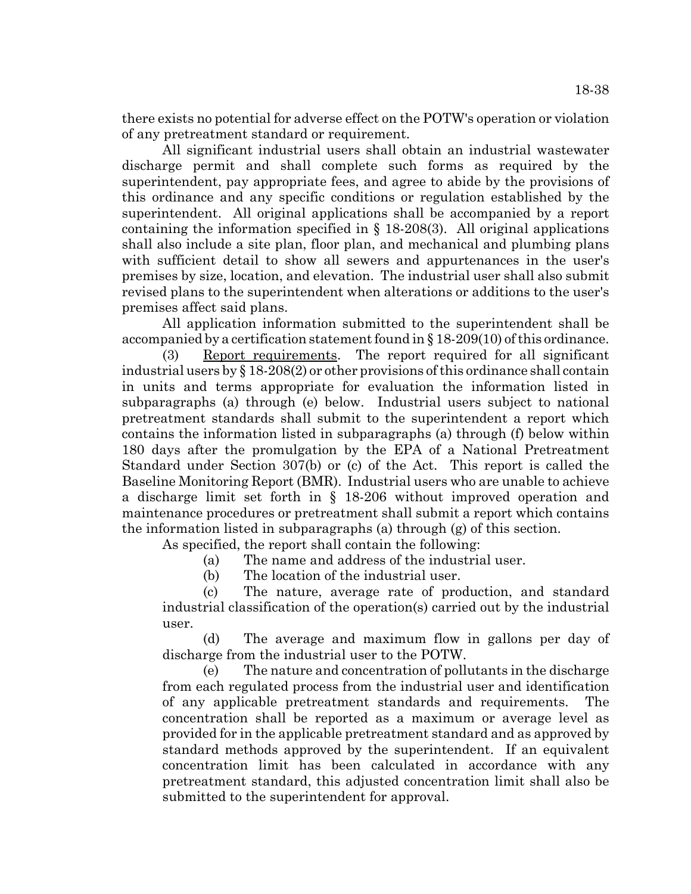there exists no potential for adverse effect on the POTW's operation or violation of any pretreatment standard or requirement.

All significant industrial users shall obtain an industrial wastewater discharge permit and shall complete such forms as required by the superintendent, pay appropriate fees, and agree to abide by the provisions of this ordinance and any specific conditions or regulation established by the superintendent. All original applications shall be accompanied by a report containing the information specified in § 18-208(3). All original applications shall also include a site plan, floor plan, and mechanical and plumbing plans with sufficient detail to show all sewers and appurtenances in the user's premises by size, location, and elevation. The industrial user shall also submit revised plans to the superintendent when alterations or additions to the user's premises affect said plans.

All application information submitted to the superintendent shall be accompanied by a certification statement found in § 18-209(10) of this ordinance.

(3) Report requirements. The report required for all significant industrial users by § 18-208(2) or other provisions of this ordinance shall contain in units and terms appropriate for evaluation the information listed in subparagraphs (a) through (e) below. Industrial users subject to national pretreatment standards shall submit to the superintendent a report which contains the information listed in subparagraphs (a) through (f) below within 180 days after the promulgation by the EPA of a National Pretreatment Standard under Section 307(b) or (c) of the Act. This report is called the Baseline Monitoring Report (BMR). Industrial users who are unable to achieve a discharge limit set forth in § 18-206 without improved operation and maintenance procedures or pretreatment shall submit a report which contains the information listed in subparagraphs (a) through (g) of this section.

As specified, the report shall contain the following:

(a) The name and address of the industrial user.

(b) The location of the industrial user.

(c) The nature, average rate of production, and standard industrial classification of the operation(s) carried out by the industrial user.

(d) The average and maximum flow in gallons per day of discharge from the industrial user to the POTW.

(e) The nature and concentration of pollutants in the discharge from each regulated process from the industrial user and identification of any applicable pretreatment standards and requirements. The concentration shall be reported as a maximum or average level as provided for in the applicable pretreatment standard and as approved by standard methods approved by the superintendent. If an equivalent concentration limit has been calculated in accordance with any pretreatment standard, this adjusted concentration limit shall also be submitted to the superintendent for approval.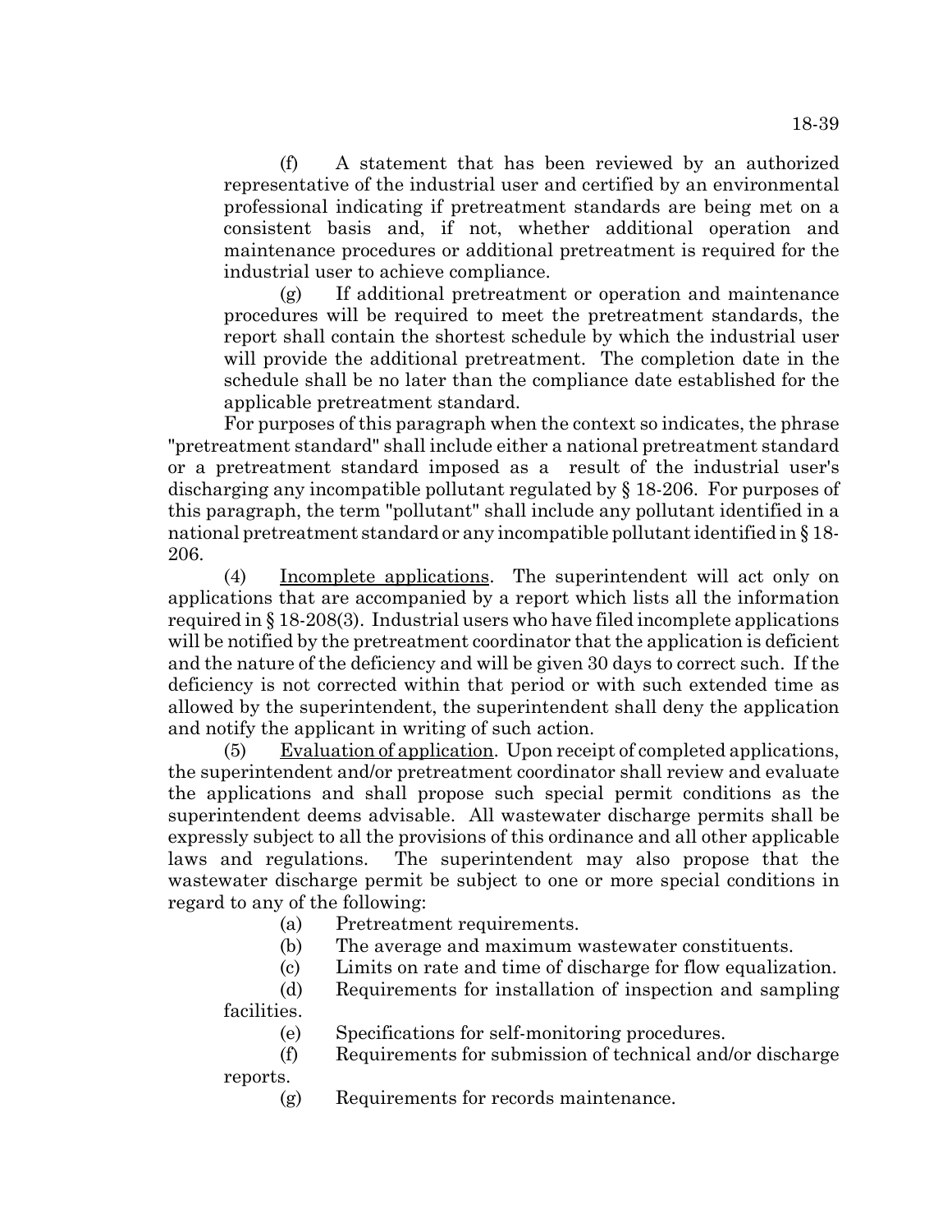(f) A statement that has been reviewed by an authorized representative of the industrial user and certified by an environmental professional indicating if pretreatment standards are being met on a consistent basis and, if not, whether additional operation and maintenance procedures or additional pretreatment is required for the industrial user to achieve compliance.

(g) If additional pretreatment or operation and maintenance procedures will be required to meet the pretreatment standards, the report shall contain the shortest schedule by which the industrial user will provide the additional pretreatment. The completion date in the schedule shall be no later than the compliance date established for the applicable pretreatment standard.

For purposes of this paragraph when the context so indicates, the phrase "pretreatment standard" shall include either a national pretreatment standard or a pretreatment standard imposed as a result of the industrial user's discharging any incompatible pollutant regulated by § 18-206. For purposes of this paragraph, the term "pollutant" shall include any pollutant identified in a national pretreatment standard or any incompatible pollutant identified in § 18-206.

(4) Incomplete applications. The superintendent will act only on applications that are accompanied by a report which lists all the information required in § 18-208(3). Industrial users who have filed incomplete applications will be notified by the pretreatment coordinator that the application is deficient and the nature of the deficiency and will be given 30 days to correct such. If the deficiency is not corrected within that period or with such extended time as allowed by the superintendent, the superintendent shall deny the application and notify the applicant in writing of such action.

(5) Evaluation of application. Upon receipt of completed applications, the superintendent and/or pretreatment coordinator shall review and evaluate the applications and shall propose such special permit conditions as the superintendent deems advisable. All wastewater discharge permits shall be expressly subject to all the provisions of this ordinance and all other applicable laws and regulations. The superintendent may also propose that the wastewater discharge permit be subject to one or more special conditions in regard to any of the following:

(a) Pretreatment requirements.

(b) The average and maximum wastewater constituents.

(c) Limits on rate and time of discharge for flow equalization.

(d) Requirements for installation of inspection and sampling facilities.

(e) Specifications for self-monitoring procedures.

(f) Requirements for submission of technical and/or discharge reports.

(g) Requirements for records maintenance.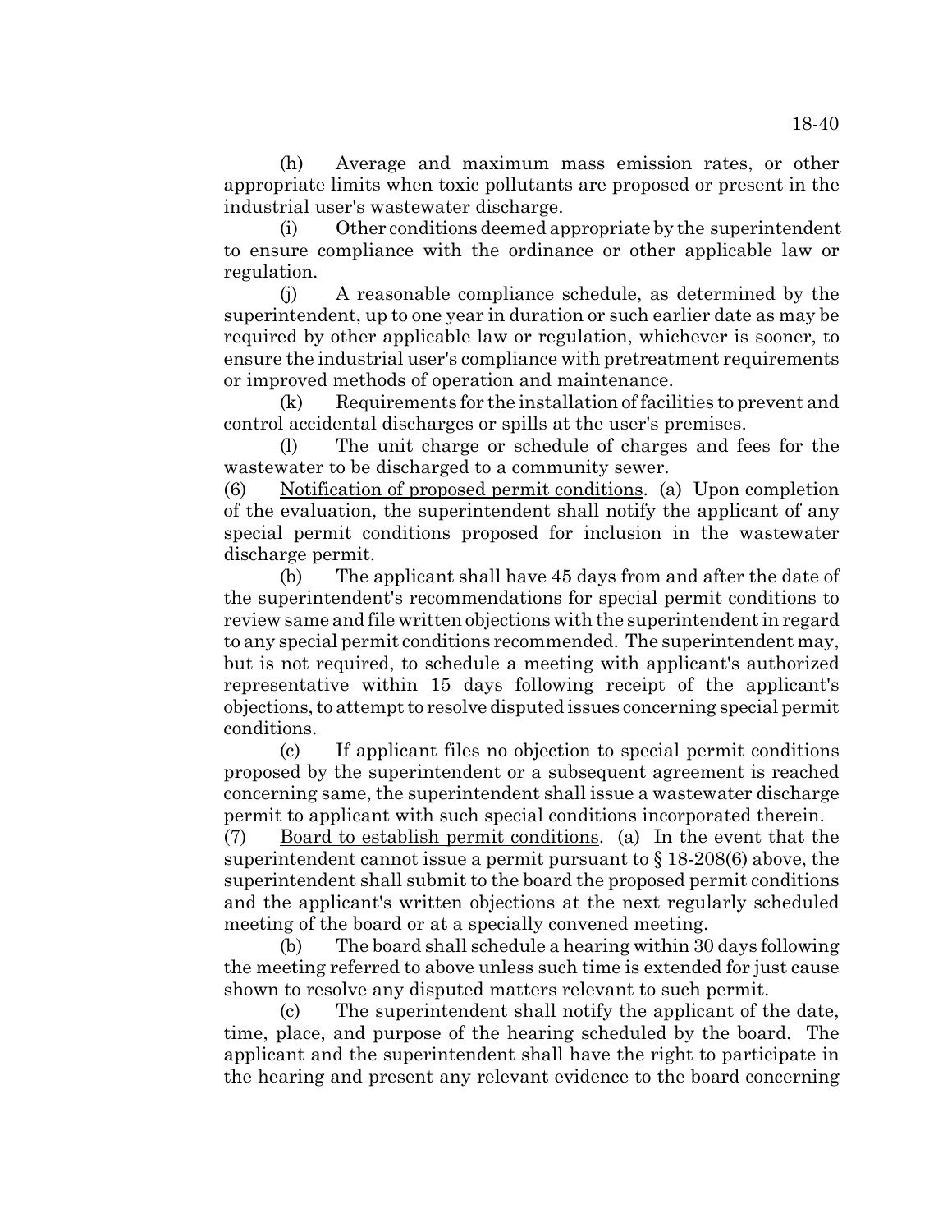(h) Average and maximum mass emission rates, or other appropriate limits when toxic pollutants are proposed or present in the industrial user's wastewater discharge.

(i) Other conditions deemed appropriate by the superintendent to ensure compliance with the ordinance or other applicable law or regulation.

(j) A reasonable compliance schedule, as determined by the superintendent, up to one year in duration or such earlier date as may be required by other applicable law or regulation, whichever is sooner, to ensure the industrial user's compliance with pretreatment requirements or improved methods of operation and maintenance.

(k) Requirements for the installation of facilities to prevent and control accidental discharges or spills at the user's premises.

(l) The unit charge or schedule of charges and fees for the wastewater to be discharged to a community sewer.

(6) Notification of proposed permit conditions. (a) Upon completion of the evaluation, the superintendent shall notify the applicant of any special permit conditions proposed for inclusion in the wastewater discharge permit.

(b) The applicant shall have 45 days from and after the date of the superintendent's recommendations for special permit conditions to review same and file written objections with the superintendent in regard to any special permit conditions recommended. The superintendent may, but is not required, to schedule a meeting with applicant's authorized representative within 15 days following receipt of the applicant's objections, to attempt to resolve disputed issues concerning special permit conditions.

(c) If applicant files no objection to special permit conditions proposed by the superintendent or a subsequent agreement is reached concerning same, the superintendent shall issue a wastewater discharge permit to applicant with such special conditions incorporated therein.

(7) Board to establish permit conditions. (a) In the event that the superintendent cannot issue a permit pursuant to § 18-208(6) above, the superintendent shall submit to the board the proposed permit conditions and the applicant's written objections at the next regularly scheduled meeting of the board or at a specially convened meeting.

(b) The board shall schedule a hearing within 30 days following the meeting referred to above unless such time is extended for just cause shown to resolve any disputed matters relevant to such permit.

(c) The superintendent shall notify the applicant of the date, time, place, and purpose of the hearing scheduled by the board. The applicant and the superintendent shall have the right to participate in the hearing and present any relevant evidence to the board concerning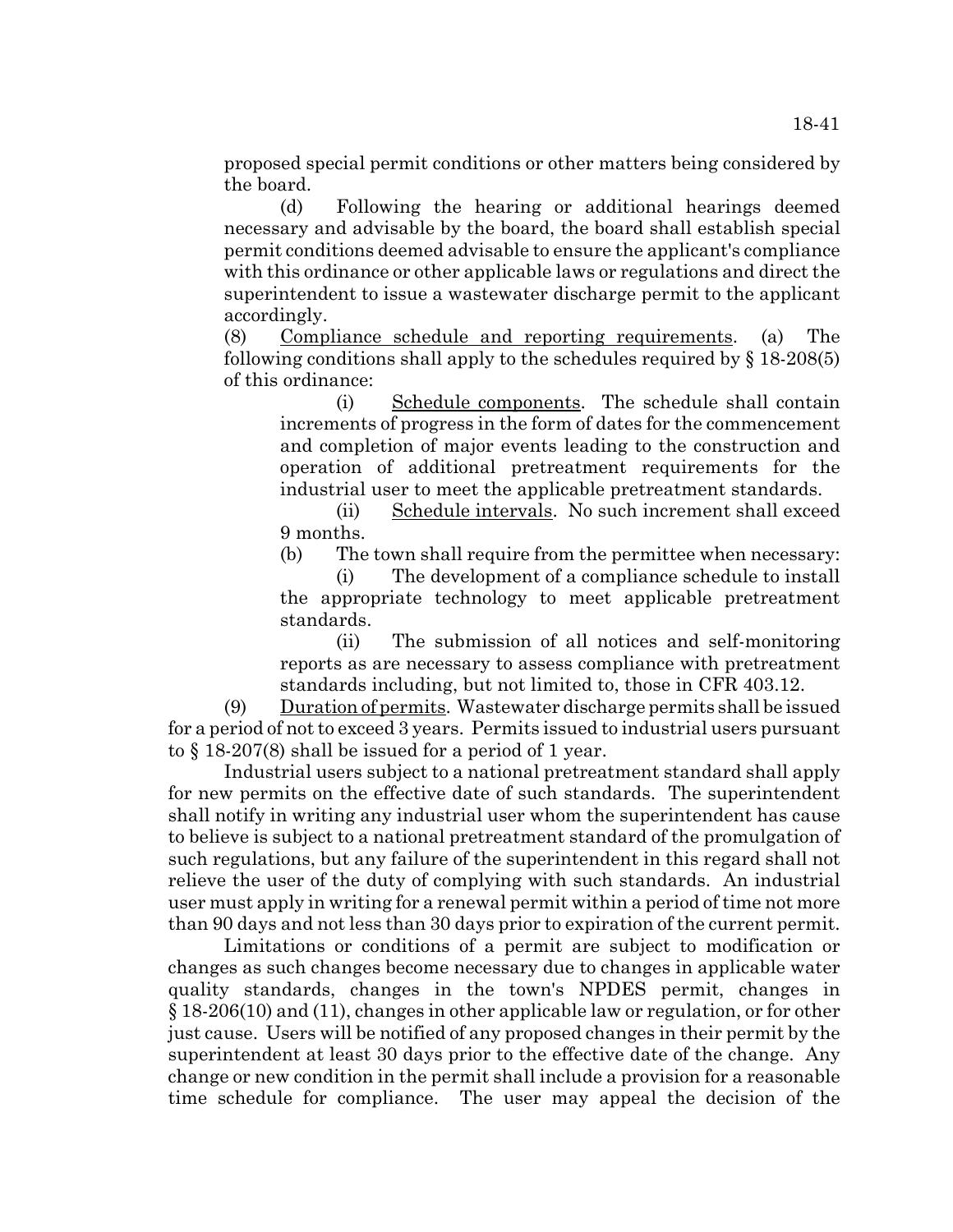proposed special permit conditions or other matters being considered by the board.

(d) Following the hearing or additional hearings deemed necessary and advisable by the board, the board shall establish special permit conditions deemed advisable to ensure the applicant's compliance with this ordinance or other applicable laws or regulations and direct the superintendent to issue a wastewater discharge permit to the applicant accordingly.

(8) Compliance schedule and reporting requirements. (a) The following conditions shall apply to the schedules required by § 18-208(5) of this ordinance:

(i) Schedule components. The schedule shall contain increments of progress in the form of dates for the commencement and completion of major events leading to the construction and operation of additional pretreatment requirements for the industrial user to meet the applicable pretreatment standards.

(ii) Schedule intervals. No such increment shall exceed 9 months.

(b) The town shall require from the permittee when necessary:

(i) The development of a compliance schedule to install the appropriate technology to meet applicable pretreatment standards.

(ii) The submission of all notices and self-monitoring reports as are necessary to assess compliance with pretreatment standards including, but not limited to, those in CFR 403.12.

(9) Duration of permits. Wastewater discharge permits shall be issued for a period of not to exceed 3 years. Permits issued to industrial users pursuant to § 18-207(8) shall be issued for a period of 1 year.

Industrial users subject to a national pretreatment standard shall apply for new permits on the effective date of such standards. The superintendent shall notify in writing any industrial user whom the superintendent has cause to believe is subject to a national pretreatment standard of the promulgation of such regulations, but any failure of the superintendent in this regard shall not relieve the user of the duty of complying with such standards. An industrial user must apply in writing for a renewal permit within a period of time not more than 90 days and not less than 30 days prior to expiration of the current permit.

Limitations or conditions of a permit are subject to modification or changes as such changes become necessary due to changes in applicable water quality standards, changes in the town's NPDES permit, changes in § 18-206(10) and (11), changes in other applicable law or regulation, or for other just cause. Users will be notified of any proposed changes in their permit by the superintendent at least 30 days prior to the effective date of the change. Any change or new condition in the permit shall include a provision for a reasonable time schedule for compliance. The user may appeal the decision of the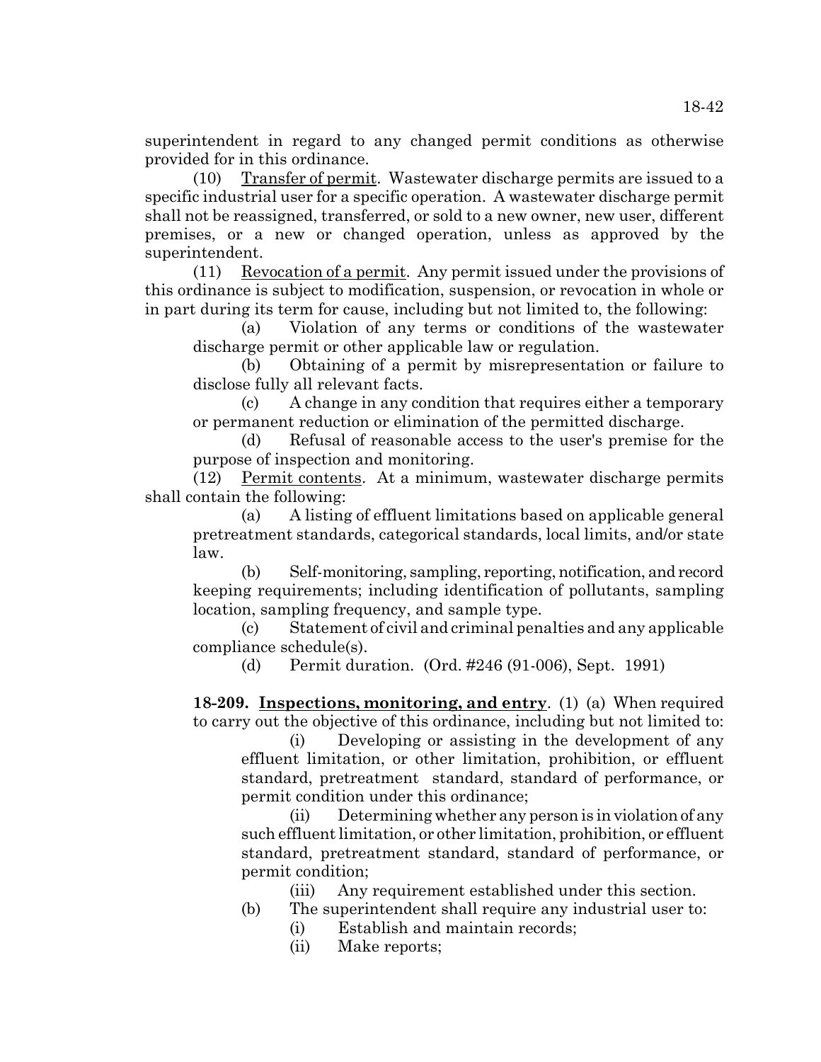superintendent in regard to any changed permit conditions as otherwise provided for in this ordinance.

(10) Transfer of permit. Wastewater discharge permits are issued to a specific industrial user for a specific operation. A wastewater discharge permit shall not be reassigned, transferred, or sold to a new owner, new user, different premises, or a new or changed operation, unless as approved by the superintendent.

(11) Revocation of a permit. Any permit issued under the provisions of this ordinance is subject to modification, suspension, or revocation in whole or in part during its term for cause, including but not limited to, the following:

(a) Violation of any terms or conditions of the wastewater discharge permit or other applicable law or regulation.

(b) Obtaining of a permit by misrepresentation or failure to disclose fully all relevant facts.

(c) A change in any condition that requires either a temporary or permanent reduction or elimination of the permitted discharge.

(d) Refusal of reasonable access to the user's premise for the purpose of inspection and monitoring.

(12) Permit contents. At a minimum, wastewater discharge permits shall contain the following:

(a) A listing of effluent limitations based on applicable general pretreatment standards, categorical standards, local limits, and/or state law.

(b) Self-monitoring, sampling, reporting, notification, and record keeping requirements; including identification of pollutants, sampling location, sampling frequency, and sample type.

(c) Statement of civil and criminal penalties and any applicable compliance schedule(s).

(d) Permit duration. (Ord. #246 (91-006), Sept. 1991)

**18-209. Inspections, monitoring, and entry**. (1) (a) When required to carry out the objective of this ordinance, including but not limited to:

(i) Developing or assisting in the development of any effluent limitation, or other limitation, prohibition, or effluent standard, pretreatment standard, standard of performance, or permit condition under this ordinance;

(ii) Determining whether any person is in violation of any such effluent limitation, or other limitation, prohibition, or effluent standard, pretreatment standard, standard of performance, or permit condition;

(iii) Any requirement established under this section.

(b) The superintendent shall require any industrial user to:

(i) Establish and maintain records;

(ii) Make reports;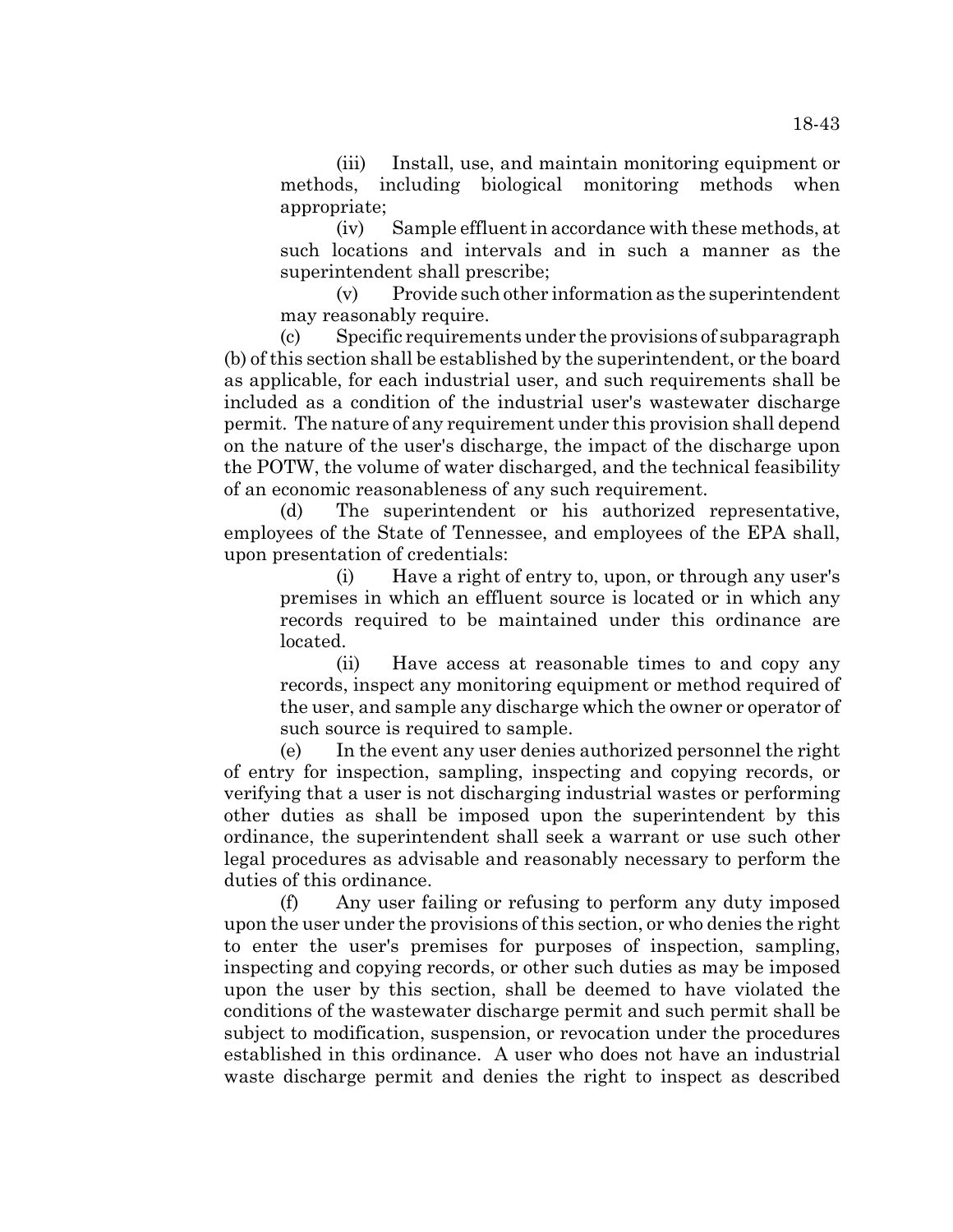(iii) Install, use, and maintain monitoring equipment or methods, including biological monitoring methods when appropriate;

(iv) Sample effluent in accordance with these methods, at such locations and intervals and in such a manner as the superintendent shall prescribe;

(v) Provide such other information as the superintendent may reasonably require.

(c) Specific requirements under the provisions of subparagraph (b) of this section shall be established by the superintendent, or the board as applicable, for each industrial user, and such requirements shall be included as a condition of the industrial user's wastewater discharge permit. The nature of any requirement under this provision shall depend on the nature of the user's discharge, the impact of the discharge upon the POTW, the volume of water discharged, and the technical feasibility of an economic reasonableness of any such requirement.

(d) The superintendent or his authorized representative, employees of the State of Tennessee, and employees of the EPA shall, upon presentation of credentials:

(i) Have a right of entry to, upon, or through any user's premises in which an effluent source is located or in which any records required to be maintained under this ordinance are located.

(ii) Have access at reasonable times to and copy any records, inspect any monitoring equipment or method required of the user, and sample any discharge which the owner or operator of such source is required to sample.

(e) In the event any user denies authorized personnel the right of entry for inspection, sampling, inspecting and copying records, or verifying that a user is not discharging industrial wastes or performing other duties as shall be imposed upon the superintendent by this ordinance, the superintendent shall seek a warrant or use such other legal procedures as advisable and reasonably necessary to perform the duties of this ordinance.

(f) Any user failing or refusing to perform any duty imposed upon the user under the provisions of this section, or who denies the right to enter the user's premises for purposes of inspection, sampling, inspecting and copying records, or other such duties as may be imposed upon the user by this section, shall be deemed to have violated the conditions of the wastewater discharge permit and such permit shall be subject to modification, suspension, or revocation under the procedures established in this ordinance. A user who does not have an industrial waste discharge permit and denies the right to inspect as described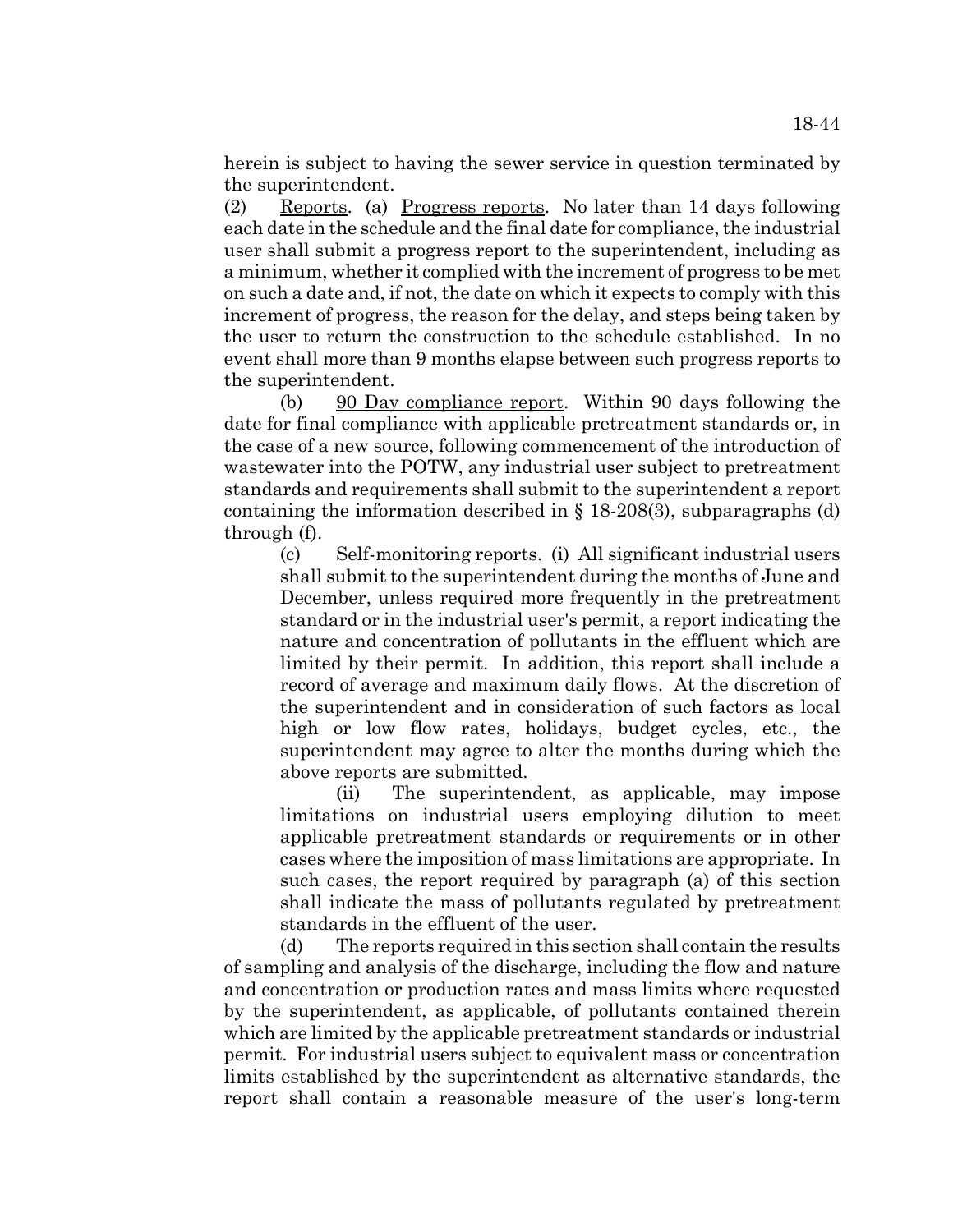herein is subject to having the sewer service in question terminated by the superintendent.

(2) Reports. (a) Progress reports. No later than 14 days following each date in the schedule and the final date for compliance, the industrial user shall submit a progress report to the superintendent, including as a minimum, whether it complied with the increment of progress to be met on such a date and, if not, the date on which it expects to comply with this increment of progress, the reason for the delay, and steps being taken by the user to return the construction to the schedule established. In no event shall more than 9 months elapse between such progress reports to the superintendent.

(b) 90 Day compliance report. Within 90 days following the date for final compliance with applicable pretreatment standards or, in the case of a new source, following commencement of the introduction of wastewater into the POTW, any industrial user subject to pretreatment standards and requirements shall submit to the superintendent a report containing the information described in § 18-208(3), subparagraphs (d) through (f).

(c) Self-monitoring reports. (i) All significant industrial users shall submit to the superintendent during the months of June and December, unless required more frequently in the pretreatment standard or in the industrial user's permit, a report indicating the nature and concentration of pollutants in the effluent which are limited by their permit. In addition, this report shall include a record of average and maximum daily flows. At the discretion of the superintendent and in consideration of such factors as local high or low flow rates, holidays, budget cycles, etc., the superintendent may agree to alter the months during which the above reports are submitted.

(ii) The superintendent, as applicable, may impose limitations on industrial users employing dilution to meet applicable pretreatment standards or requirements or in other cases where the imposition of mass limitations are appropriate. In such cases, the report required by paragraph (a) of this section shall indicate the mass of pollutants regulated by pretreatment standards in the effluent of the user.

(d) The reports required in this section shall contain the results of sampling and analysis of the discharge, including the flow and nature and concentration or production rates and mass limits where requested by the superintendent, as applicable, of pollutants contained therein which are limited by the applicable pretreatment standards or industrial permit. For industrial users subject to equivalent mass or concentration limits established by the superintendent as alternative standards, the report shall contain a reasonable measure of the user's long-term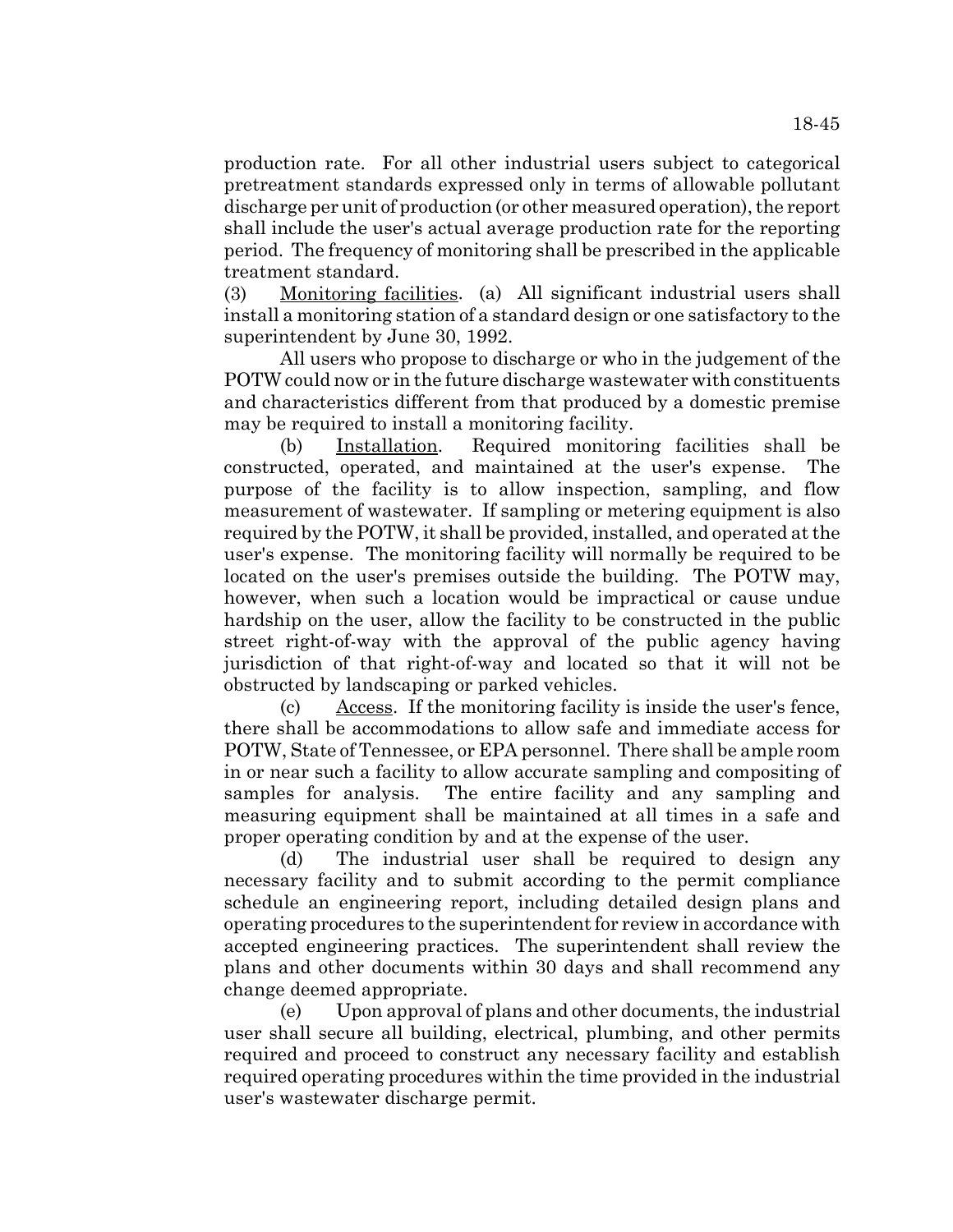production rate. For all other industrial users subject to categorical pretreatment standards expressed only in terms of allowable pollutant discharge per unit of production (or other measured operation), the report shall include the user's actual average production rate for the reporting period. The frequency of monitoring shall be prescribed in the applicable treatment standard.

(3) Monitoring facilities. (a) All significant industrial users shall install a monitoring station of a standard design or one satisfactory to the superintendent by June 30, 1992.

All users who propose to discharge or who in the judgement of the POTW could now or in the future discharge wastewater with constituents and characteristics different from that produced by a domestic premise may be required to install a monitoring facility.

(b) Installation. Required monitoring facilities shall be constructed, operated, and maintained at the user's expense. The purpose of the facility is to allow inspection, sampling, and flow measurement of wastewater. If sampling or metering equipment is also required by the POTW, it shall be provided, installed, and operated at the user's expense. The monitoring facility will normally be required to be located on the user's premises outside the building. The POTW may, however, when such a location would be impractical or cause undue hardship on the user, allow the facility to be constructed in the public street right-of-way with the approval of the public agency having jurisdiction of that right-of-way and located so that it will not be obstructed by landscaping or parked vehicles.

(c) Access. If the monitoring facility is inside the user's fence, there shall be accommodations to allow safe and immediate access for POTW, State of Tennessee, or EPA personnel. There shall be ample room in or near such a facility to allow accurate sampling and compositing of samples for analysis. The entire facility and any sampling and measuring equipment shall be maintained at all times in a safe and proper operating condition by and at the expense of the user.

(d) The industrial user shall be required to design any necessary facility and to submit according to the permit compliance schedule an engineering report, including detailed design plans and operating procedures to the superintendent for review in accordance with accepted engineering practices. The superintendent shall review the plans and other documents within 30 days and shall recommend any change deemed appropriate.

(e) Upon approval of plans and other documents, the industrial user shall secure all building, electrical, plumbing, and other permits required and proceed to construct any necessary facility and establish required operating procedures within the time provided in the industrial user's wastewater discharge permit.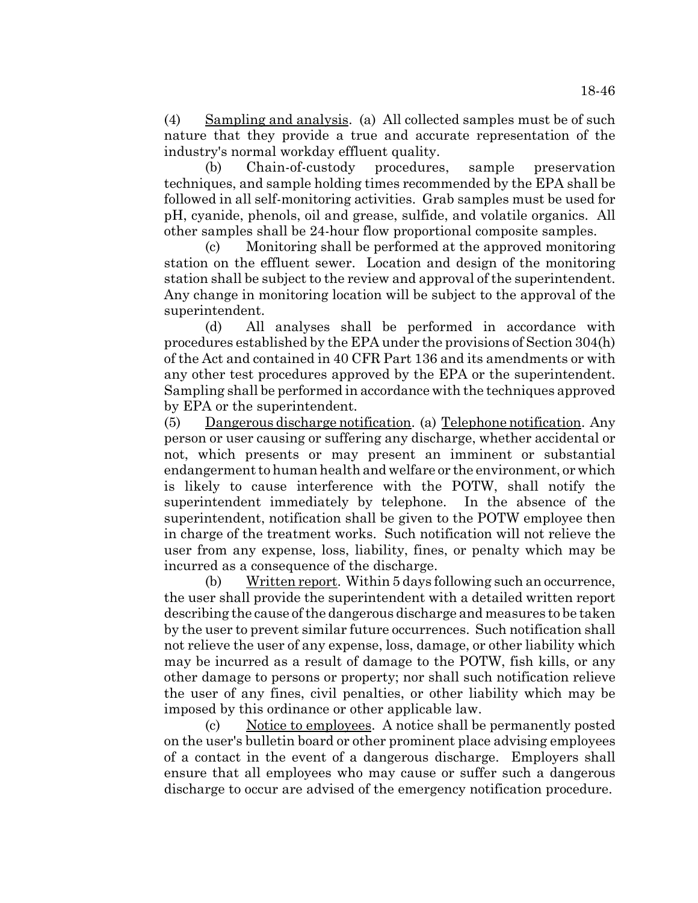(4) Sampling and analysis. (a) All collected samples must be of such nature that they provide a true and accurate representation of the industry's normal workday effluent quality.

(b) Chain-of-custody procedures, sample preservation techniques, and sample holding times recommended by the EPA shall be followed in all self-monitoring activities. Grab samples must be used for pH, cyanide, phenols, oil and grease, sulfide, and volatile organics. All other samples shall be 24-hour flow proportional composite samples.

(c) Monitoring shall be performed at the approved monitoring station on the effluent sewer. Location and design of the monitoring station shall be subject to the review and approval of the superintendent. Any change in monitoring location will be subject to the approval of the superintendent.

(d) All analyses shall be performed in accordance with procedures established by the EPA under the provisions of Section 304(h) of the Act and contained in 40 CFR Part 136 and its amendments or with any other test procedures approved by the EPA or the superintendent. Sampling shall be performed in accordance with the techniques approved by EPA or the superintendent.

(5) Dangerous discharge notification. (a) Telephone notification. Any person or user causing or suffering any discharge, whether accidental or not, which presents or may present an imminent or substantial endangerment to human health and welfare or the environment, or which is likely to cause interference with the POTW, shall notify the superintendent immediately by telephone. In the absence of the superintendent, notification shall be given to the POTW employee then in charge of the treatment works. Such notification will not relieve the user from any expense, loss, liability, fines, or penalty which may be incurred as a consequence of the discharge.

(b) Written report. Within 5 days following such an occurrence, the user shall provide the superintendent with a detailed written report describing the cause of the dangerous discharge and measures to be taken by the user to prevent similar future occurrences. Such notification shall not relieve the user of any expense, loss, damage, or other liability which may be incurred as a result of damage to the POTW, fish kills, or any other damage to persons or property; nor shall such notification relieve the user of any fines, civil penalties, or other liability which may be imposed by this ordinance or other applicable law.

(c) Notice to employees. A notice shall be permanently posted on the user's bulletin board or other prominent place advising employees of a contact in the event of a dangerous discharge. Employers shall ensure that all employees who may cause or suffer such a dangerous discharge to occur are advised of the emergency notification procedure.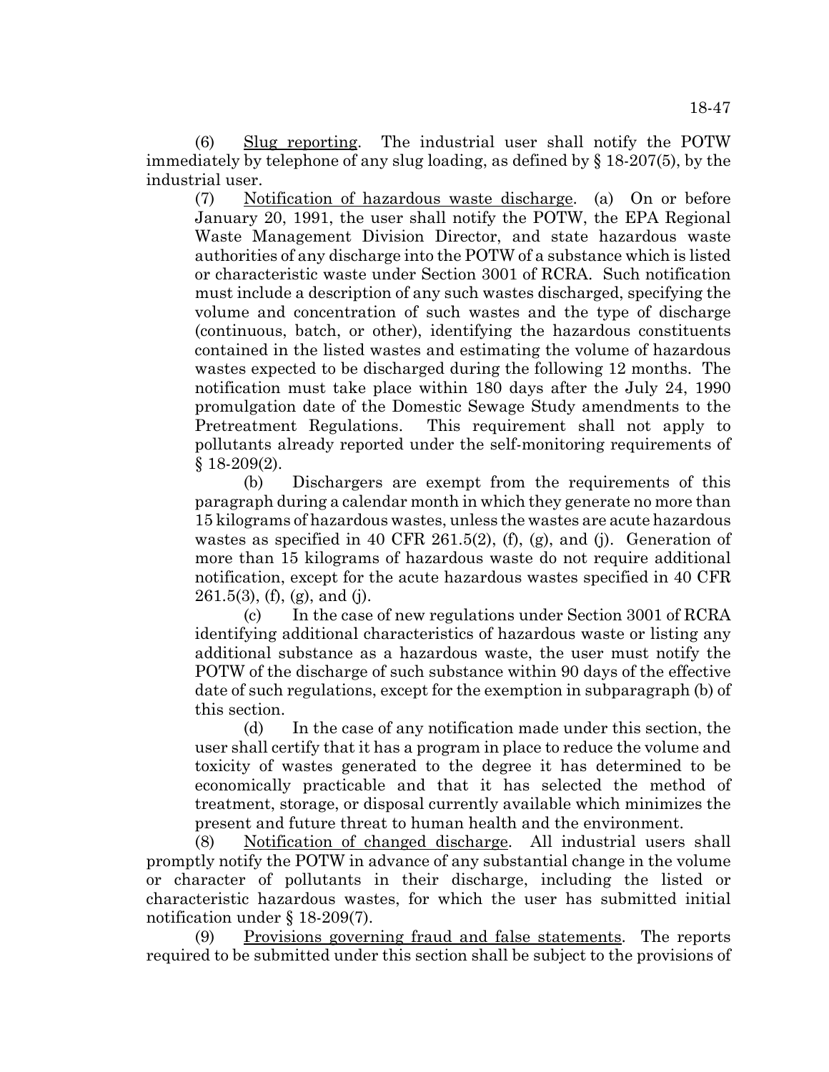(6) Slug reporting. The industrial user shall notify the POTW immediately by telephone of any slug loading, as defined by § 18-207(5), by the industrial user.

(7) Notification of hazardous waste discharge. (a) On or before January 20, 1991, the user shall notify the POTW, the EPA Regional Waste Management Division Director, and state hazardous waste authorities of any discharge into the POTW of a substance which is listed or characteristic waste under Section 3001 of RCRA. Such notification must include a description of any such wastes discharged, specifying the volume and concentration of such wastes and the type of discharge (continuous, batch, or other), identifying the hazardous constituents contained in the listed wastes and estimating the volume of hazardous wastes expected to be discharged during the following 12 months. The notification must take place within 180 days after the July 24, 1990 promulgation date of the Domestic Sewage Study amendments to the Pretreatment Regulations. This requirement shall not apply to pollutants already reported under the self-monitoring requirements of § 18-209(2).

(b) Dischargers are exempt from the requirements of this paragraph during a calendar month in which they generate no more than 15 kilograms of hazardous wastes, unless the wastes are acute hazardous wastes as specified in 40 CFR 261.5(2), (f), (g), and (j). Generation of more than 15 kilograms of hazardous waste do not require additional notification, except for the acute hazardous wastes specified in 40 CFR 261.5(3), (f), (g), and (j).

(c) In the case of new regulations under Section 3001 of RCRA identifying additional characteristics of hazardous waste or listing any additional substance as a hazardous waste, the user must notify the POTW of the discharge of such substance within 90 days of the effective date of such regulations, except for the exemption in subparagraph (b) of this section.

(d) In the case of any notification made under this section, the user shall certify that it has a program in place to reduce the volume and toxicity of wastes generated to the degree it has determined to be economically practicable and that it has selected the method of treatment, storage, or disposal currently available which minimizes the present and future threat to human health and the environment.

(8) Notification of changed discharge. All industrial users shall promptly notify the POTW in advance of any substantial change in the volume or character of pollutants in their discharge, including the listed or characteristic hazardous wastes, for which the user has submitted initial notification under § 18-209(7).

(9) Provisions governing fraud and false statements. The reports required to be submitted under this section shall be subject to the provisions of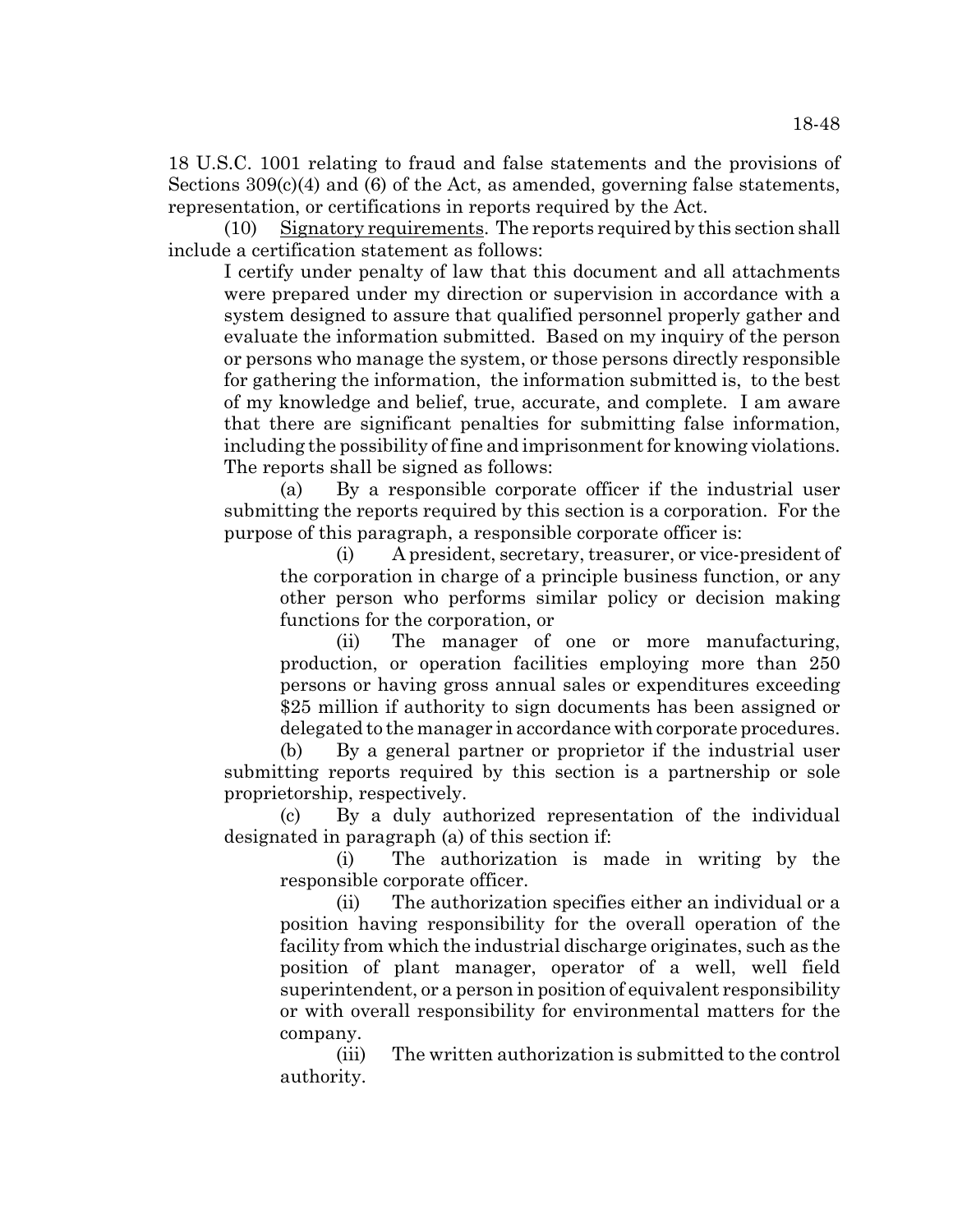18 U.S.C. 1001 relating to fraud and false statements and the provisions of Sections 309(c)(4) and (6) of the Act, as amended, governing false statements, representation, or certifications in reports required by the Act.

(10) Signatory requirements. The reports required by this section shall include a certification statement as follows:

> I certify under penalty of law that this document and all attachments were prepared under my direction or supervision in accordance with a system designed to assure that qualified personnel properly gather and evaluate the information submitted. Based on my inquiry of the person or persons who manage the system, or those persons directly responsible for gathering the information, the information submitted is, to the best of my knowledge and belief, true, accurate, and complete. I am aware that there are significant penalties for submitting false information, including the possibility of fine and imprisonment for knowing violations.

The reports shall be signed as follows:

(a) By a responsible corporate officer if the industrial user submitting the reports required by this section is a corporation. For the purpose of this paragraph, a responsible corporate officer is:

(i) A president, secretary, treasurer, or vice-president of the corporation in charge of a principle business function, or any other person who performs similar policy or decision making functions for the corporation, or

(ii) The manager of one or more manufacturing, production, or operation facilities employing more than 250 persons or having gross annual sales or expenditures exceeding $25 million if authority to sign documents has been assigned or delegated to the manager in accordance with corporate procedures.

(b) By a general partner or proprietor if the industrial user submitting reports required by this section is a partnership or sole proprietorship, respectively.

(c) By a duly authorized representation of the individual designated in paragraph (a) of this section if:

(i) The authorization is made in writing by the responsible corporate officer.

(ii) The authorization specifies either an individual or a position having responsibility for the overall operation of the facility from which the industrial discharge originates, such as the position of plant manager, operator of a well, well field superintendent, or a person in position of equivalent responsibility or with overall responsibility for environmental matters for the company.

(iii) The written authorization is submitted to the control authority.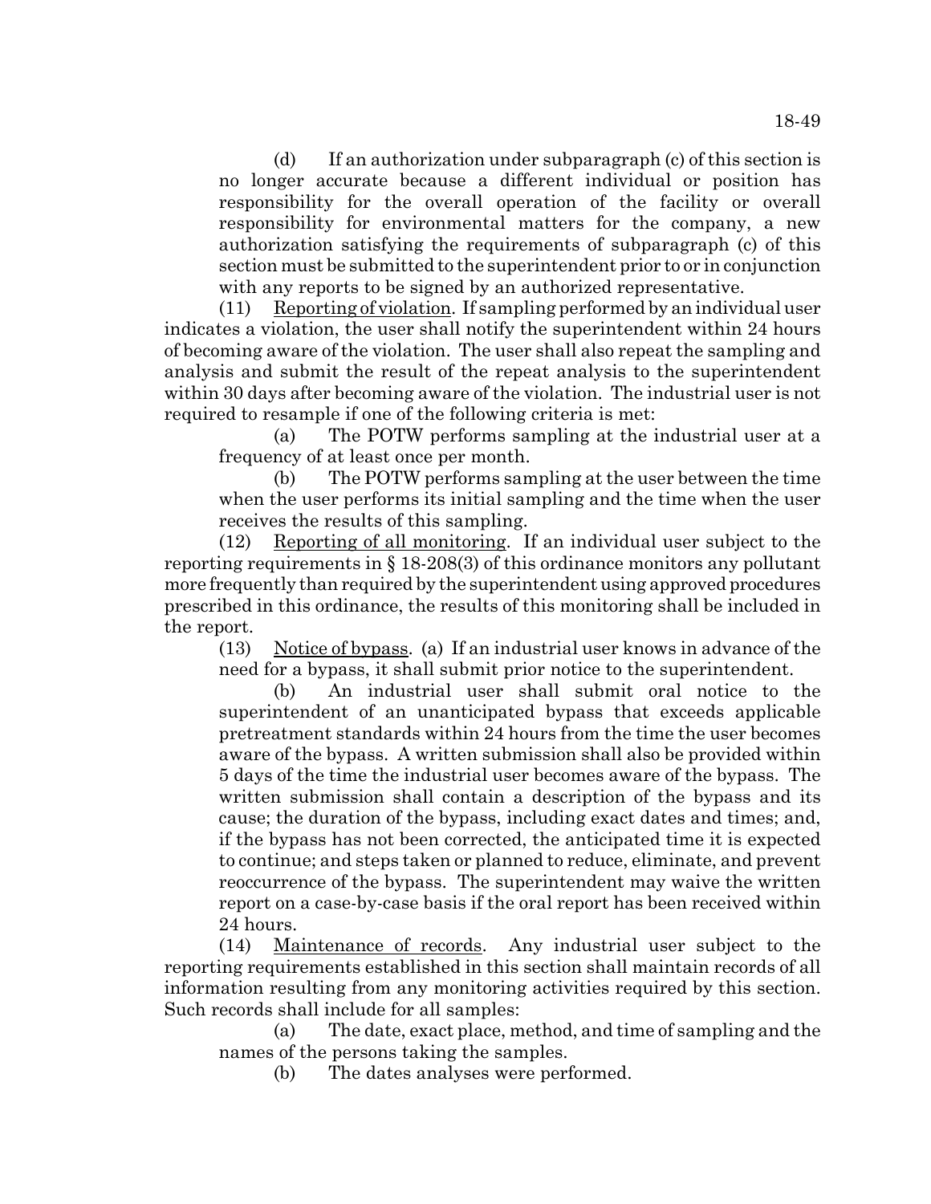(d) If an authorization under subparagraph (c) of this section is no longer accurate because a different individual or position has responsibility for the overall operation of the facility or overall responsibility for environmental matters for the company, a new authorization satisfying the requirements of subparagraph (c) of this section must be submitted to the superintendent prior to or in conjunction with any reports to be signed by an authorized representative.

(11) Reporting of violation. If sampling performed by an individual user indicates a violation, the user shall notify the superintendent within 24 hours of becoming aware of the violation. The user shall also repeat the sampling and analysis and submit the result of the repeat analysis to the superintendent within 30 days after becoming aware of the violation. The industrial user is not required to resample if one of the following criteria is met:

(a) The POTW performs sampling at the industrial user at a frequency of at least once per month.

(b) The POTW performs sampling at the user between the time when the user performs its initial sampling and the time when the user receives the results of this sampling.

(12) Reporting of all monitoring. If an individual user subject to the reporting requirements in § 18-208(3) of this ordinance monitors any pollutant more frequently than required by the superintendent using approved procedures prescribed in this ordinance, the results of this monitoring shall be included in the report.

(13) Notice of bypass. (a) If an industrial user knows in advance of the need for a bypass, it shall submit prior notice to the superintendent.

(b) An industrial user shall submit oral notice to the superintendent of an unanticipated bypass that exceeds applicable pretreatment standards within 24 hours from the time the user becomes aware of the bypass. A written submission shall also be provided within 5 days of the time the industrial user becomes aware of the bypass. The written submission shall contain a description of the bypass and its cause; the duration of the bypass, including exact dates and times; and, if the bypass has not been corrected, the anticipated time it is expected to continue; and steps taken or planned to reduce, eliminate, and prevent reoccurrence of the bypass. The superintendent may waive the written report on a case-by-case basis if the oral report has been received within 24 hours.

(14) Maintenance of records. Any industrial user subject to the reporting requirements established in this section shall maintain records of all information resulting from any monitoring activities required by this section. Such records shall include for all samples:

(a) The date, exact place, method, and time of sampling and the names of the persons taking the samples.

(b) The dates analyses were performed.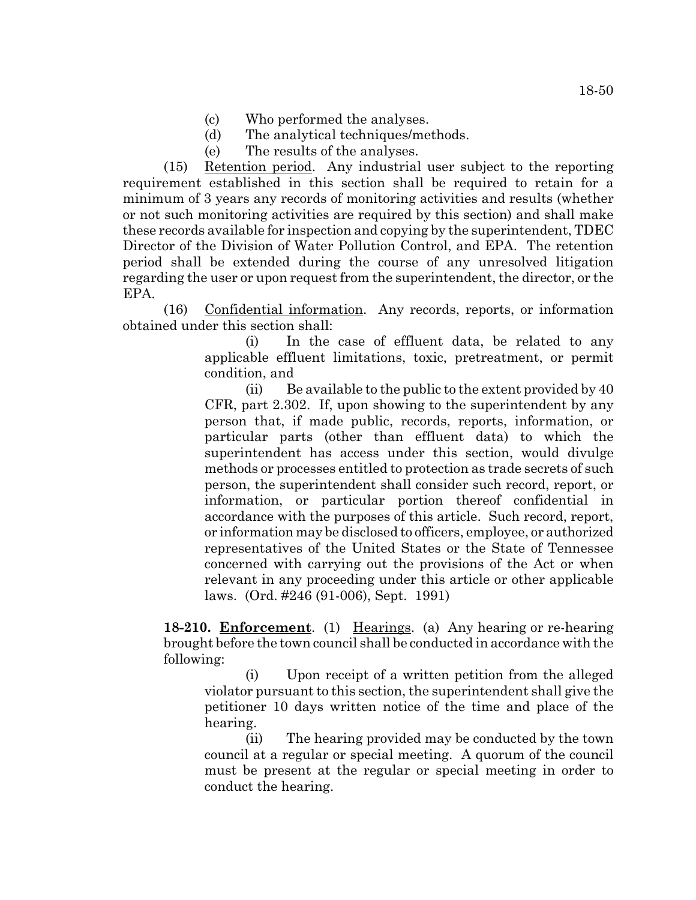(c) Who performed the analyses.

(d) The analytical techniques/methods.

(e) The results of the analyses.

(15) Retention period. Any industrial user subject to the reporting requirement established in this section shall be required to retain for a minimum of 3 years any records of monitoring activities and results (whether or not such monitoring activities are required by this section) and shall make these records available for inspection and copying by the superintendent, TDEC Director of the Division of Water Pollution Control, and EPA. The retention period shall be extended during the course of any unresolved litigation regarding the user or upon request from the superintendent, the director, or the EPA.

(16) Confidential information. Any records, reports, or information obtained under this section shall:

(i) In the case of effluent data, be related to any applicable effluent limitations, toxic, pretreatment, or permit condition, and

(ii) Be available to the public to the extent provided by 40 CFR, part 2.302. If, upon showing to the superintendent by any person that, if made public, records, reports, information, or particular parts (other than effluent data) to which the superintendent has access under this section, would divulge methods or processes entitled to protection as trade secrets of such person, the superintendent shall consider such record, report, or information, or particular portion thereof confidential in accordance with the purposes of this article. Such record, report, or information may be disclosed to officers, employee, or authorized representatives of the United States or the State of Tennessee concerned with carrying out the provisions of the Act or when relevant in any proceeding under this article or other applicable laws. (Ord. #246 (91-006), Sept. 1991)

**18-210. Enforcement**. (1) Hearings. (a) Any hearing or re-hearing brought before the town council shall be conducted in accordance with the following:

(i) Upon receipt of a written petition from the alleged violator pursuant to this section, the superintendent shall give the petitioner 10 days written notice of the time and place of the hearing.

(ii) The hearing provided may be conducted by the town council at a regular or special meeting. A quorum of the council must be present at the regular or special meeting in order to conduct the hearing.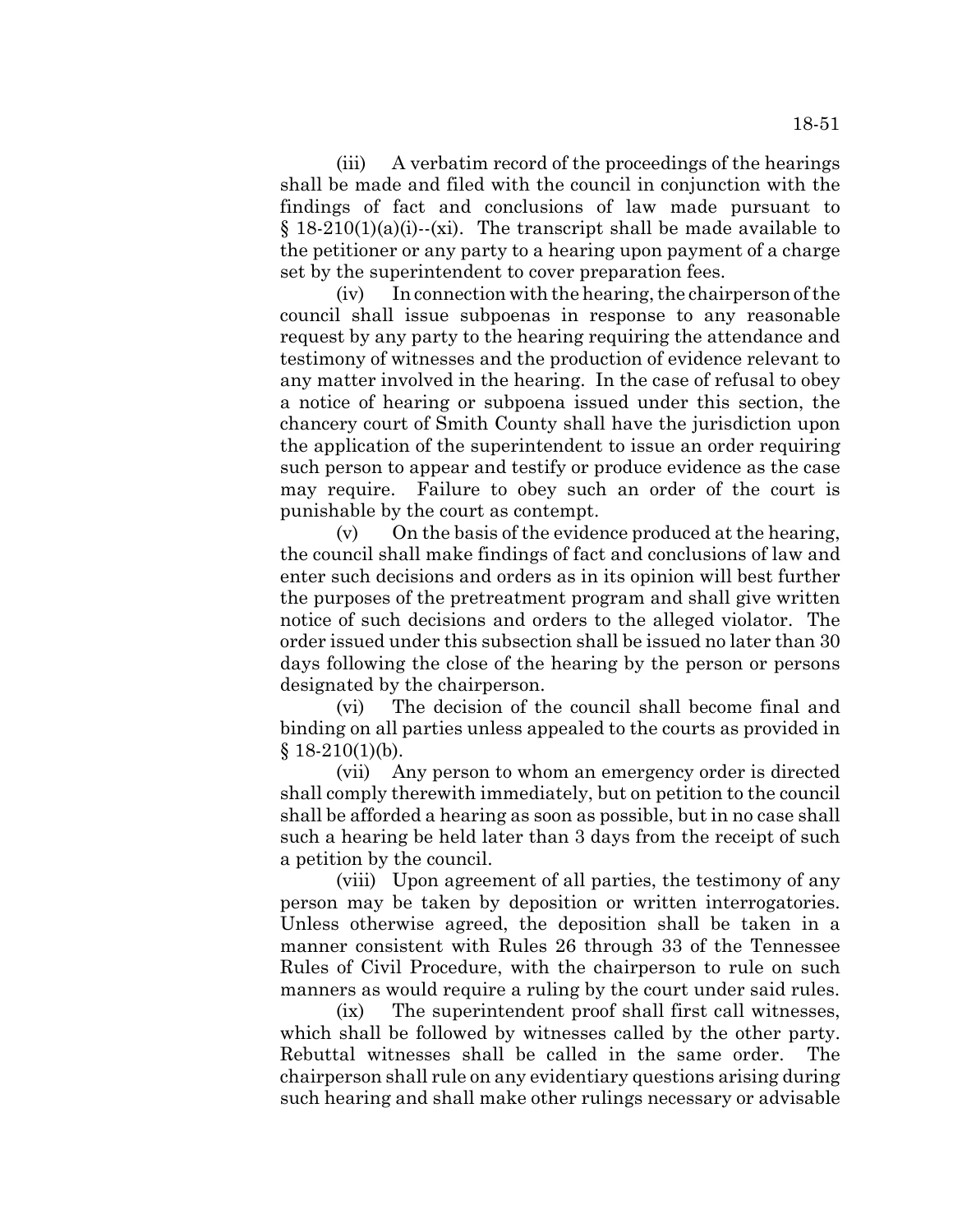(iii) A verbatim record of the proceedings of the hearings shall be made and filed with the council in conjunction with the findings of fact and conclusions of law made pursuant to § 18-210(1)(a)(i)--(xi). The transcript shall be made available to the petitioner or any party to a hearing upon payment of a charge set by the superintendent to cover preparation fees.

(iv) In connection with the hearing, the chairperson of the council shall issue subpoenas in response to any reasonable request by any party to the hearing requiring the attendance and testimony of witnesses and the production of evidence relevant to any matter involved in the hearing. In the case of refusal to obey a notice of hearing or subpoena issued under this section, the chancery court of Smith County shall have the jurisdiction upon the application of the superintendent to issue an order requiring such person to appear and testify or produce evidence as the case may require. Failure to obey such an order of the court is punishable by the court as contempt.

(v) On the basis of the evidence produced at the hearing, the council shall make findings of fact and conclusions of law and enter such decisions and orders as in its opinion will best further the purposes of the pretreatment program and shall give written notice of such decisions and orders to the alleged violator. The order issued under this subsection shall be issued no later than 30 days following the close of the hearing by the person or persons designated by the chairperson.

(vi) The decision of the council shall become final and binding on all parties unless appealed to the courts as provided in § 18-210(1)(b).

(vii) Any person to whom an emergency order is directed shall comply therewith immediately, but on petition to the council shall be afforded a hearing as soon as possible, but in no case shall such a hearing be held later than 3 days from the receipt of such a petition by the council.

(viii) Upon agreement of all parties, the testimony of any person may be taken by deposition or written interrogatories. Unless otherwise agreed, the deposition shall be taken in a manner consistent with Rules 26 through 33 of the Tennessee Rules of Civil Procedure, with the chairperson to rule on such manners as would require a ruling by the court under said rules.

(ix) The superintendent proof shall first call witnesses, which shall be followed by witnesses called by the other party. Rebuttal witnesses shall be called in the same order. The chairperson shall rule on any evidentiary questions arising during such hearing and shall make other rulings necessary or advisable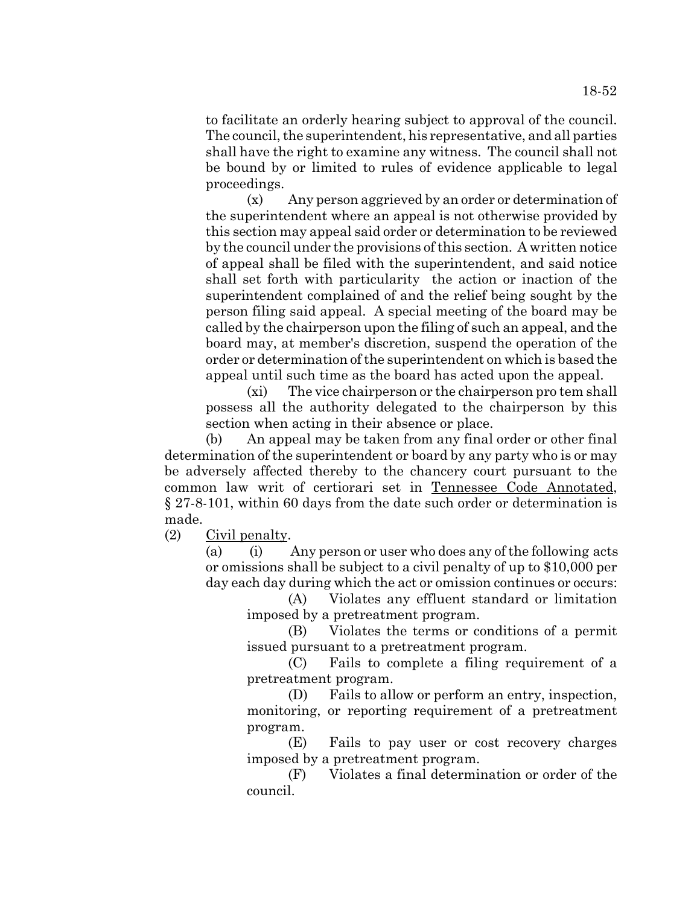to facilitate an orderly hearing subject to approval of the council. The council, the superintendent, his representative, and all parties shall have the right to examine any witness. The council shall not be bound by or limited to rules of evidence applicable to legal proceedings.

(x) Any person aggrieved by an order or determination of the superintendent where an appeal is not otherwise provided by this section may appeal said order or determination to be reviewed by the council under the provisions of this section. A written notice of appeal shall be filed with the superintendent, and said notice shall set forth with particularity the action or inaction of the superintendent complained of and the relief being sought by the person filing said appeal. A special meeting of the board may be called by the chairperson upon the filing of such an appeal, and the board may, at member's discretion, suspend the operation of the order or determination of the superintendent on which is based the appeal until such time as the board has acted upon the appeal.

(xi) The vice chairperson or the chairperson pro tem shall possess all the authority delegated to the chairperson by this section when acting in their absence or place.

(b) An appeal may be taken from any final order or other final determination of the superintendent or board by any party who is or may be adversely affected thereby to the chancery court pursuant to the common law writ of certiorari set in Tennessee Code Annotated, § 27-8-101, within 60 days from the date such order or determination is made.

(2) Civil penalty.

(a) (i) Any person or user who does any of the following acts or omissions shall be subject to a civil penalty of up to $10,000 per day each day during which the act or omission continues or occurs:

(A) Violates any effluent standard or limitation imposed by a pretreatment program.

(B) Violates the terms or conditions of a permit issued pursuant to a pretreatment program.

(C) Fails to complete a filing requirement of a pretreatment program.

(D) Fails to allow or perform an entry, inspection, monitoring, or reporting requirement of a pretreatment program.

(E) Fails to pay user or cost recovery charges imposed by a pretreatment program.

(F) Violates a final determination or order of the council.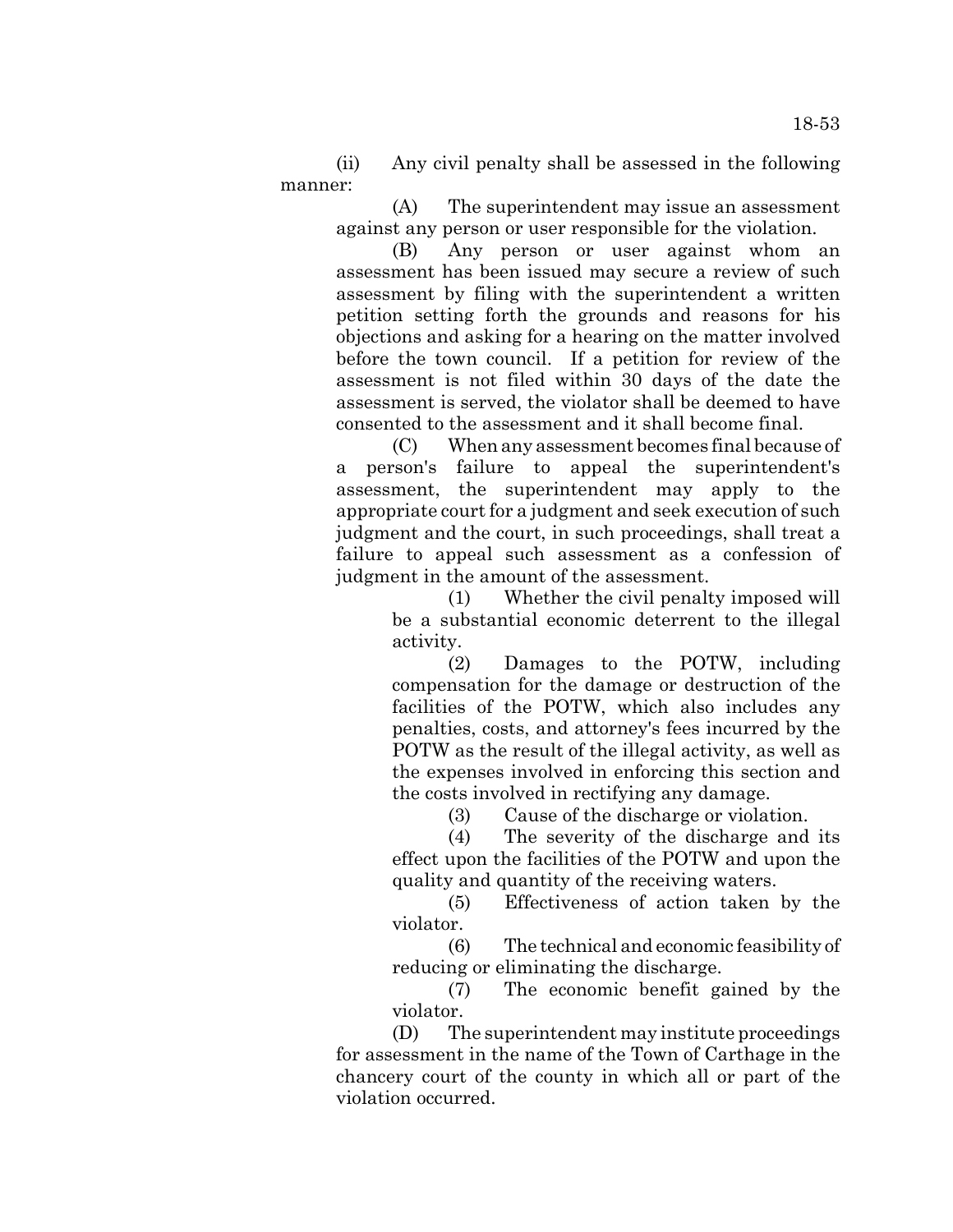(ii) Any civil penalty shall be assessed in the following manner:

(A) The superintendent may issue an assessment against any person or user responsible for the violation.

(B) Any person or user against whom an assessment has been issued may secure a review of such assessment by filing with the superintendent a written petition setting forth the grounds and reasons for his objections and asking for a hearing on the matter involved before the town council. If a petition for review of the assessment is not filed within 30 days of the date the assessment is served, the violator shall be deemed to have consented to the assessment and it shall become final.

(C) When any assessment becomes final because of a person's failure to appeal the superintendent's assessment, the superintendent may apply to the appropriate court for a judgment and seek execution of such judgment and the court, in such proceedings, shall treat a failure to appeal such assessment as a confession of judgment in the amount of the assessment.

(1) Whether the civil penalty imposed will be a substantial economic deterrent to the illegal activity.

(2) Damages to the POTW, including compensation for the damage or destruction of the facilities of the POTW, which also includes any penalties, costs, and attorney's fees incurred by the POTW as the result of the illegal activity, as well as the expenses involved in enforcing this section and the costs involved in rectifying any damage.

(3) Cause of the discharge or violation.

(4) The severity of the discharge and its effect upon the facilities of the POTW and upon the quality and quantity of the receiving waters.

(5) Effectiveness of action taken by the violator.

(6) The technical and economic feasibility of reducing or eliminating the discharge.

(7) The economic benefit gained by the violator.

(D) The superintendent may institute proceedings for assessment in the name of the Town of Carthage in the chancery court of the county in which all or part of the violation occurred.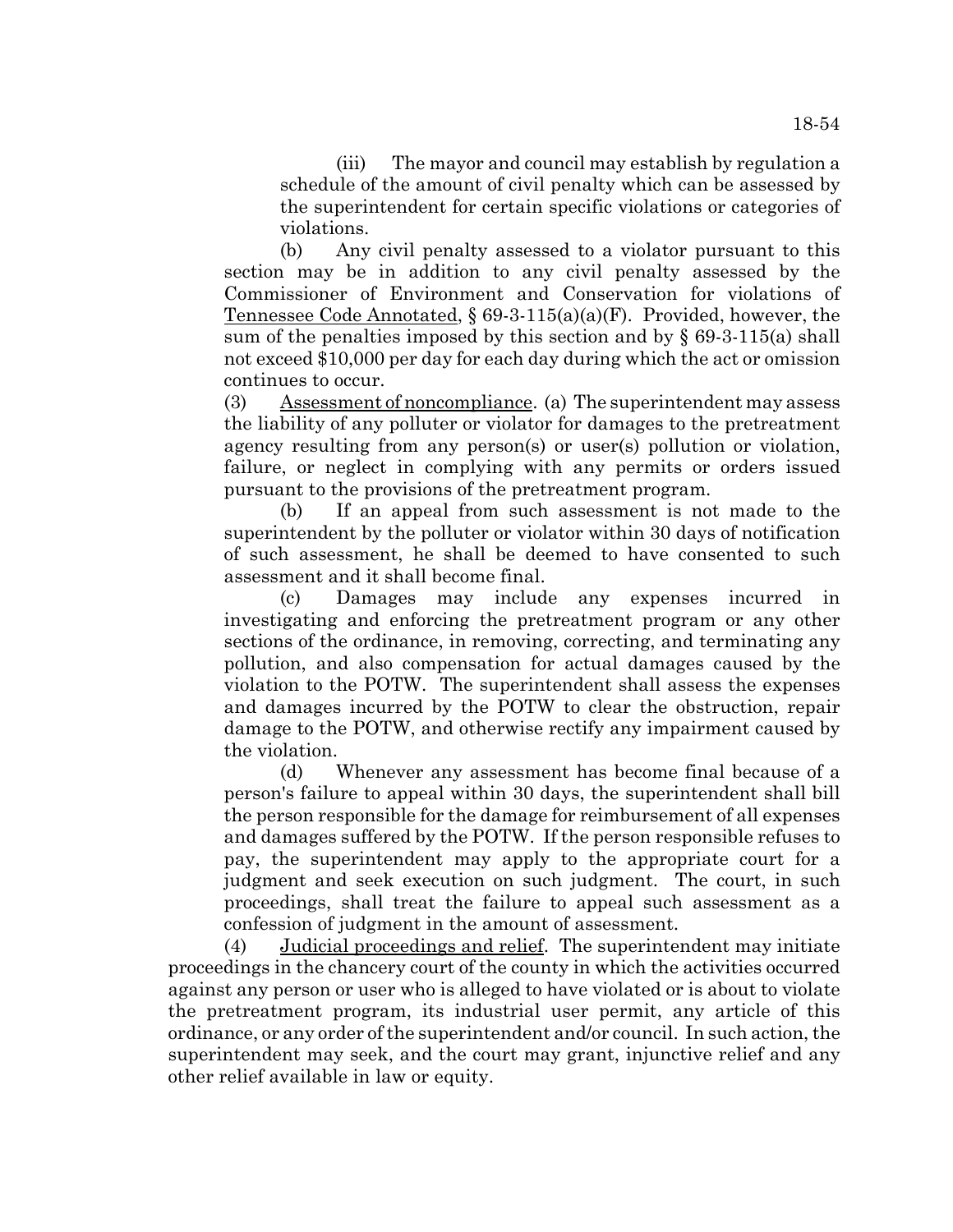(iii) The mayor and council may establish by regulation a schedule of the amount of civil penalty which can be assessed by the superintendent for certain specific violations or categories of violations.

(b) Any civil penalty assessed to a violator pursuant to this section may be in addition to any civil penalty assessed by the Commissioner of Environment and Conservation for violations of Tennessee Code Annotated, § 69-3-115(a)(a)(F). Provided, however, the sum of the penalties imposed by this section and by § 69-3-115(a) shall not exceed $10,000 per day for each day during which the act or omission continues to occur.

(3) Assessment of noncompliance. (a) The superintendent may assess the liability of any polluter or violator for damages to the pretreatment agency resulting from any person(s) or user(s) pollution or violation, failure, or neglect in complying with any permits or orders issued pursuant to the provisions of the pretreatment program.

(b) If an appeal from such assessment is not made to the superintendent by the polluter or violator within 30 days of notification of such assessment, he shall be deemed to have consented to such assessment and it shall become final.

(c) Damages may include any expenses incurred in investigating and enforcing the pretreatment program or any other sections of the ordinance, in removing, correcting, and terminating any pollution, and also compensation for actual damages caused by the violation to the POTW. The superintendent shall assess the expenses and damages incurred by the POTW to clear the obstruction, repair damage to the POTW, and otherwise rectify any impairment caused by the violation.

(d) Whenever any assessment has become final because of a person's failure to appeal within 30 days, the superintendent shall bill the person responsible for the damage for reimbursement of all expenses and damages suffered by the POTW. If the person responsible refuses to pay, the superintendent may apply to the appropriate court for a judgment and seek execution on such judgment. The court, in such proceedings, shall treat the failure to appeal such assessment as a confession of judgment in the amount of assessment.

(4) Judicial proceedings and relief. The superintendent may initiate proceedings in the chancery court of the county in which the activities occurred against any person or user who is alleged to have violated or is about to violate the pretreatment program, its industrial user permit, any article of this ordinance, or any order of the superintendent and/or council. In such action, the superintendent may seek, and the court may grant, injunctive relief and any other relief available in law or equity.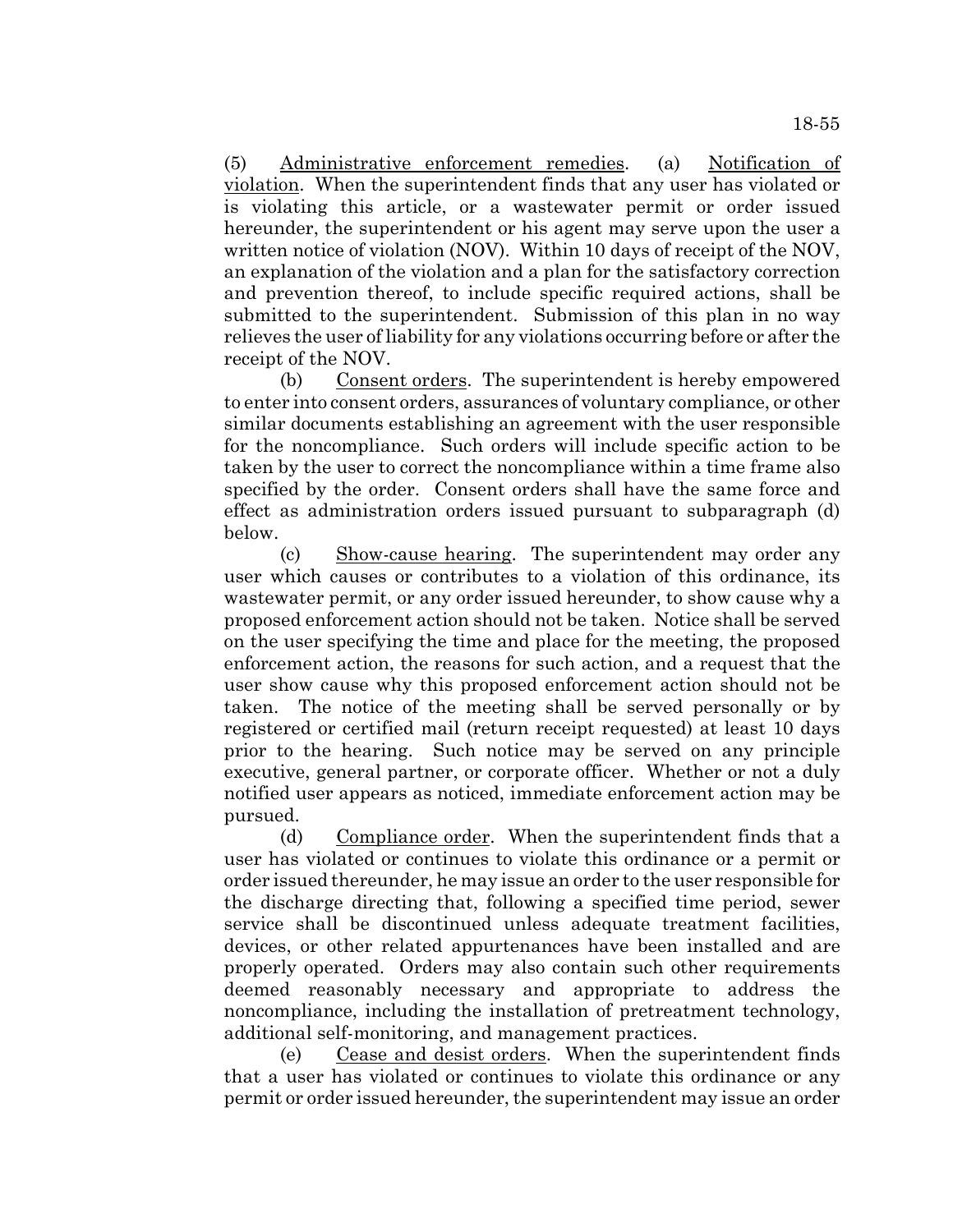(5) Administrative enforcement remedies. (a) Notification of violation. When the superintendent finds that any user has violated or is violating this article, or a wastewater permit or order issued hereunder, the superintendent or his agent may serve upon the user a written notice of violation (NOV). Within 10 days of receipt of the NOV, an explanation of the violation and a plan for the satisfactory correction and prevention thereof, to include specific required actions, shall be submitted to the superintendent. Submission of this plan in no way relieves the user of liability for any violations occurring before or after the receipt of the NOV.

(b) Consent orders. The superintendent is hereby empowered to enter into consent orders, assurances of voluntary compliance, or other similar documents establishing an agreement with the user responsible for the noncompliance. Such orders will include specific action to be taken by the user to correct the noncompliance within a time frame also specified by the order. Consent orders shall have the same force and effect as administration orders issued pursuant to subparagraph (d) below.

(c) Show-cause hearing. The superintendent may order any user which causes or contributes to a violation of this ordinance, its wastewater permit, or any order issued hereunder, to show cause why a proposed enforcement action should not be taken. Notice shall be served on the user specifying the time and place for the meeting, the proposed enforcement action, the reasons for such action, and a request that the user show cause why this proposed enforcement action should not be taken. The notice of the meeting shall be served personally or by registered or certified mail (return receipt requested) at least 10 days prior to the hearing. Such notice may be served on any principle executive, general partner, or corporate officer. Whether or not a duly notified user appears as noticed, immediate enforcement action may be pursued.

(d) Compliance order. When the superintendent finds that a user has violated or continues to violate this ordinance or a permit or order issued thereunder, he may issue an order to the user responsible for the discharge directing that, following a specified time period, sewer service shall be discontinued unless adequate treatment facilities, devices, or other related appurtenances have been installed and are properly operated. Orders may also contain such other requirements deemed reasonably necessary and appropriate to address the noncompliance, including the installation of pretreatment technology, additional self-monitoring, and management practices.

(e) Cease and desist orders. When the superintendent finds that a user has violated or continues to violate this ordinance or any permit or order issued hereunder, the superintendent may issue an order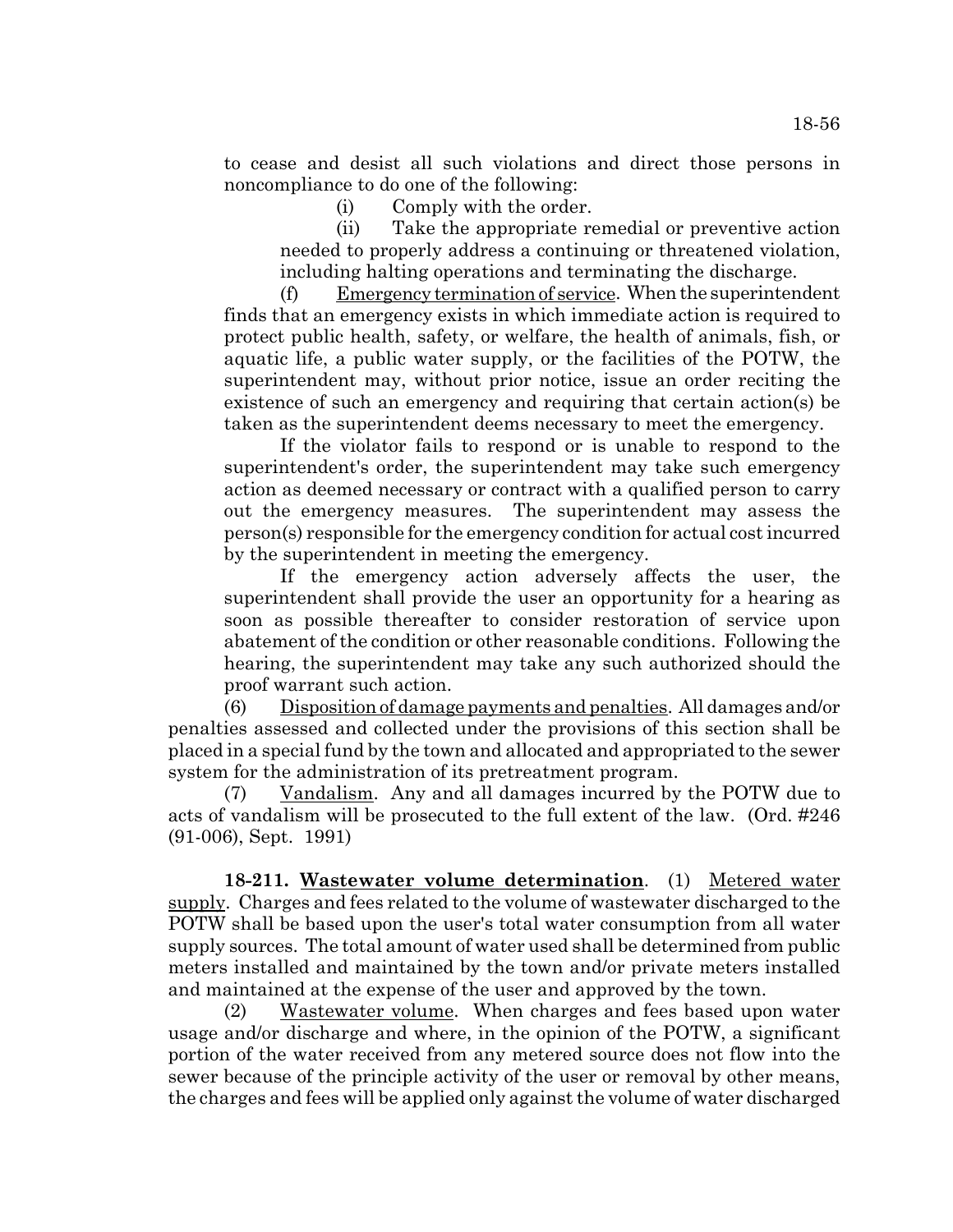to cease and desist all such violations and direct those persons in noncompliance to do one of the following:

(i) Comply with the order.

(ii) Take the appropriate remedial or preventive action needed to properly address a continuing or threatened violation, including halting operations and terminating the discharge.

(f) Emergency termination of service. When the superintendent finds that an emergency exists in which immediate action is required to protect public health, safety, or welfare, the health of animals, fish, or aquatic life, a public water supply, or the facilities of the POTW, the superintendent may, without prior notice, issue an order reciting the existence of such an emergency and requiring that certain action(s) be taken as the superintendent deems necessary to meet the emergency.

If the violator fails to respond or is unable to respond to the superintendent's order, the superintendent may take such emergency action as deemed necessary or contract with a qualified person to carry out the emergency measures. The superintendent may assess the person(s) responsible for the emergency condition for actual cost incurred by the superintendent in meeting the emergency.

If the emergency action adversely affects the user, the superintendent shall provide the user an opportunity for a hearing as soon as possible thereafter to consider restoration of service upon abatement of the condition or other reasonable conditions. Following the hearing, the superintendent may take any such authorized should the proof warrant such action.

(6) Disposition of damage payments and penalties. All damages and/or penalties assessed and collected under the provisions of this section shall be placed in a special fund by the town and allocated and appropriated to the sewer system for the administration of its pretreatment program.

(7) Vandalism. Any and all damages incurred by the POTW due to acts of vandalism will be prosecuted to the full extent of the law. (Ord. #246 (91-006), Sept. 1991)

**18-211. Wastewater volume determination**. (1) Metered water supply. Charges and fees related to the volume of wastewater discharged to the POTW shall be based upon the user's total water consumption from all water supply sources. The total amount of water used shall be determined from public meters installed and maintained by the town and/or private meters installed and maintained at the expense of the user and approved by the town.

(2) Wastewater volume. When charges and fees based upon water usage and/or discharge and where, in the opinion of the POTW, a significant portion of the water received from any metered source does not flow into the sewer because of the principle activity of the user or removal by other means, the charges and fees will be applied only against the volume of water discharged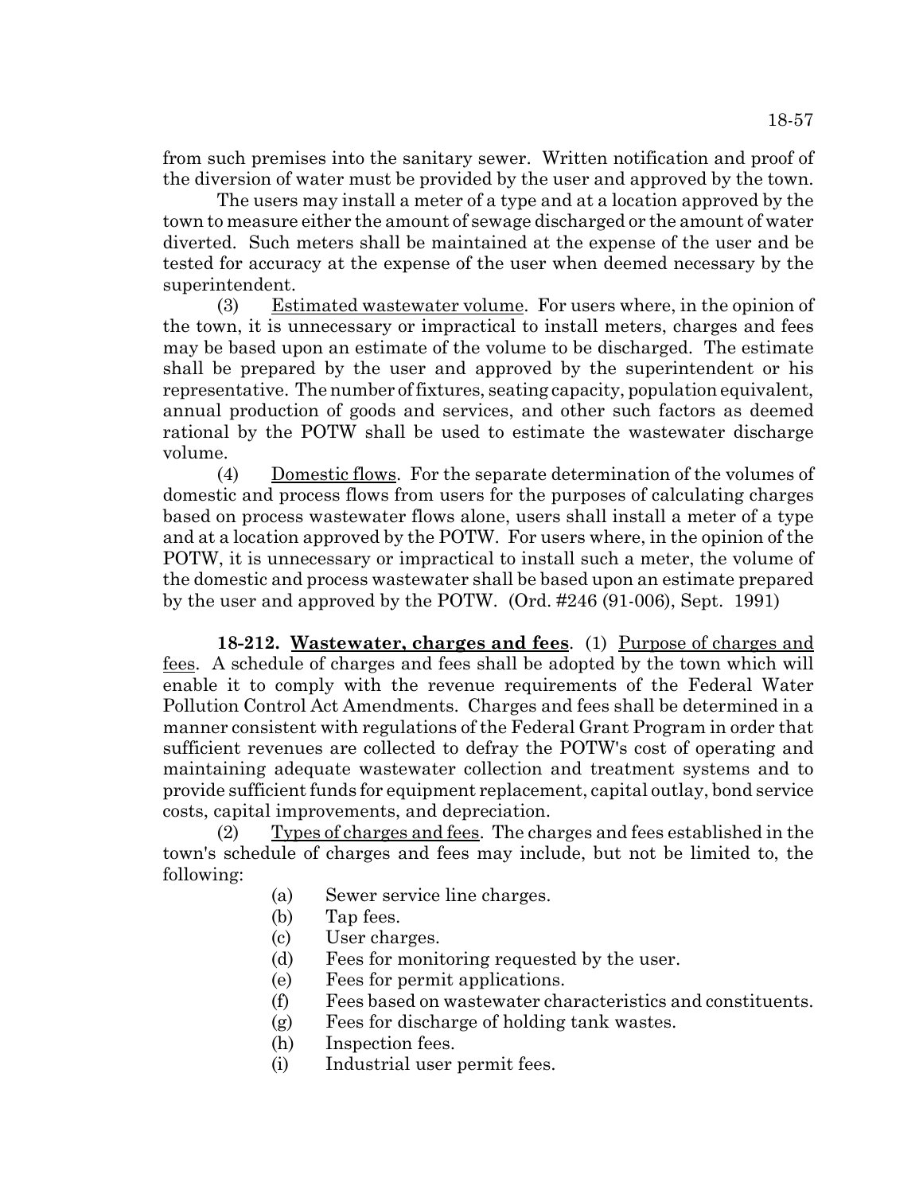from such premises into the sanitary sewer. Written notification and proof of the diversion of water must be provided by the user and approved by the town.

The users may install a meter of a type and at a location approved by the town to measure either the amount of sewage discharged or the amount of water diverted. Such meters shall be maintained at the expense of the user and be tested for accuracy at the expense of the user when deemed necessary by the superintendent.

(3) Estimated wastewater volume. For users where, in the opinion of the town, it is unnecessary or impractical to install meters, charges and fees may be based upon an estimate of the volume to be discharged. The estimate shall be prepared by the user and approved by the superintendent or his representative. The number of fixtures, seating capacity, population equivalent, annual production of goods and services, and other such factors as deemed rational by the POTW shall be used to estimate the wastewater discharge volume.

(4) Domestic flows. For the separate determination of the volumes of domestic and process flows from users for the purposes of calculating charges based on process wastewater flows alone, users shall install a meter of a type and at a location approved by the POTW. For users where, in the opinion of the POTW, it is unnecessary or impractical to install such a meter, the volume of the domestic and process wastewater shall be based upon an estimate prepared by the user and approved by the POTW. (Ord. #246 (91-006), Sept. 1991)

**18-212. Wastewater, charges and fees**. (1) Purpose of charges and fees. A schedule of charges and fees shall be adopted by the town which will enable it to comply with the revenue requirements of the Federal Water Pollution Control Act Amendments. Charges and fees shall be determined in a manner consistent with regulations of the Federal Grant Program in order that sufficient revenues are collected to defray the POTW's cost of operating and maintaining adequate wastewater collection and treatment systems and to provide sufficient funds for equipment replacement, capital outlay, bond service costs, capital improvements, and depreciation.

(2) Types of charges and fees. The charges and fees established in the town's schedule of charges and fees may include, but not be limited to, the following:

(a) Sewer service line charges.
(b) Tap fees.
(c) User charges.
(d) Fees for monitoring requested by the user.
(e) Fees for permit applications.
(f) Fees based on wastewater characteristics and constituents.
(g) Fees for discharge of holding tank wastes.
(h) Inspection fees.
(i) Industrial user permit fees.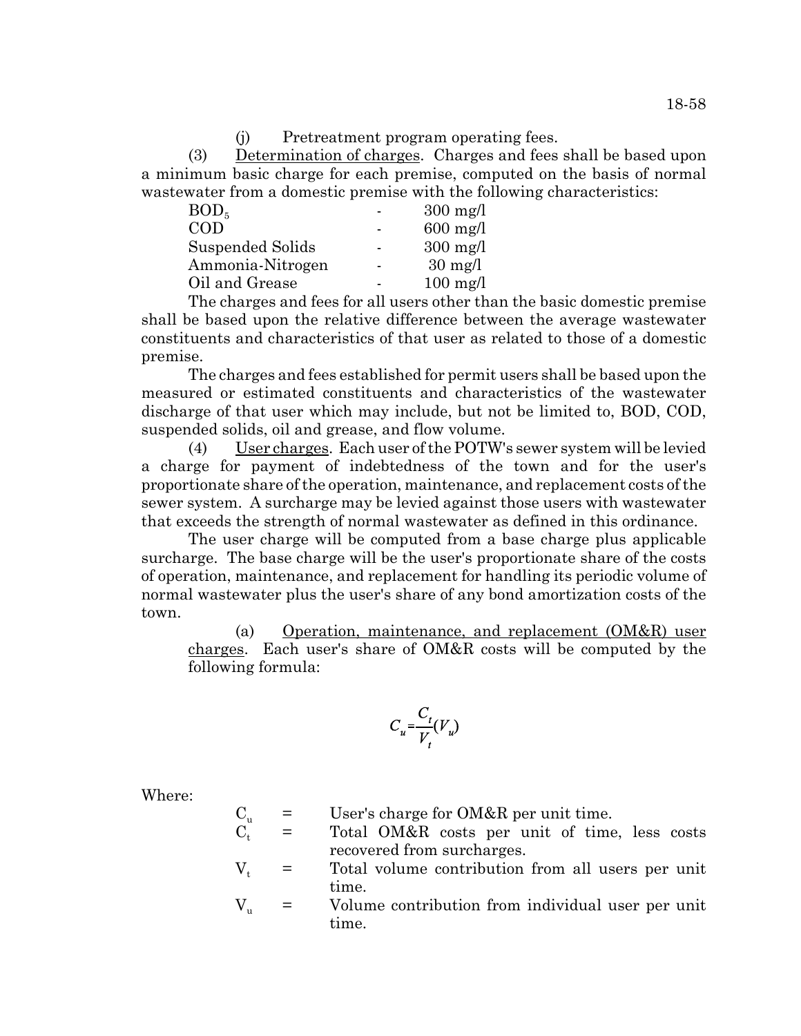(j) Pretreatment program operating fees.

(3) Determination of charges. Charges and fees shall be based upon a minimum basic charge for each premise, computed on the basis of normal wastewater from a domestic premise with the following characteristics:

| | | |
|---|---|---|
| $BOD_5$ | - | 300 mg/l |
| COD | - | 600 mg/l |
| Suspended Solids | - | 300 mg/l |
| Ammonia-Nitrogen | - | 30 mg/l |
| Oil and Grease | - | 100 mg/l |

The charges and fees for all users other than the basic domestic premise shall be based upon the relative difference between the average wastewater constituents and characteristics of that user as related to those of a domestic premise.

The charges and fees established for permit users shall be based upon the measured or estimated constituents and characteristics of the wastewater discharge of that user which may include, but not be limited to, BOD, COD, suspended solids, oil and grease, and flow volume.

(4) User charges. Each user of the POTW's sewer system will be levied a charge for payment of indebtedness of the town and for the user's proportionate share of the operation, maintenance, and replacement costs of the sewer system. A surcharge may be levied against those users with wastewater that exceeds the strength of normal wastewater as defined in this ordinance.

The user charge will be computed from a base charge plus applicable surcharge. The base charge will be the user's proportionate share of the costs of operation, maintenance, and replacement for handling its periodic volume of normal wastewater plus the user's share of any bond amortization costs of the town.

(a) Operation, maintenance, and replacement (OM&R) user charges. Each user's share of OM&R costs will be computed by the following formula:

$$C_u = \frac{C_t}{V_t}(V_u)$$

Where:

| | | |
|---|---|---|
| $C_u$ | = | User's charge for OM&R per unit time. |
| $C_t$ | = | Total OM&R costs per unit of time, less costs recovered from surcharges. |
| $V_t$ | = | Total volume contribution from all users per unit time. |
| $V_u$ | = | Volume contribution from individual user per unit time. |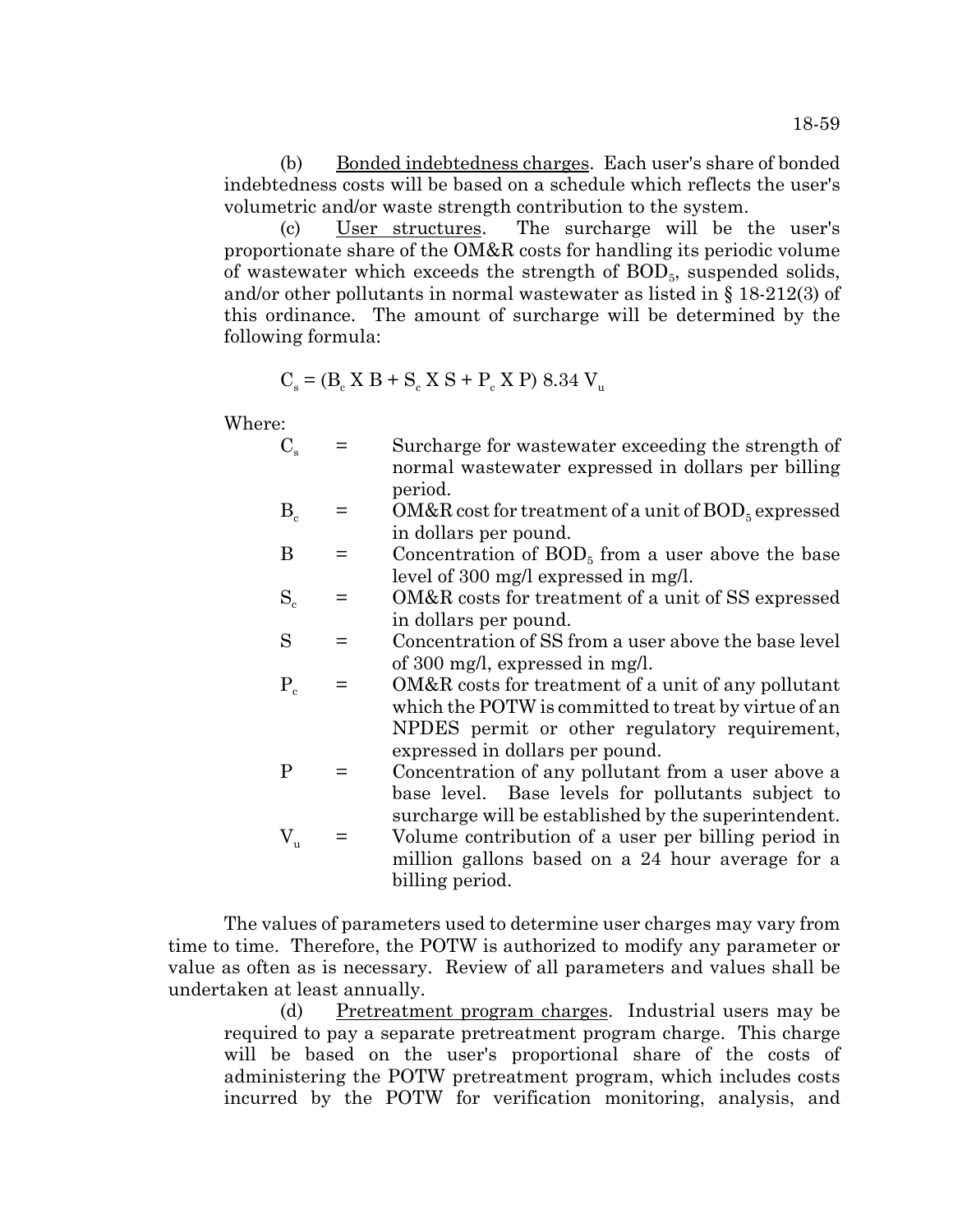(b) Bonded indebtedness charges. Each user's share of bonded indebtedness costs will be based on a schedule which reflects the user's volumetric and/or waste strength contribution to the system.

(c) User structures. The surcharge will be the user's proportionate share of the OM&R costs for handling its periodic volume of wastewater which exceeds the strength of $BOD_5$, suspended solids, and/or other pollutants in normal wastewater as listed in § 18-212(3) of this ordinance. The amount of surcharge will be determined by the following formula:

$$C_s = (B_c \text{ X } B + S_c \text{ X } S + P_c \text{ X } P)\ 8.34\ V_u$$

Where:

| | | |
|---|---|---|
| $C_s$ | = | Surcharge for wastewater exceeding the strength of normal wastewater expressed in dollars per billing period. |
| $B_c$ | = | OM&R cost for treatment of a unit of $BOD_5$ expressed in dollars per pound. |
| $B$ | = | Concentration of $BOD_5$ from a user above the base level of 300 mg/l expressed in mg/l. |
| $S_c$ | = | OM&R costs for treatment of a unit of SS expressed in dollars per pound. |
| $S$ | = | Concentration of SS from a user above the base level of 300 mg/l, expressed in mg/l. |
| $P_c$ | = | OM&R costs for treatment of a unit of any pollutant which the POTW is committed to treat by virtue of an NPDES permit or other regulatory requirement, expressed in dollars per pound. |
| $P$ | = | Concentration of any pollutant from a user above a base level. Base levels for pollutants subject to surcharge will be established by the superintendent. |
| $V_u$ | = | Volume contribution of a user per billing period in million gallons based on a 24 hour average for a billing period. |

The values of parameters used to determine user charges may vary from time to time. Therefore, the POTW is authorized to modify any parameter or value as often as is necessary. Review of all parameters and values shall be undertaken at least annually.

(d) Pretreatment program charges. Industrial users may be required to pay a separate pretreatment program charge. This charge will be based on the user's proportional share of the costs of administering the POTW pretreatment program, which includes costs incurred by the POTW for verification monitoring, analysis, and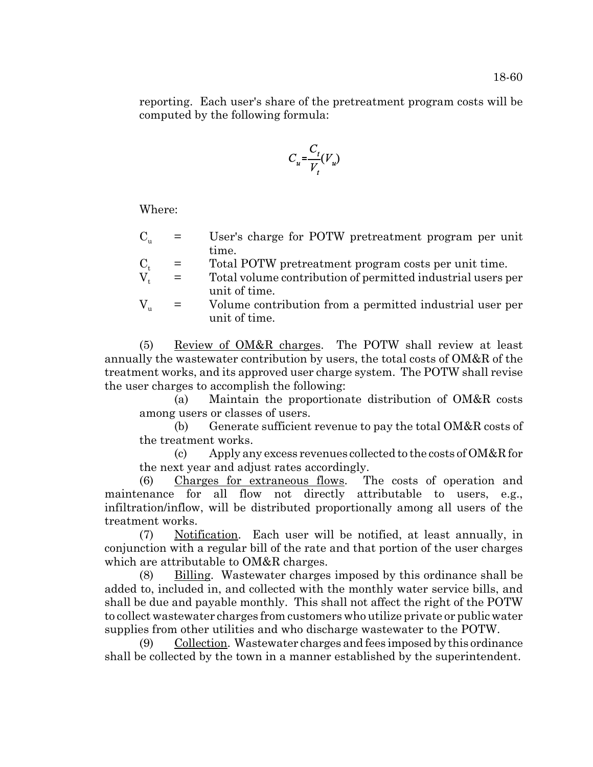reporting. Each user's share of the pretreatment program costs will be computed by the following formula:

$$C_u = \frac{C_t}{V_t}(V_u)$$

Where:

$C_u$ = User's charge for POTW pretreatment program per unit time.

$C_t$ = Total POTW pretreatment program costs per unit time.

$V_t$ = Total volume contribution of permitted industrial users per unit of time.

$V_u$ = Volume contribution from a permitted industrial user per unit of time.

(5) Review of OM&R charges. The POTW shall review at least annually the wastewater contribution by users, the total costs of OM&R of the treatment works, and its approved user charge system. The POTW shall revise the user charges to accomplish the following:

(a) Maintain the proportionate distribution of OM&R costs among users or classes of users.

(b) Generate sufficient revenue to pay the total OM&R costs of the treatment works.

(c) Apply any excess revenues collected to the costs of OM&R for the next year and adjust rates accordingly.

(6) Charges for extraneous flows. The costs of operation and maintenance for all flow not directly attributable to users, e.g., infiltration/inflow, will be distributed proportionally among all users of the treatment works.

(7) Notification. Each user will be notified, at least annually, in conjunction with a regular bill of the rate and that portion of the user charges which are attributable to OM&R charges.

(8) Billing. Wastewater charges imposed by this ordinance shall be added to, included in, and collected with the monthly water service bills, and shall be due and payable monthly. This shall not affect the right of the POTW to collect wastewater charges from customers who utilize private or public water supplies from other utilities and who discharge wastewater to the POTW.

(9) Collection. Wastewater charges and fees imposed by this ordinance shall be collected by the town in a manner established by the superintendent.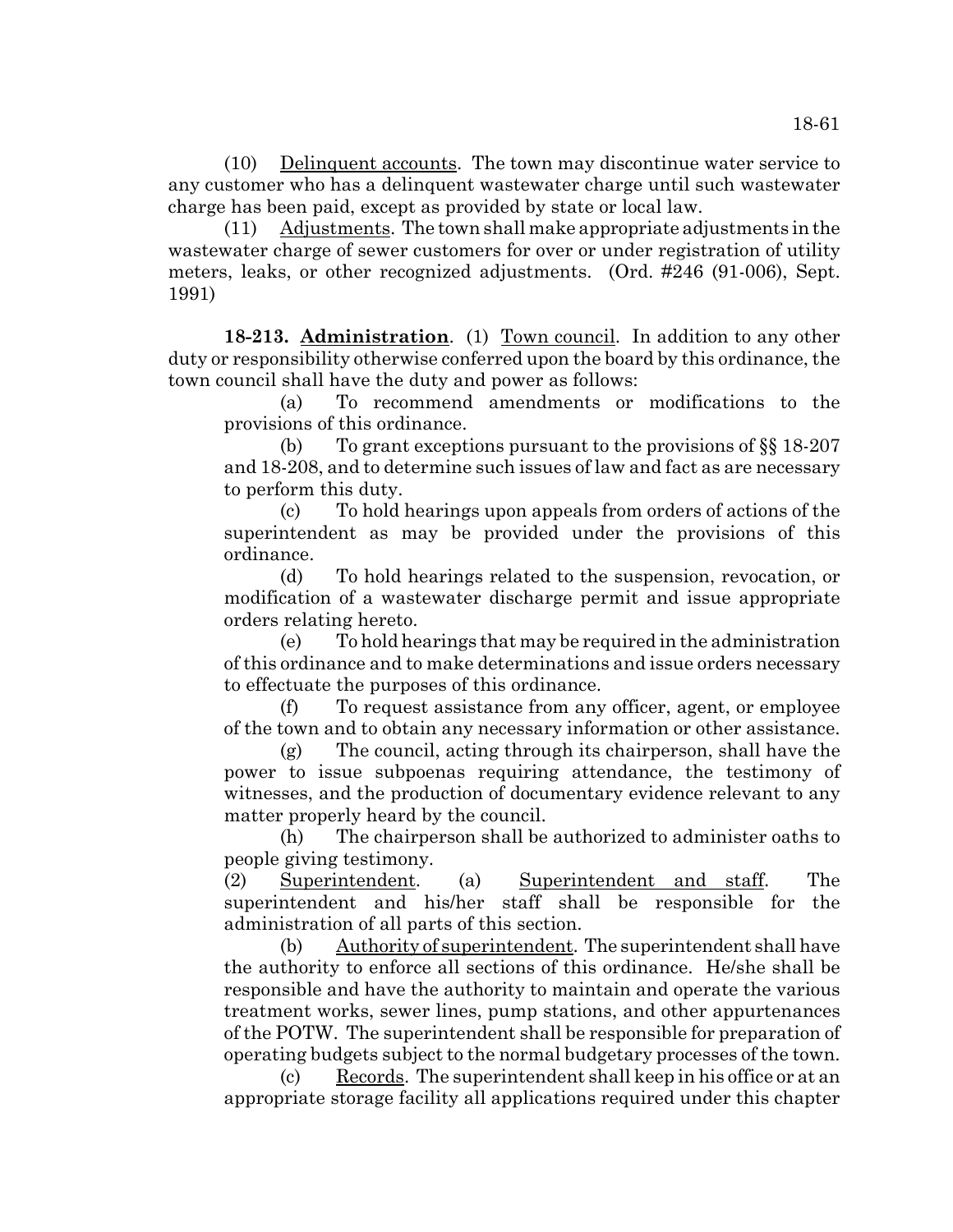(10) Delinquent accounts. The town may discontinue water service to any customer who has a delinquent wastewater charge until such wastewater charge has been paid, except as provided by state or local law.

(11) Adjustments. The town shall make appropriate adjustments in the wastewater charge of sewer customers for over or under registration of utility meters, leaks, or other recognized adjustments. (Ord. #246 (91-006), Sept. 1991)

**18-213. Administration**. (1) Town council. In addition to any other duty or responsibility otherwise conferred upon the board by this ordinance, the town council shall have the duty and power as follows:

(a) To recommend amendments or modifications to the provisions of this ordinance.

(b) To grant exceptions pursuant to the provisions of §§ 18-207 and 18-208, and to determine such issues of law and fact as are necessary to perform this duty.

(c) To hold hearings upon appeals from orders of actions of the superintendent as may be provided under the provisions of this ordinance.

(d) To hold hearings related to the suspension, revocation, or modification of a wastewater discharge permit and issue appropriate orders relating hereto.

(e) To hold hearings that may be required in the administration of this ordinance and to make determinations and issue orders necessary to effectuate the purposes of this ordinance.

(f) To request assistance from any officer, agent, or employee of the town and to obtain any necessary information or other assistance.

(g) The council, acting through its chairperson, shall have the power to issue subpoenas requiring attendance, the testimony of witnesses, and the production of documentary evidence relevant to any matter properly heard by the council.

(h) The chairperson shall be authorized to administer oaths to people giving testimony.

(2) Superintendent. (a) Superintendent and staff. The superintendent and his/her staff shall be responsible for the administration of all parts of this section.

(b) Authority of superintendent. The superintendent shall have the authority to enforce all sections of this ordinance. He/she shall be responsible and have the authority to maintain and operate the various treatment works, sewer lines, pump stations, and other appurtenances of the POTW. The superintendent shall be responsible for preparation of operating budgets subject to the normal budgetary processes of the town.

(c) Records. The superintendent shall keep in his office or at an appropriate storage facility all applications required under this chapter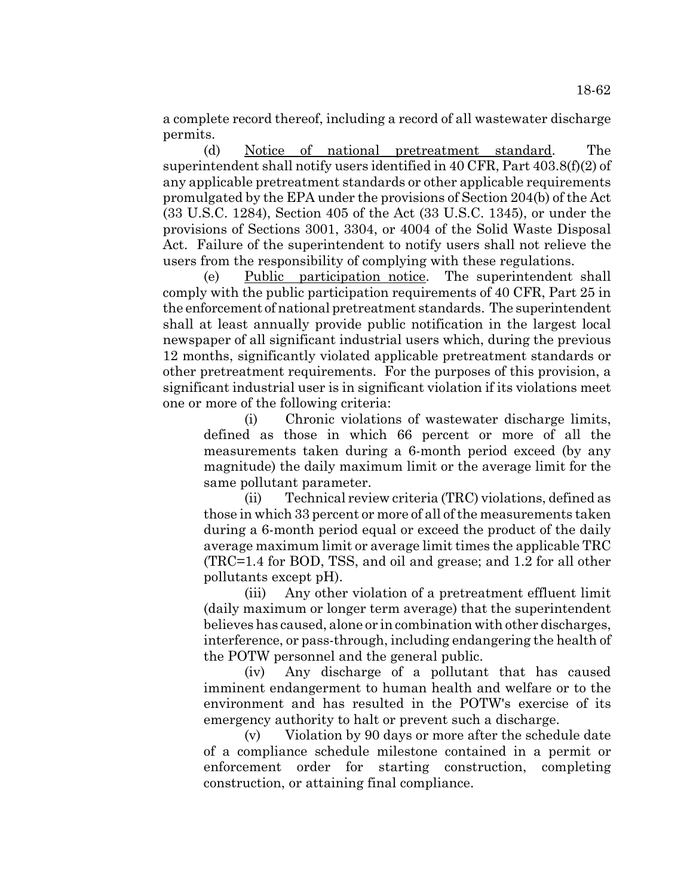a complete record thereof, including a record of all wastewater discharge permits.

(d) Notice of national pretreatment standard. The superintendent shall notify users identified in 40 CFR, Part 403.8(f)(2) of any applicable pretreatment standards or other applicable requirements promulgated by the EPA under the provisions of Section 204(b) of the Act (33 U.S.C. 1284), Section 405 of the Act (33 U.S.C. 1345), or under the provisions of Sections 3001, 3304, or 4004 of the Solid Waste Disposal Act. Failure of the superintendent to notify users shall not relieve the users from the responsibility of complying with these regulations.

(e) Public participation notice. The superintendent shall comply with the public participation requirements of 40 CFR, Part 25 in the enforcement of national pretreatment standards. The superintendent shall at least annually provide public notification in the largest local newspaper of all significant industrial users which, during the previous 12 months, significantly violated applicable pretreatment standards or other pretreatment requirements. For the purposes of this provision, a significant industrial user is in significant violation if its violations meet one or more of the following criteria:

(i) Chronic violations of wastewater discharge limits, defined as those in which 66 percent or more of all the measurements taken during a 6-month period exceed (by any magnitude) the daily maximum limit or the average limit for the same pollutant parameter.

(ii) Technical review criteria (TRC) violations, defined as those in which 33 percent or more of all of the measurements taken during a 6-month period equal or exceed the product of the daily average maximum limit or average limit times the applicable TRC (TRC=1.4 for BOD, TSS, and oil and grease; and 1.2 for all other pollutants except pH).

(iii) Any other violation of a pretreatment effluent limit (daily maximum or longer term average) that the superintendent believes has caused, alone or in combination with other discharges, interference, or pass-through, including endangering the health of the POTW personnel and the general public.

(iv) Any discharge of a pollutant that has caused imminent endangerment to human health and welfare or to the environment and has resulted in the POTW's exercise of its emergency authority to halt or prevent such a discharge.

(v) Violation by 90 days or more after the schedule date of a compliance schedule milestone contained in a permit or enforcement order for starting construction, completing construction, or attaining final compliance.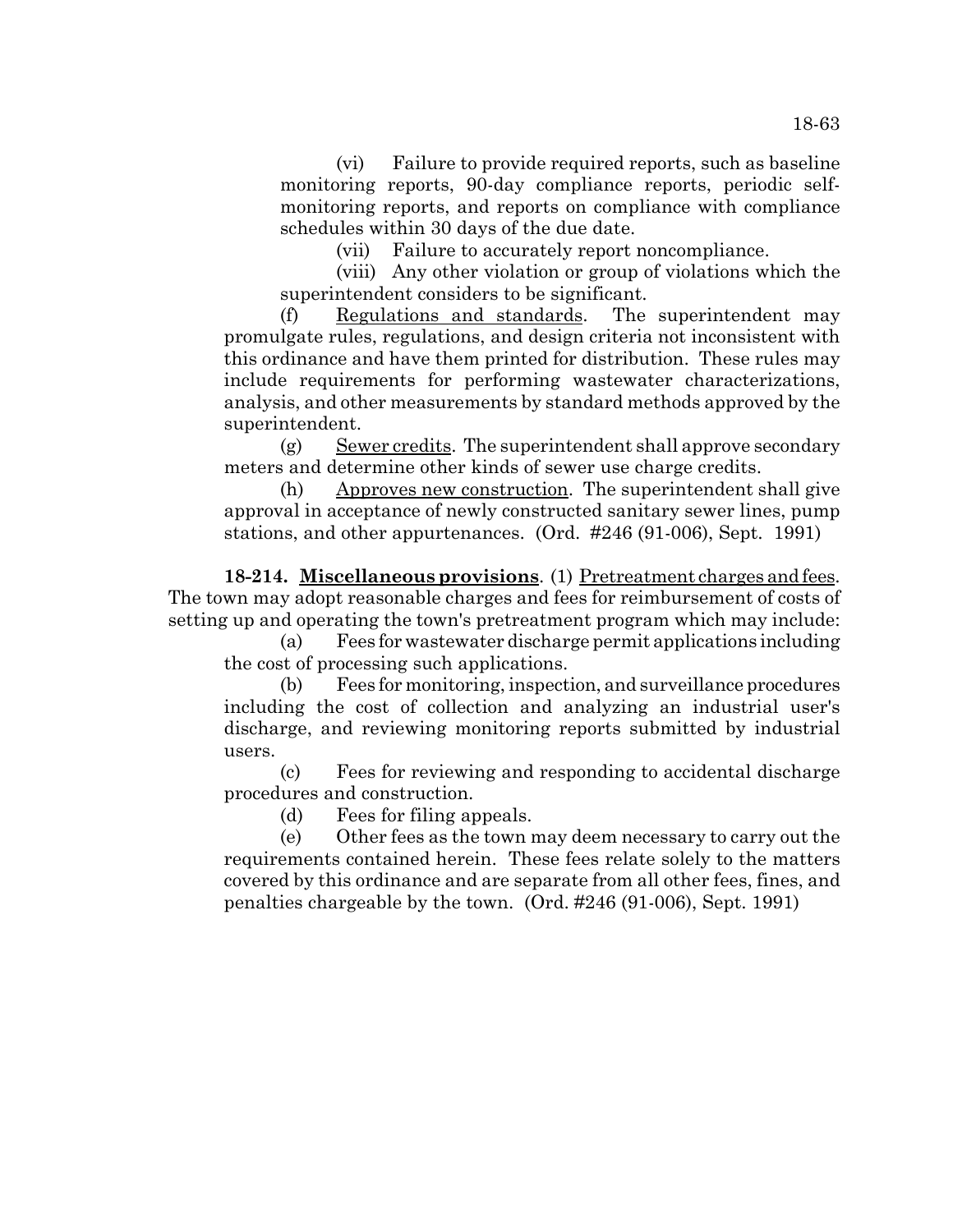(vi) Failure to provide required reports, such as baseline monitoring reports, 90-day compliance reports, periodic self-monitoring reports, and reports on compliance with compliance schedules within 30 days of the due date.

(vii) Failure to accurately report noncompliance.

(viii) Any other violation or group of violations which the superintendent considers to be significant.

(f) Regulations and standards. The superintendent may promulgate rules, regulations, and design criteria not inconsistent with this ordinance and have them printed for distribution. These rules may include requirements for performing wastewater characterizations, analysis, and other measurements by standard methods approved by the superintendent.

(g) Sewer credits. The superintendent shall approve secondary meters and determine other kinds of sewer use charge credits.

(h) Approves new construction. The superintendent shall give approval in acceptance of newly constructed sanitary sewer lines, pump stations, and other appurtenances. (Ord. #246 (91-006), Sept. 1991)

**18-214. Miscellaneous provisions**. (1) Pretreatment charges and fees. The town may adopt reasonable charges and fees for reimbursement of costs of setting up and operating the town's pretreatment program which may include:

(a) Fees for wastewater discharge permit applications including the cost of processing such applications.

(b) Fees for monitoring, inspection, and surveillance procedures including the cost of collection and analyzing an industrial user's discharge, and reviewing monitoring reports submitted by industrial users.

(c) Fees for reviewing and responding to accidental discharge procedures and construction.

(d) Fees for filing appeals.

(e) Other fees as the town may deem necessary to carry out the requirements contained herein. These fees relate solely to the matters covered by this ordinance and are separate from all other fees, fines, and penalties chargeable by the town. (Ord. #246 (91-006), Sept. 1991)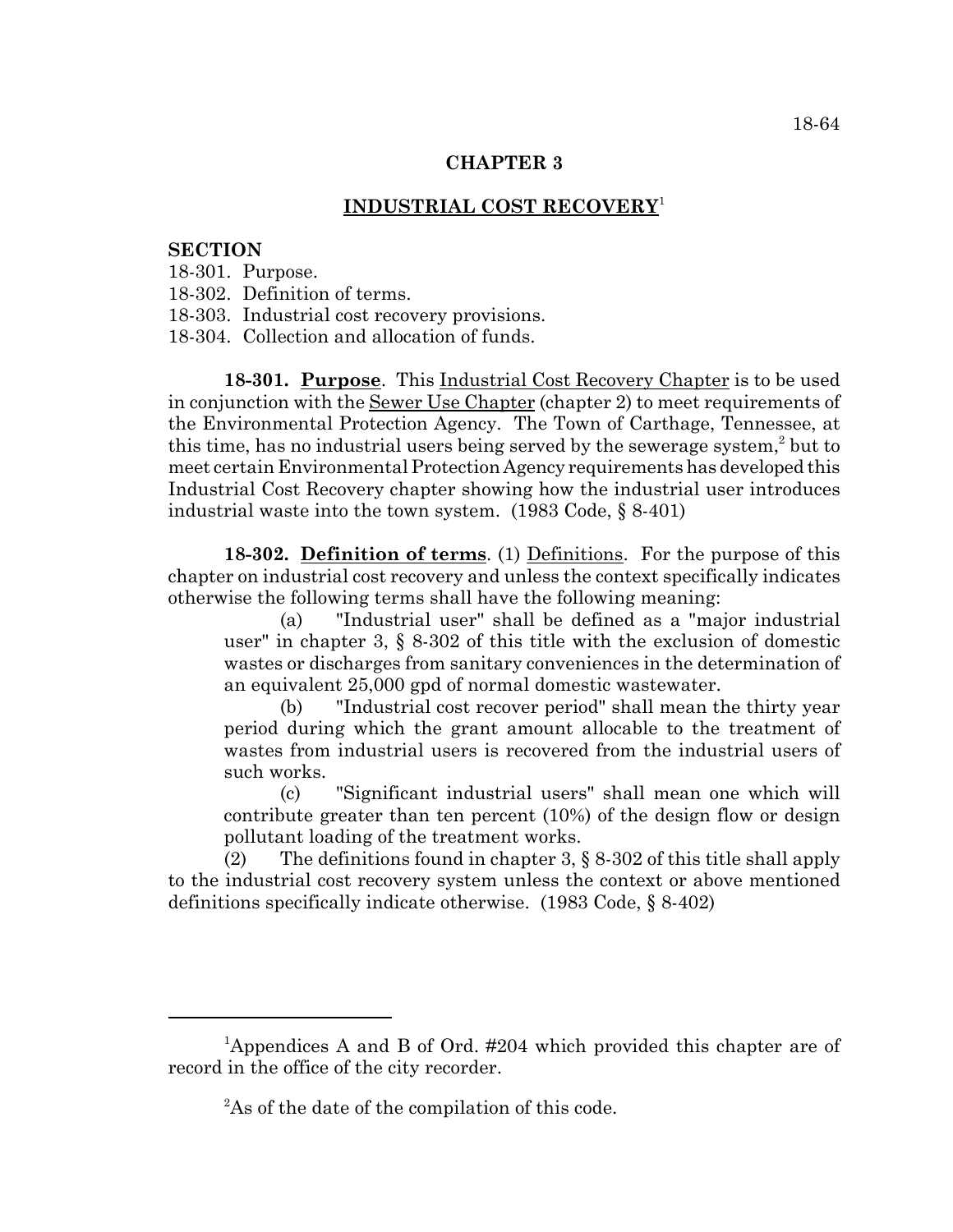## CHAPTER 3

## INDUSTRIAL COST RECOVERY[1]

**SECTION**

18-301. Purpose.
18-302. Definition of terms.
18-303. Industrial cost recovery provisions.
18-304. Collection and allocation of funds.

**18-301. Purpose**. This Industrial Cost Recovery Chapter is to be used in conjunction with the Sewer Use Chapter (chapter 2) to meet requirements of the Environmental Protection Agency. The Town of Carthage, Tennessee, at this time, has no industrial users being served by the sewerage system,[2] but to meet certain Environmental Protection Agency requirements has developed this Industrial Cost Recovery chapter showing how the industrial user introduces industrial waste into the town system. (1983 Code, § 8-401)

**18-302. Definition of terms**. (1) Definitions. For the purpose of this chapter on industrial cost recovery and unless the context specifically indicates otherwise the following terms shall have the following meaning:

(a) "Industrial user" shall be defined as a "major industrial user" in chapter 3, § 8-302 of this title with the exclusion of domestic wastes or discharges from sanitary conveniences in the determination of an equivalent 25,000 gpd of normal domestic wastewater.

(b) "Industrial cost recover period" shall mean the thirty year period during which the grant amount allocable to the treatment of wastes from industrial users is recovered from the industrial users of such works.

(c) "Significant industrial users" shall mean one which will contribute greater than ten percent (10%) of the design flow or design pollutant loading of the treatment works.

(2) The definitions found in chapter 3, § 8-302 of this title shall apply to the industrial cost recovery system unless the context or above mentioned definitions specifically indicate otherwise. (1983 Code, § 8-402)

---

[1] Appendices A and B of Ord. #204 which provided this chapter are of record in the office of the city recorder.

[2] As of the date of the compilation of this code.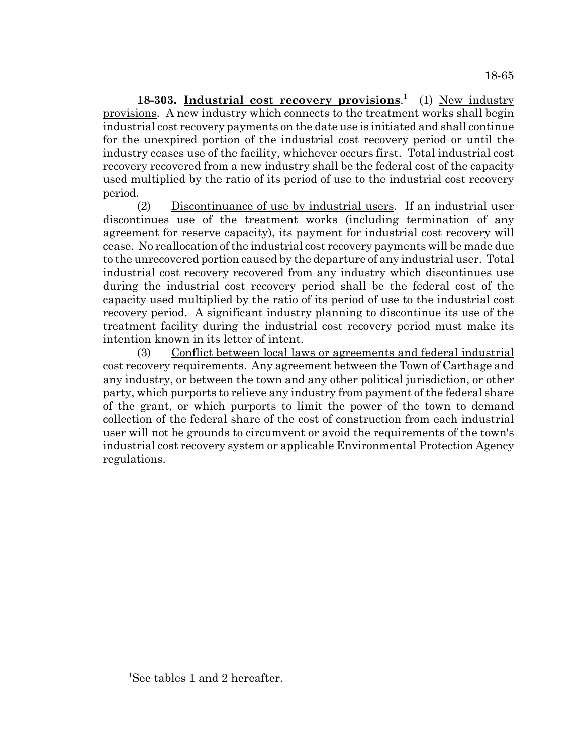**18-303. Industrial cost recovery provisions**.[1] (1) New industry provisions. A new industry which connects to the treatment works shall begin industrial cost recovery payments on the date use is initiated and shall continue for the unexpired portion of the industrial cost recovery period or until the industry ceases use of the facility, whichever occurs first. Total industrial cost recovery recovered from a new industry shall be the federal cost of the capacity used multiplied by the ratio of its period of use to the industrial cost recovery period.

(2) Discontinuance of use by industrial users. If an industrial user discontinues use of the treatment works (including termination of any agreement for reserve capacity), its payment for industrial cost recovery will cease. No reallocation of the industrial cost recovery payments will be made due to the unrecovered portion caused by the departure of any industrial user. Total industrial cost recovery recovered from any industry which discontinues use during the industrial cost recovery period shall be the federal cost of the capacity used multiplied by the ratio of its period of use to the industrial cost recovery period. A significant industry planning to discontinue its use of the treatment facility during the industrial cost recovery period must make its intention known in its letter of intent.

(3) Conflict between local laws or agreements and federal industrial cost recovery requirements. Any agreement between the Town of Carthage and any industry, or between the town and any other political jurisdiction, or other party, which purports to relieve any industry from payment of the federal share of the grant, or which purports to limit the power of the town to demand collection of the federal share of the cost of construction from each industrial user will not be grounds to circumvent or avoid the requirements of the town's industrial cost recovery system or applicable Environmental Protection Agency regulations.

---

[1] See tables 1 and 2 hereafter.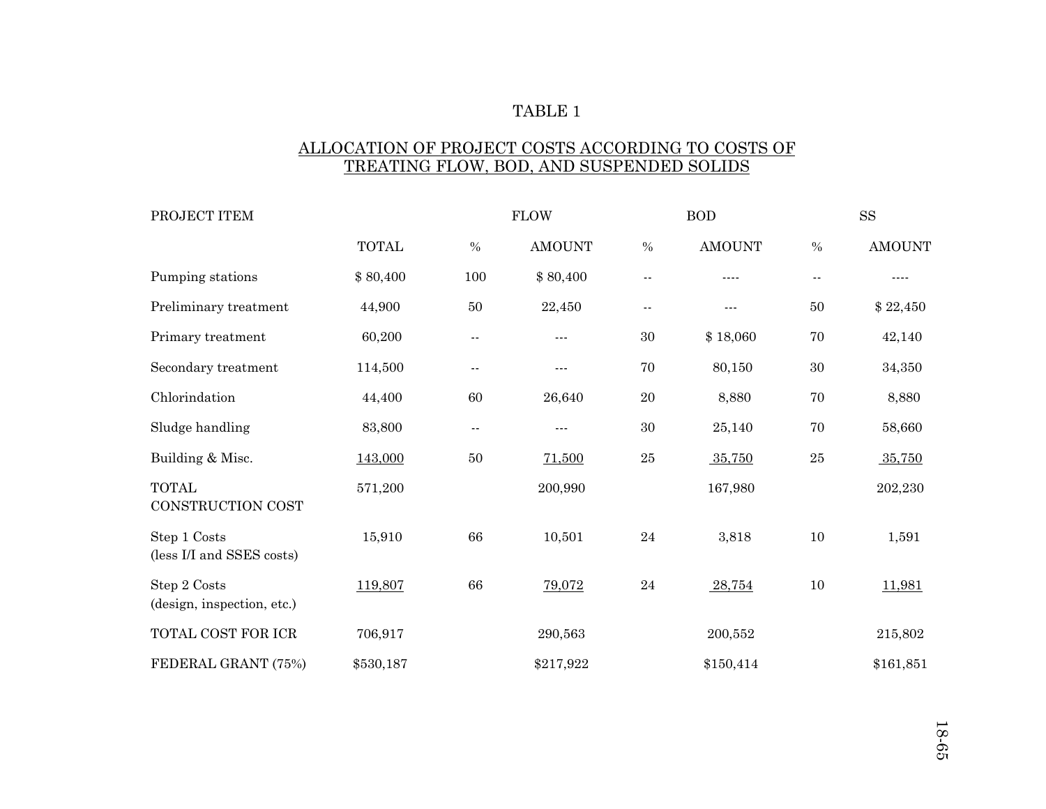TABLE 1

ALLOCATION OF PROJECT COSTS ACCORDING TO COSTS OF TREATING FLOW, BOD, AND SUSPENDED SOLIDS

| PROJECT ITEM | | FLOW | | BOD | | SS | |
|---|---|---|---|---|---|---|---|
| | TOTAL | % | AMOUNT | % | AMOUNT | % | AMOUNT |
| Pumping stations | $ 80,400 | 100 | $ 80,400 | -- | ---- | -- | ---- |
| Preliminary treatment | 44,900 | 50 | 22,450 | -- | --- | 50 | $ 22,450 |
| Primary treatment | 60,200 | -- | --- | 30 | $ 18,060 | 70 | 42,140 |
| Secondary treatment | 114,500 | -- | --- | 70 | 80,150 | 30 | 34,350 |
| Chlorindation | 44,400 | 60 | 26,640 | 20 | 8,880 | 70 | 8,880 |
| Sludge handling | 83,800 | -- | --- | 30 | 25,140 | 70 | 58,660 |
| Building & Misc. | 143,000 | 50 | 71,500 | 25 | 35,750 | 25 | 35,750 |
| TOTAL CONSTRUCTION COST | 571,200 | | 200,990 | | 167,980 | | 202,230 |
| Step 1 Costs (less I/I and SSES costs) | 15,910 | 66 | 10,501 | 24 | 3,818 | 10 | 1,591 |
| Step 2 Costs (design, inspection, etc.) | 119,807 | 66 | 79,072 | 24 | 28,754 | 10 | 11,981 |
| TOTAL COST FOR ICR | 706,917 | | 290,563 | | 200,552 | | 215,802 |
| FEDERAL GRANT (75%) | $530,187 | | $217,922 | | $150,414 | | $161,851 |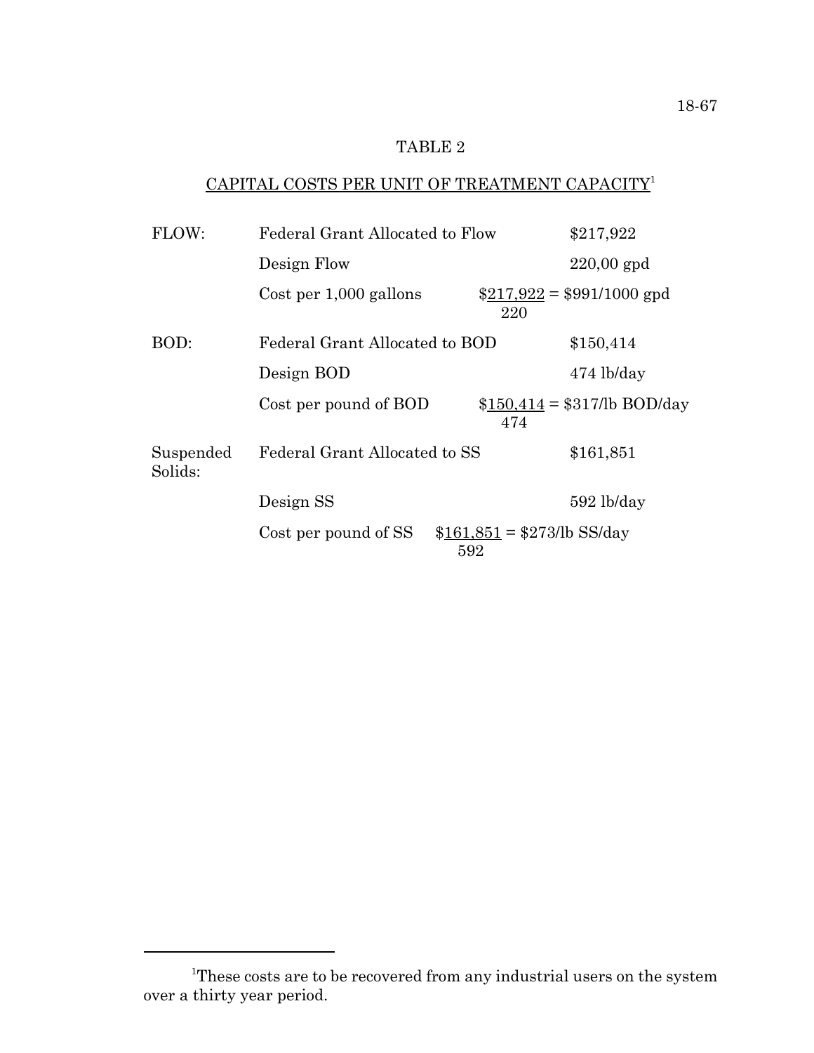# TABLE 2

## CAPITAL COSTS PER UNIT OF TREATMENT CAPACITY[1]

| | | |
|---|---|---|
| FLOW: | Federal Grant Allocated to Flow | \$217,922 |
| | Design Flow | 220,00 gpd |
| | Cost per 1,000 gallons | $\frac{\$217,922}{220}$ = \$991/1000 gpd |
| BOD: | Federal Grant Allocated to BOD | \$150,414 |
| | Design BOD | 474 lb/day |
| | Cost per pound of BOD | $\frac{\$150,414}{474}$ = \$317/lb BOD/day |
| Suspended Solids: | Federal Grant Allocated to SS | \$161,851 |
| | Design SS | 592 lb/day |
| | Cost per pound of SS | $\frac{\$161,851}{592}$ = \$273/lb SS/day |

[1]These costs are to be recovered from any industrial users on the system over a thirty year period.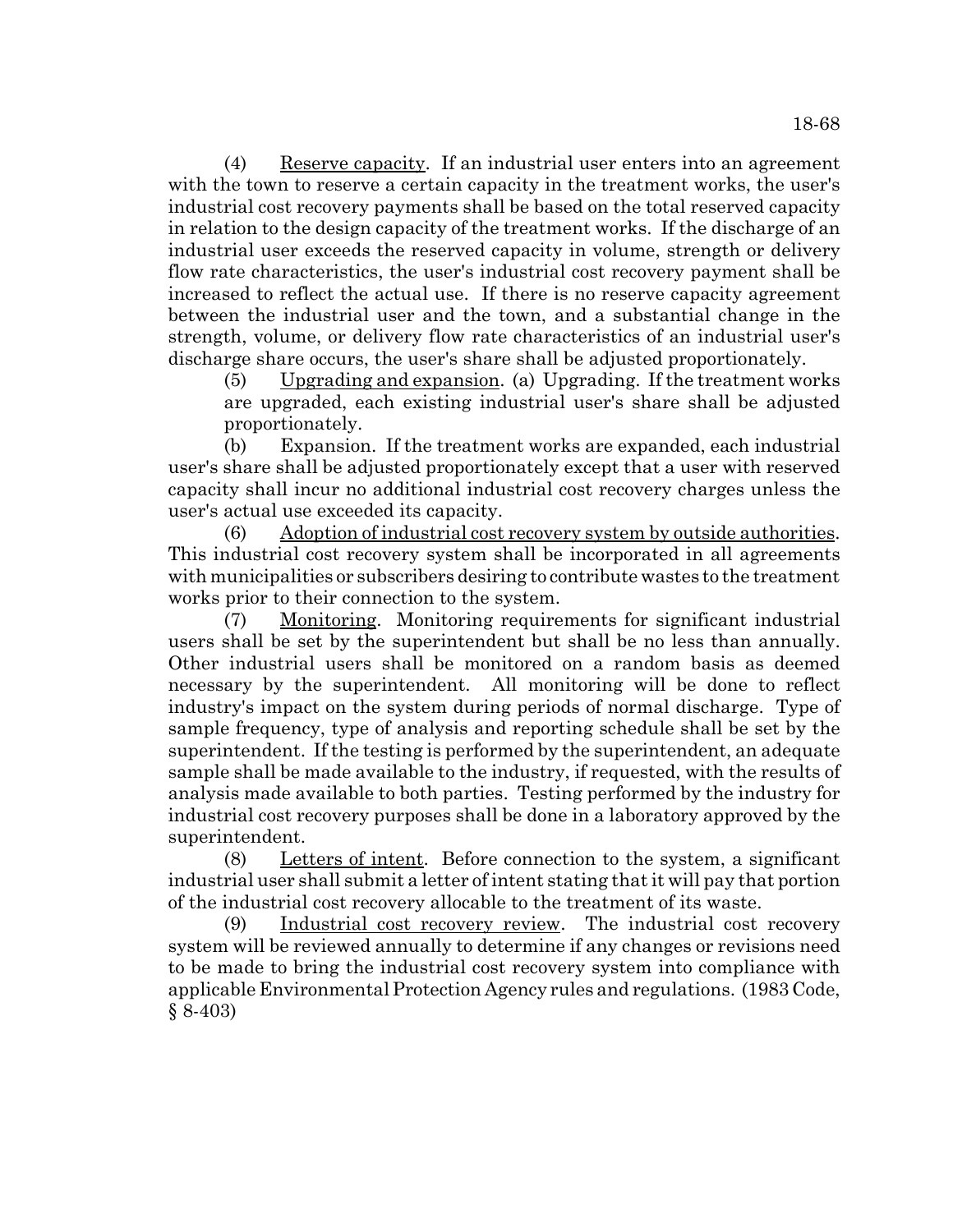(4) Reserve capacity. If an industrial user enters into an agreement with the town to reserve a certain capacity in the treatment works, the user's industrial cost recovery payments shall be based on the total reserved capacity in relation to the design capacity of the treatment works. If the discharge of an industrial user exceeds the reserved capacity in volume, strength or delivery flow rate characteristics, the user's industrial cost recovery payment shall be increased to reflect the actual use. If there is no reserve capacity agreement between the industrial user and the town, and a substantial change in the strength, volume, or delivery flow rate characteristics of an industrial user's discharge share occurs, the user's share shall be adjusted proportionately.

(5) Upgrading and expansion. (a) Upgrading. If the treatment works are upgraded, each existing industrial user's share shall be adjusted proportionately.

(b) Expansion. If the treatment works are expanded, each industrial user's share shall be adjusted proportionately except that a user with reserved capacity shall incur no additional industrial cost recovery charges unless the user's actual use exceeded its capacity.

(6) Adoption of industrial cost recovery system by outside authorities. This industrial cost recovery system shall be incorporated in all agreements with municipalities or subscribers desiring to contribute wastes to the treatment works prior to their connection to the system.

(7) Monitoring. Monitoring requirements for significant industrial users shall be set by the superintendent but shall be no less than annually. Other industrial users shall be monitored on a random basis as deemed necessary by the superintendent. All monitoring will be done to reflect industry's impact on the system during periods of normal discharge. Type of sample frequency, type of analysis and reporting schedule shall be set by the superintendent. If the testing is performed by the superintendent, an adequate sample shall be made available to the industry, if requested, with the results of analysis made available to both parties. Testing performed by the industry for industrial cost recovery purposes shall be done in a laboratory approved by the superintendent.

(8) Letters of intent. Before connection to the system, a significant industrial user shall submit a letter of intent stating that it will pay that portion of the industrial cost recovery allocable to the treatment of its waste.

(9) Industrial cost recovery review. The industrial cost recovery system will be reviewed annually to determine if any changes or revisions need to be made to bring the industrial cost recovery system into compliance with applicable Environmental Protection Agency rules and regulations. (1983 Code, § 8-403)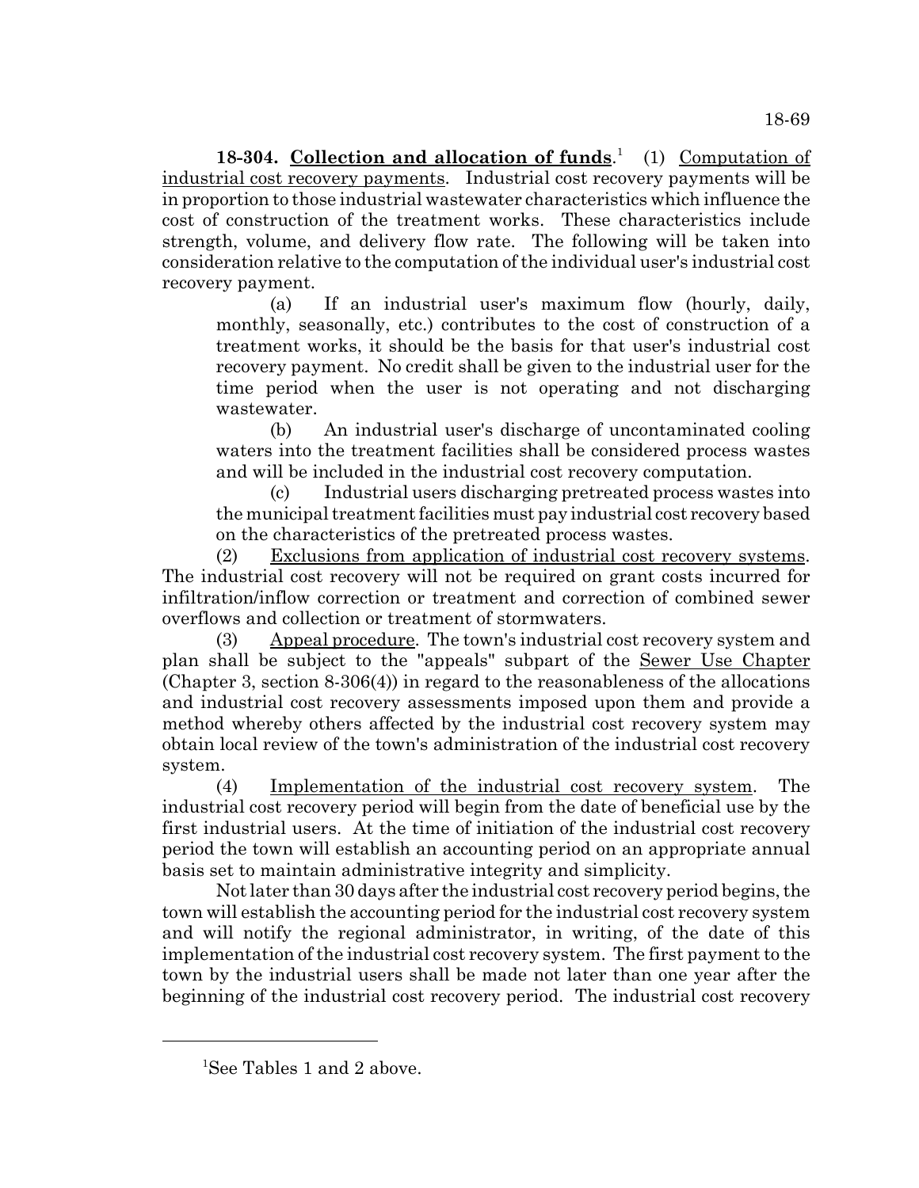**18-304. Collection and allocation of funds**.[1] (1) Computation of industrial cost recovery payments. Industrial cost recovery payments will be in proportion to those industrial wastewater characteristics which influence the cost of construction of the treatment works. These characteristics include strength, volume, and delivery flow rate. The following will be taken into consideration relative to the computation of the individual user's industrial cost recovery payment.

(a) If an industrial user's maximum flow (hourly, daily, monthly, seasonally, etc.) contributes to the cost of construction of a treatment works, it should be the basis for that user's industrial cost recovery payment. No credit shall be given to the industrial user for the time period when the user is not operating and not discharging wastewater.

(b) An industrial user's discharge of uncontaminated cooling waters into the treatment facilities shall be considered process wastes and will be included in the industrial cost recovery computation.

(c) Industrial users discharging pretreated process wastes into the municipal treatment facilities must pay industrial cost recovery based on the characteristics of the pretreated process wastes.

(2) Exclusions from application of industrial cost recovery systems. The industrial cost recovery will not be required on grant costs incurred for infiltration/inflow correction or treatment and correction of combined sewer overflows and collection or treatment of stormwaters.

(3) Appeal procedure. The town's industrial cost recovery system and plan shall be subject to the "appeals" subpart of the Sewer Use Chapter (Chapter 3, section 8-306(4)) in regard to the reasonableness of the allocations and industrial cost recovery assessments imposed upon them and provide a method whereby others affected by the industrial cost recovery system may obtain local review of the town's administration of the industrial cost recovery system.

(4) Implementation of the industrial cost recovery system. The industrial cost recovery period will begin from the date of beneficial use by the first industrial users. At the time of initiation of the industrial cost recovery period the town will establish an accounting period on an appropriate annual basis set to maintain administrative integrity and simplicity.

Not later than 30 days after the industrial cost recovery period begins, the town will establish the accounting period for the industrial cost recovery system and will notify the regional administrator, in writing, of the date of this implementation of the industrial cost recovery system. The first payment to the town by the industrial users shall be made not later than one year after the beginning of the industrial cost recovery period. The industrial cost recovery

[1]See Tables 1 and 2 above.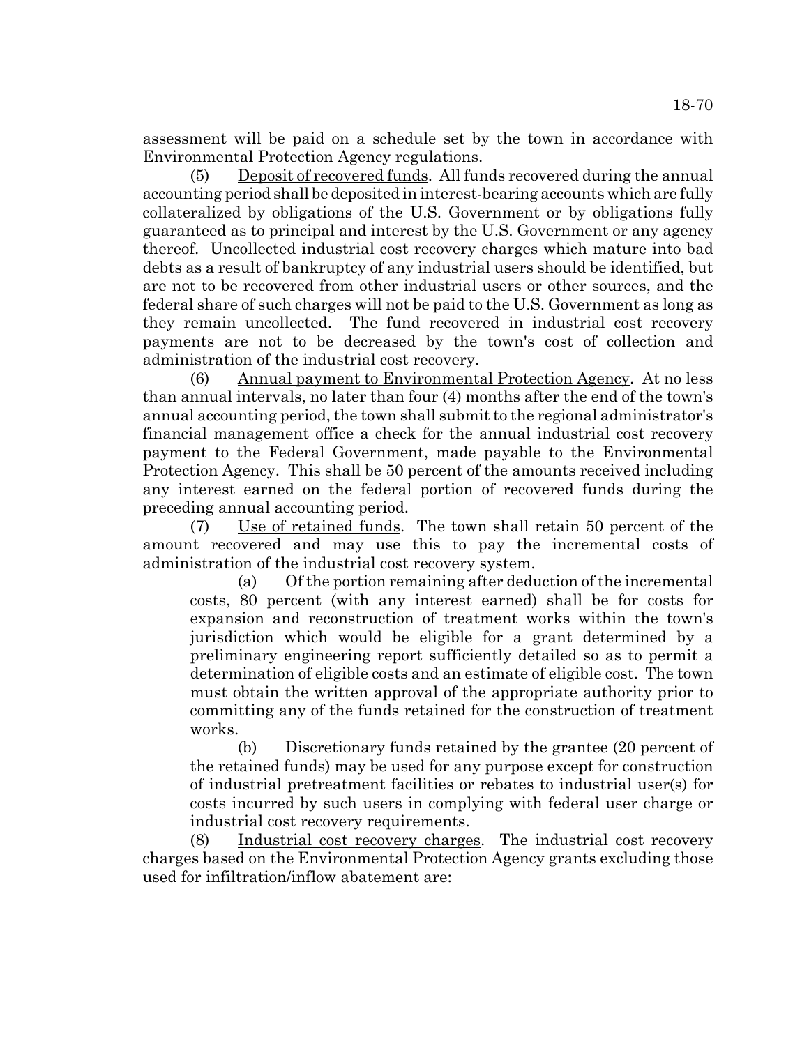assessment will be paid on a schedule set by the town in accordance with Environmental Protection Agency regulations.

(5) Deposit of recovered funds. All funds recovered during the annual accounting period shall be deposited in interest-bearing accounts which are fully collateralized by obligations of the U.S. Government or by obligations fully guaranteed as to principal and interest by the U.S. Government or any agency thereof. Uncollected industrial cost recovery charges which mature into bad debts as a result of bankruptcy of any industrial users should be identified, but are not to be recovered from other industrial users or other sources, and the federal share of such charges will not be paid to the U.S. Government as long as they remain uncollected. The fund recovered in industrial cost recovery payments are not to be decreased by the town's cost of collection and administration of the industrial cost recovery.

(6) Annual payment to Environmental Protection Agency. At no less than annual intervals, no later than four (4) months after the end of the town's annual accounting period, the town shall submit to the regional administrator's financial management office a check for the annual industrial cost recovery payment to the Federal Government, made payable to the Environmental Protection Agency. This shall be 50 percent of the amounts received including any interest earned on the federal portion of recovered funds during the preceding annual accounting period.

(7) Use of retained funds. The town shall retain 50 percent of the amount recovered and may use this to pay the incremental costs of administration of the industrial cost recovery system.

(a) Of the portion remaining after deduction of the incremental costs, 80 percent (with any interest earned) shall be for costs for expansion and reconstruction of treatment works within the town's jurisdiction which would be eligible for a grant determined by a preliminary engineering report sufficiently detailed so as to permit a determination of eligible costs and an estimate of eligible cost. The town must obtain the written approval of the appropriate authority prior to committing any of the funds retained for the construction of treatment works.

(b) Discretionary funds retained by the grantee (20 percent of the retained funds) may be used for any purpose except for construction of industrial pretreatment facilities or rebates to industrial user(s) for costs incurred by such users in complying with federal user charge or industrial cost recovery requirements.

(8) Industrial cost recovery charges. The industrial cost recovery charges based on the Environmental Protection Agency grants excluding those used for infiltration/inflow abatement are: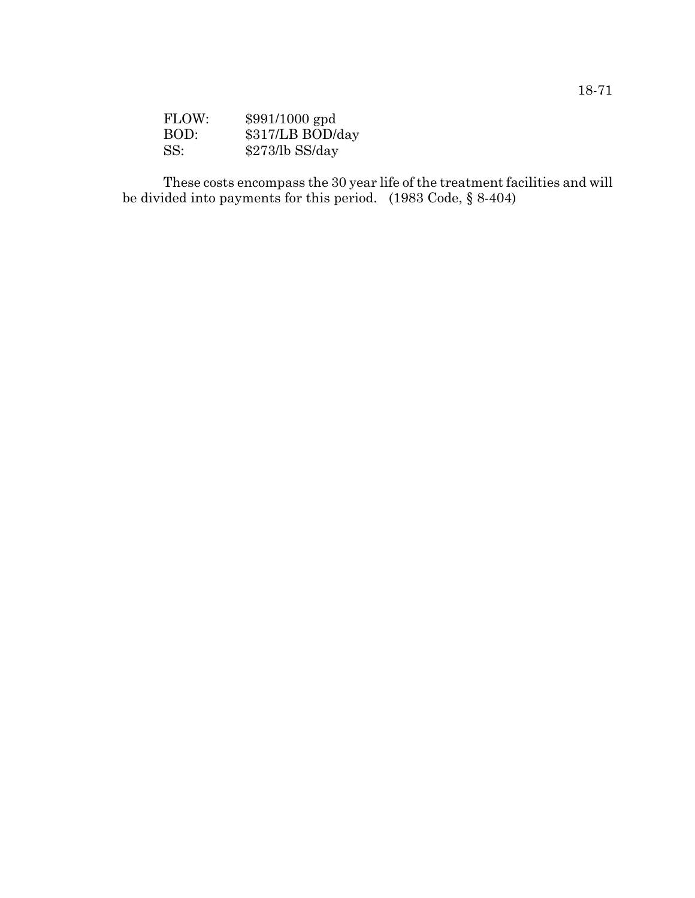| | |
|---|---|
| FLOW: | $991/1000 gpd |
| BOD: | $317/LB BOD/day |
| SS: | $273/lb SS/day |

These costs encompass the 30 year life of the treatment facilities and will be divided into payments for this period. (1983 Code, § 8-404)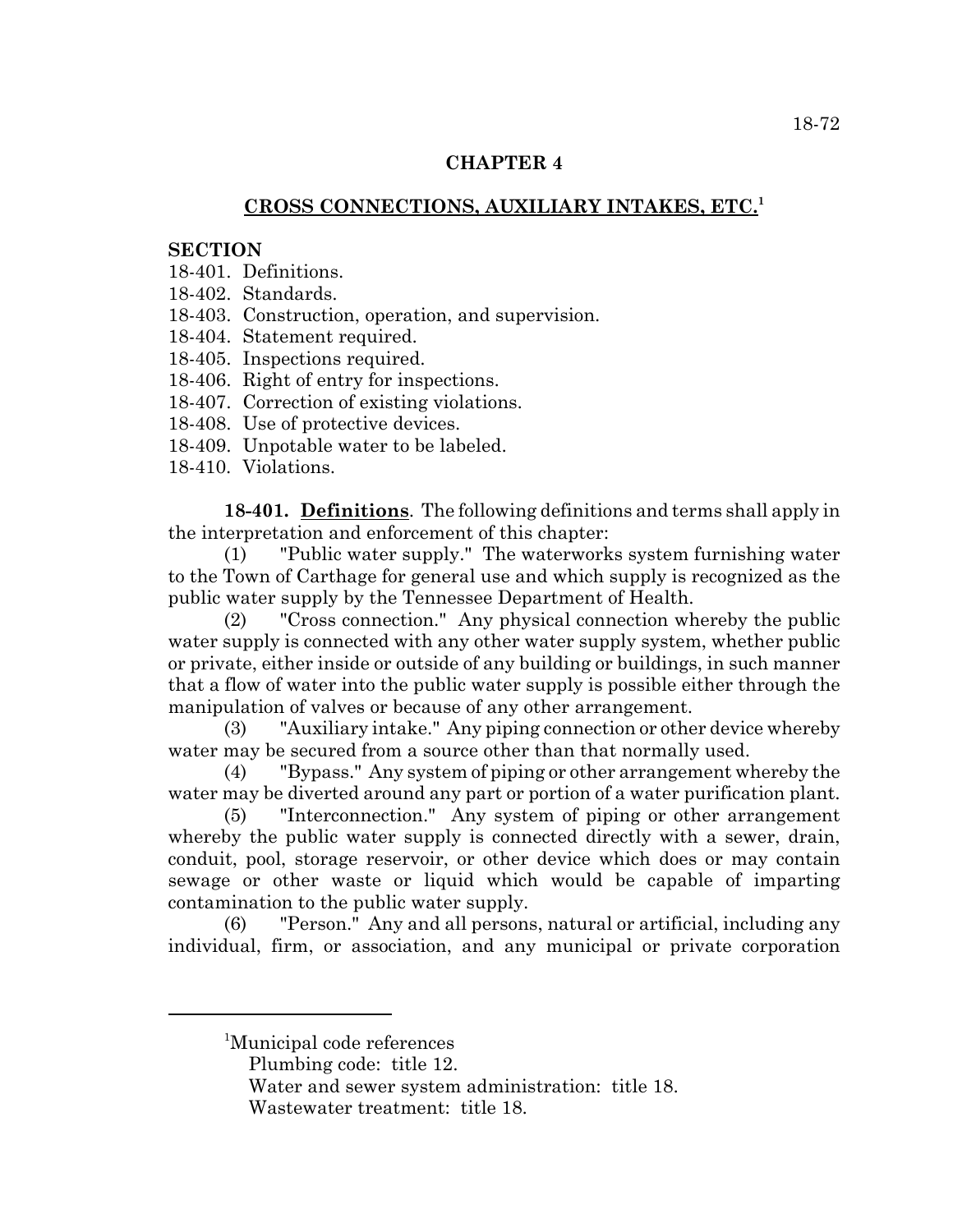## CHAPTER 4

## CROSS CONNECTIONS, AUXILIARY INTAKES, ETC.[1]

**SECTION**

18-401. Definitions.
18-402. Standards.
18-403. Construction, operation, and supervision.
18-404. Statement required.
18-405. Inspections required.
18-406. Right of entry for inspections.
18-407. Correction of existing violations.
18-408. Use of protective devices.
18-409. Unpotable water to be labeled.
18-410. Violations.

**18-401. Definitions**. The following definitions and terms shall apply in the interpretation and enforcement of this chapter:

(1) "Public water supply." The waterworks system furnishing water to the Town of Carthage for general use and which supply is recognized as the public water supply by the Tennessee Department of Health.

(2) "Cross connection." Any physical connection whereby the public water supply is connected with any other water supply system, whether public or private, either inside or outside of any building or buildings, in such manner that a flow of water into the public water supply is possible either through the manipulation of valves or because of any other arrangement.

(3) "Auxiliary intake." Any piping connection or other device whereby water may be secured from a source other than that normally used.

(4) "Bypass." Any system of piping or other arrangement whereby the water may be diverted around any part or portion of a water purification plant.

(5) "Interconnection." Any system of piping or other arrangement whereby the public water supply is connected directly with a sewer, drain, conduit, pool, storage reservoir, or other device which does or may contain sewage or other waste or liquid which would be capable of imparting contamination to the public water supply.

(6) "Person." Any and all persons, natural or artificial, including any individual, firm, or association, and any municipal or private corporation

---

[1]Municipal code references
Plumbing code: title 12.
Water and sewer system administration: title 18.
Wastewater treatment: title 18.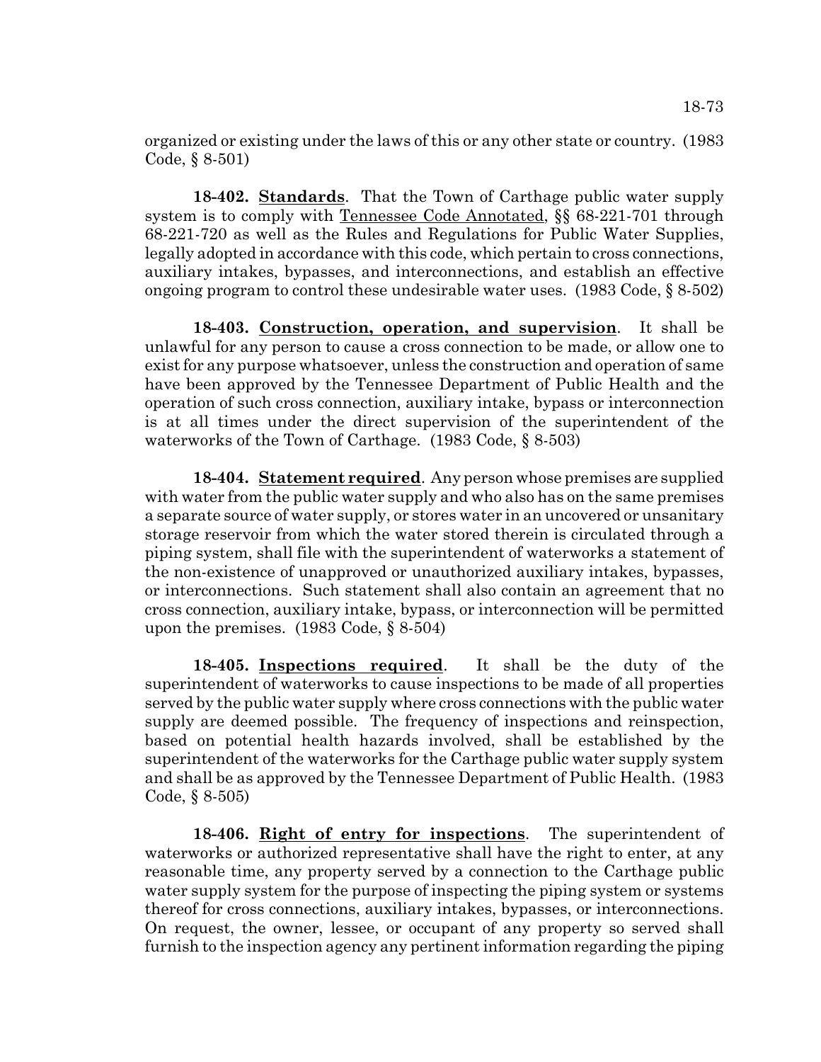organized or existing under the laws of this or any other state or country. (1983 Code, § 8-501)

**18-402. <u>Standards</u>**. That the Town of Carthage public water supply system is to comply with <u>Tennessee Code Annotated</u>, §§ 68-221-701 through 68-221-720 as well as the Rules and Regulations for Public Water Supplies, legally adopted in accordance with this code, which pertain to cross connections, auxiliary intakes, bypasses, and interconnections, and establish an effective ongoing program to control these undesirable water uses. (1983 Code, § 8-502)

**18-403. <u>Construction, operation, and supervision</u>**. It shall be unlawful for any person to cause a cross connection to be made, or allow one to exist for any purpose whatsoever, unless the construction and operation of same have been approved by the Tennessee Department of Public Health and the operation of such cross connection, auxiliary intake, bypass or interconnection is at all times under the direct supervision of the superintendent of the waterworks of the Town of Carthage. (1983 Code, § 8-503)

**18-404. <u>Statement required</u>**. Any person whose premises are supplied with water from the public water supply and who also has on the same premises a separate source of water supply, or stores water in an uncovered or unsanitary storage reservoir from which the water stored therein is circulated through a piping system, shall file with the superintendent of waterworks a statement of the non-existence of unapproved or unauthorized auxiliary intakes, bypasses, or interconnections. Such statement shall also contain an agreement that no cross connection, auxiliary intake, bypass, or interconnection will be permitted upon the premises. (1983 Code, § 8-504)

**18-405. <u>Inspections required</u>**. It shall be the duty of the superintendent of waterworks to cause inspections to be made of all properties served by the public water supply where cross connections with the public water supply are deemed possible. The frequency of inspections and reinspection, based on potential health hazards involved, shall be established by the superintendent of the waterworks for the Carthage public water supply system and shall be as approved by the Tennessee Department of Public Health. (1983 Code, § 8-505)

**18-406. <u>Right of entry for inspections</u>**. The superintendent of waterworks or authorized representative shall have the right to enter, at any reasonable time, any property served by a connection to the Carthage public water supply system for the purpose of inspecting the piping system or systems thereof for cross connections, auxiliary intakes, bypasses, or interconnections. On request, the owner, lessee, or occupant of any property so served shall furnish to the inspection agency any pertinent information regarding the piping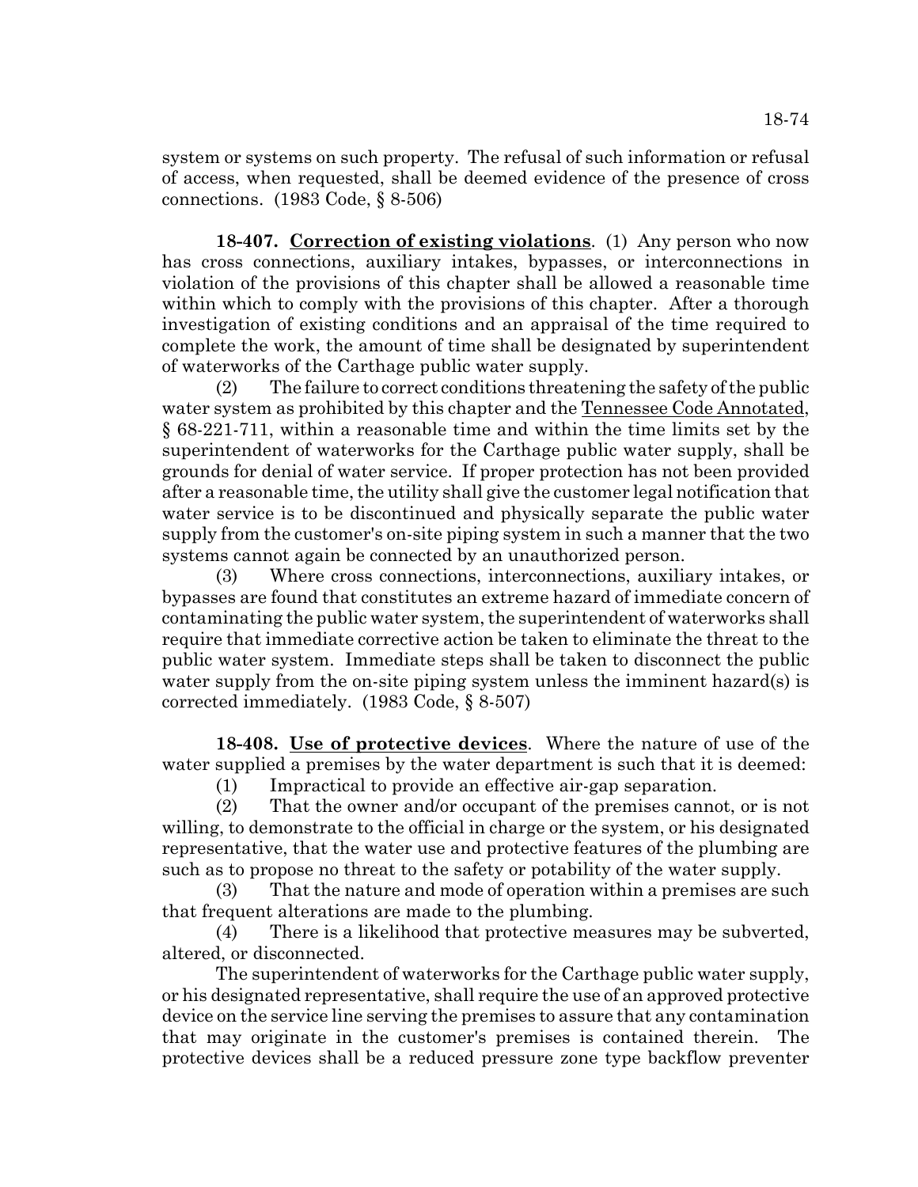system or systems on such property. The refusal of such information or refusal of access, when requested, shall be deemed evidence of the presence of cross connections. (1983 Code, § 8-506)

**18-407. Correction of existing violations**. (1) Any person who now has cross connections, auxiliary intakes, bypasses, or interconnections in violation of the provisions of this chapter shall be allowed a reasonable time within which to comply with the provisions of this chapter. After a thorough investigation of existing conditions and an appraisal of the time required to complete the work, the amount of time shall be designated by superintendent of waterworks of the Carthage public water supply.

(2) The failure to correct conditions threatening the safety of the public water system as prohibited by this chapter and the Tennessee Code Annotated, § 68-221-711, within a reasonable time and within the time limits set by the superintendent of waterworks for the Carthage public water supply, shall be grounds for denial of water service. If proper protection has not been provided after a reasonable time, the utility shall give the customer legal notification that water service is to be discontinued and physically separate the public water supply from the customer's on-site piping system in such a manner that the two systems cannot again be connected by an unauthorized person.

(3) Where cross connections, interconnections, auxiliary intakes, or bypasses are found that constitutes an extreme hazard of immediate concern of contaminating the public water system, the superintendent of waterworks shall require that immediate corrective action be taken to eliminate the threat to the public water system. Immediate steps shall be taken to disconnect the public water supply from the on-site piping system unless the imminent hazard(s) is corrected immediately. (1983 Code, § 8-507)

**18-408. Use of protective devices**. Where the nature of use of the water supplied a premises by the water department is such that it is deemed:

(1) Impractical to provide an effective air-gap separation.

(2) That the owner and/or occupant of the premises cannot, or is not willing, to demonstrate to the official in charge or the system, or his designated representative, that the water use and protective features of the plumbing are such as to propose no threat to the safety or potability of the water supply.

(3) That the nature and mode of operation within a premises are such that frequent alterations are made to the plumbing.

(4) There is a likelihood that protective measures may be subverted, altered, or disconnected.

The superintendent of waterworks for the Carthage public water supply, or his designated representative, shall require the use of an approved protective device on the service line serving the premises to assure that any contamination that may originate in the customer's premises is contained therein. The protective devices shall be a reduced pressure zone type backflow preventer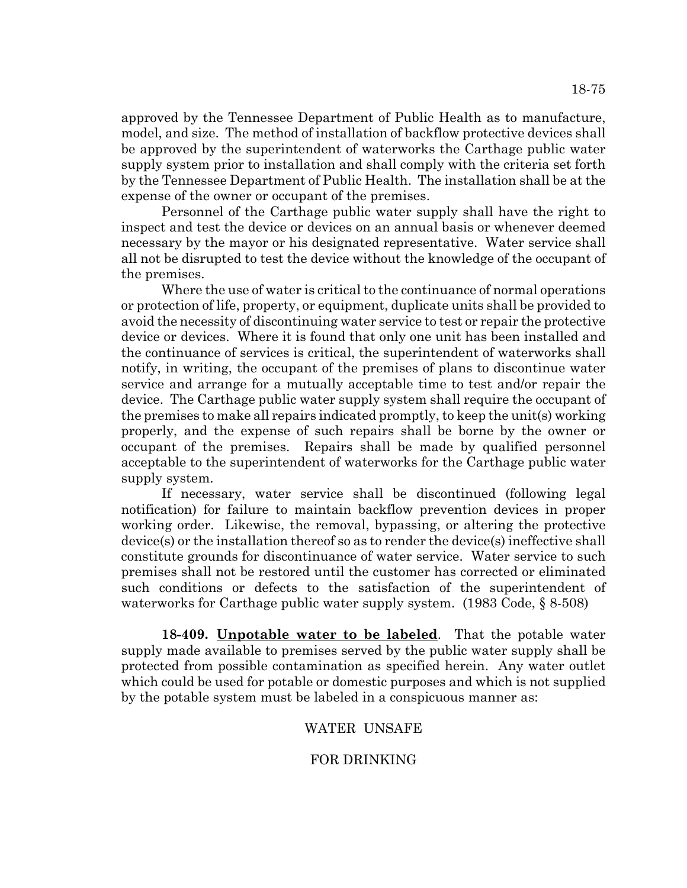approved by the Tennessee Department of Public Health as to manufacture, model, and size. The method of installation of backflow protective devices shall be approved by the superintendent of waterworks the Carthage public water supply system prior to installation and shall comply with the criteria set forth by the Tennessee Department of Public Health. The installation shall be at the expense of the owner or occupant of the premises.

Personnel of the Carthage public water supply shall have the right to inspect and test the device or devices on an annual basis or whenever deemed necessary by the mayor or his designated representative. Water service shall all not be disrupted to test the device without the knowledge of the occupant of the premises.

Where the use of water is critical to the continuance of normal operations or protection of life, property, or equipment, duplicate units shall be provided to avoid the necessity of discontinuing water service to test or repair the protective device or devices. Where it is found that only one unit has been installed and the continuance of services is critical, the superintendent of waterworks shall notify, in writing, the occupant of the premises of plans to discontinue water service and arrange for a mutually acceptable time to test and/or repair the device. The Carthage public water supply system shall require the occupant of the premises to make all repairs indicated promptly, to keep the unit(s) working properly, and the expense of such repairs shall be borne by the owner or occupant of the premises. Repairs shall be made by qualified personnel acceptable to the superintendent of waterworks for the Carthage public water supply system.

If necessary, water service shall be discontinued (following legal notification) for failure to maintain backflow prevention devices in proper working order. Likewise, the removal, bypassing, or altering the protective device(s) or the installation thereof so as to render the device(s) ineffective shall constitute grounds for discontinuance of water service. Water service to such premises shall not be restored until the customer has corrected or eliminated such conditions or defects to the satisfaction of the superintendent of waterworks for Carthage public water supply system. (1983 Code, § 8-508)

**18-409. <u>Unpotable water to be labeled</u>**. That the potable water supply made available to premises served by the public water supply shall be protected from possible contamination as specified herein. Any water outlet which could be used for potable or domestic purposes and which is not supplied by the potable system must be labeled in a conspicuous manner as:

WATER UNSAFE

FOR DRINKING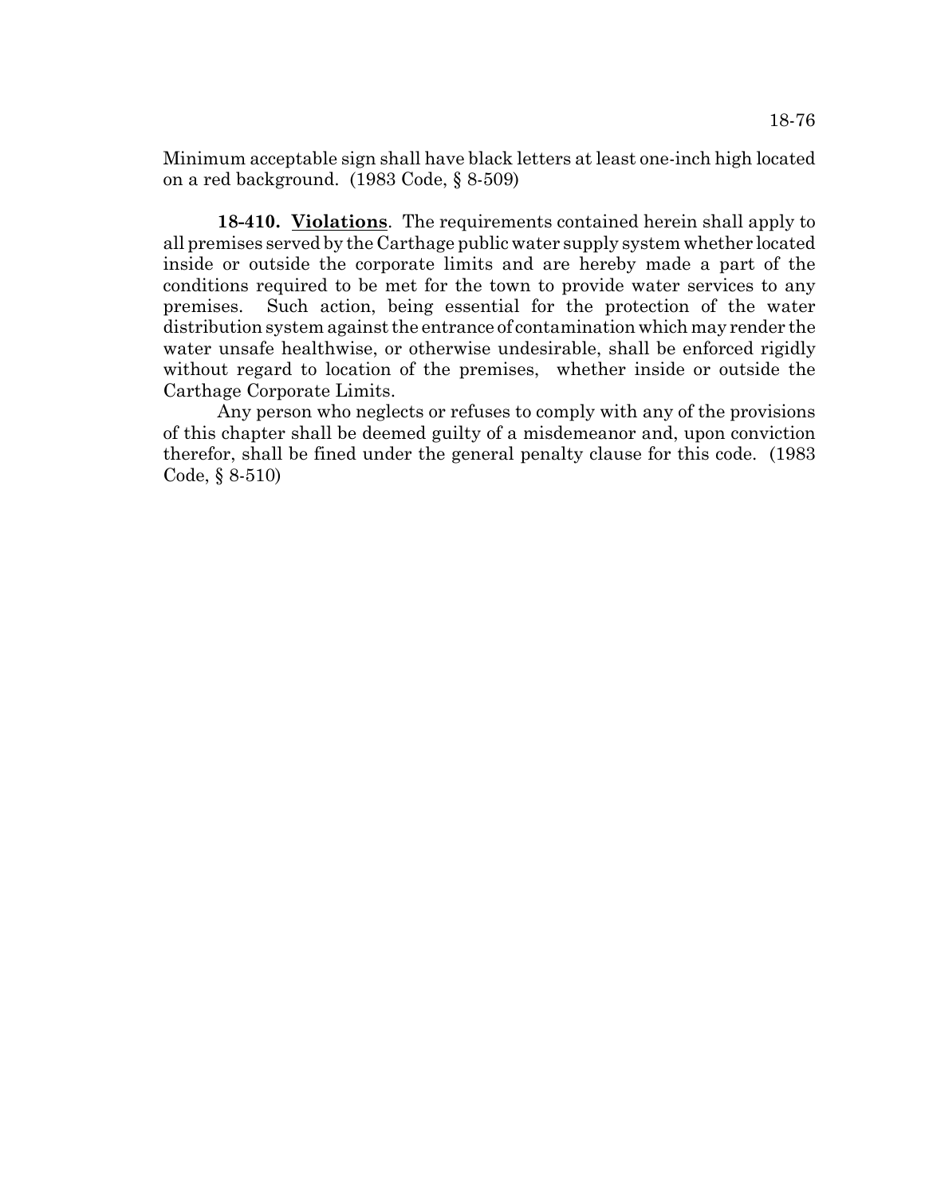Minimum acceptable sign shall have black letters at least one-inch high located on a red background. (1983 Code, § 8-509)

**18-410. Violations**. The requirements contained herein shall apply to all premises served by the Carthage public water supply system whether located inside or outside the corporate limits and are hereby made a part of the conditions required to be met for the town to provide water services to any premises. Such action, being essential for the protection of the water distribution system against the entrance of contamination which may render the water unsafe healthwise, or otherwise undesirable, shall be enforced rigidly without regard to location of the premises, whether inside or outside the Carthage Corporate Limits.

Any person who neglects or refuses to comply with any of the provisions of this chapter shall be deemed guilty of a misdemeanor and, upon conviction therefor, shall be fined under the general penalty clause for this code. (1983 Code, § 8-510)